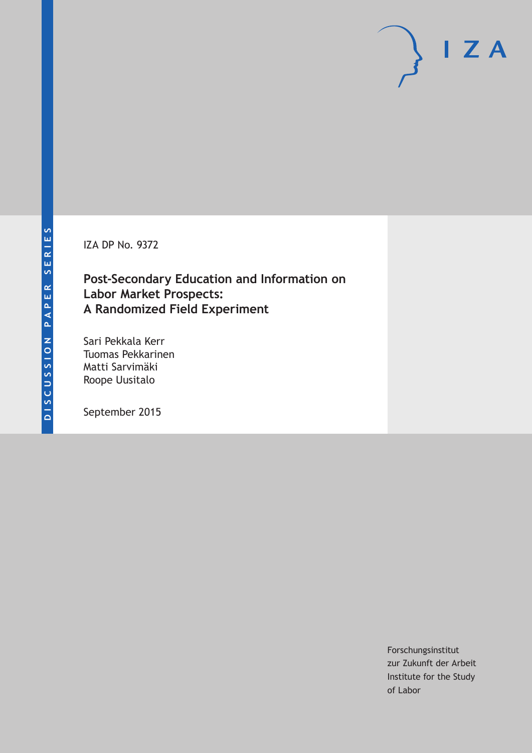DISCUSSION PAPER SERIES

IZA DP No. 9372

# Post-Secondary Education and Information on Labor Market Prospects: A Randomized Field Experiment

Sari Pekkala Kerr
Tuomas Pekkarinen
Matti Sarvimäki
Roope Uusitalo

September 2015

Forschungsinstitut
zur Zukunft der Arbeit
Institute for the Study
of Labor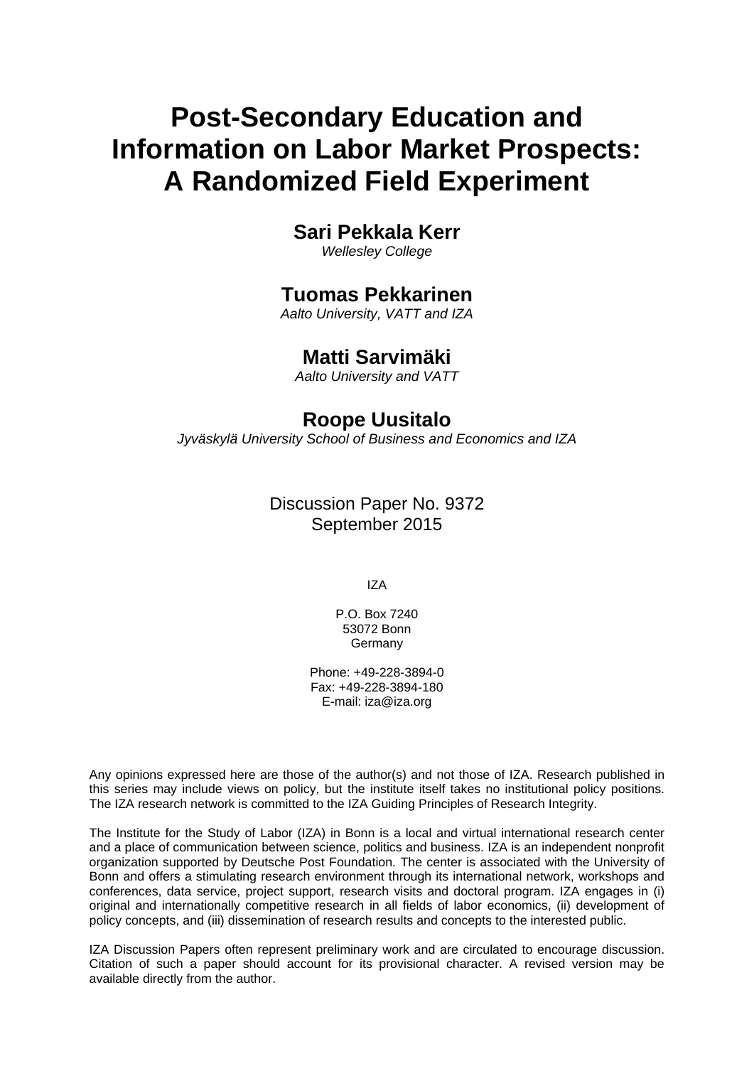# Post-Secondary Education and Information on Labor Market Prospects: A Randomized Field Experiment

**Sari Pekkala Kerr**
*Wellesley College*

**Tuomas Pekkarinen**
*Aalto University, VATT and IZA*

**Matti Sarvimäki**
*Aalto University and VATT*

**Roope Uusitalo**
*Jyväskylä University School of Business and Economics and IZA*

Discussion Paper No. 9372
September 2015

IZA

P.O. Box 7240
53072 Bonn
Germany

Phone: +49-228-3894-0
Fax: +49-228-3894-180
E-mail: iza@iza.org

Any opinions expressed here are those of the author(s) and not those of IZA. Research published in this series may include views on policy, but the institute itself takes no institutional policy positions. The IZA research network is committed to the IZA Guiding Principles of Research Integrity.

The Institute for the Study of Labor (IZA) in Bonn is a local and virtual international research center and a place of communication between science, politics and business. IZA is an independent nonprofit organization supported by Deutsche Post Foundation. The center is associated with the University of Bonn and offers a stimulating research environment through its international network, workshops and conferences, data service, project support, research visits and doctoral program. IZA engages in (i) original and internationally competitive research in all fields of labor economics, (ii) development of policy concepts, and (iii) dissemination of research results and concepts to the interested public.

IZA Discussion Papers often represent preliminary work and are circulated to encourage discussion. Citation of such a paper should account for its provisional character. A revised version may be available directly from the author.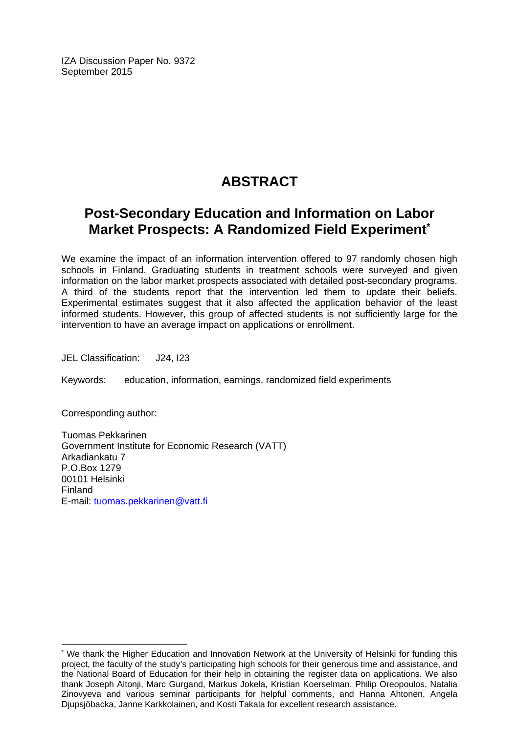IZA Discussion Paper No. 9372
September 2015

# ABSTRACT

## Post-Secondary Education and Information on Labor Market Prospects: A Randomized Field Experiment*

We examine the impact of an information intervention offered to 97 randomly chosen high schools in Finland. Graduating students in treatment schools were surveyed and given information on the labor market prospects associated with detailed post-secondary programs. A third of the students report that the intervention led them to update their beliefs. Experimental estimates suggest that it also affected the application behavior of the least informed students. However, this group of affected students is not sufficiently large for the intervention to have an average impact on applications or enrollment.

JEL Classification: J24, I23

Keywords: education, information, earnings, randomized field experiments

Corresponding author:

Tuomas Pekkarinen
Government Institute for Economic Research (VATT)
Arkadiankatu 7
P.O.Box 1279
00101 Helsinki
Finland
E-mail: tuomas.pekkarinen@vatt.fi

---

* We thank the Higher Education and Innovation Network at the University of Helsinki for funding this project, the faculty of the study's participating high schools for their generous time and assistance, and the National Board of Education for their help in obtaining the register data on applications. We also thank Joseph Altonji, Marc Gurgand, Markus Jokela, Kristian Koerselman, Philip Oreopoulos, Natalia Zinovyeva and various seminar participants for helpful comments, and Hanna Ahtonen, Angela Djupsjöbacka, Janne Karkkolainen, and Kosti Takala for excellent research assistance.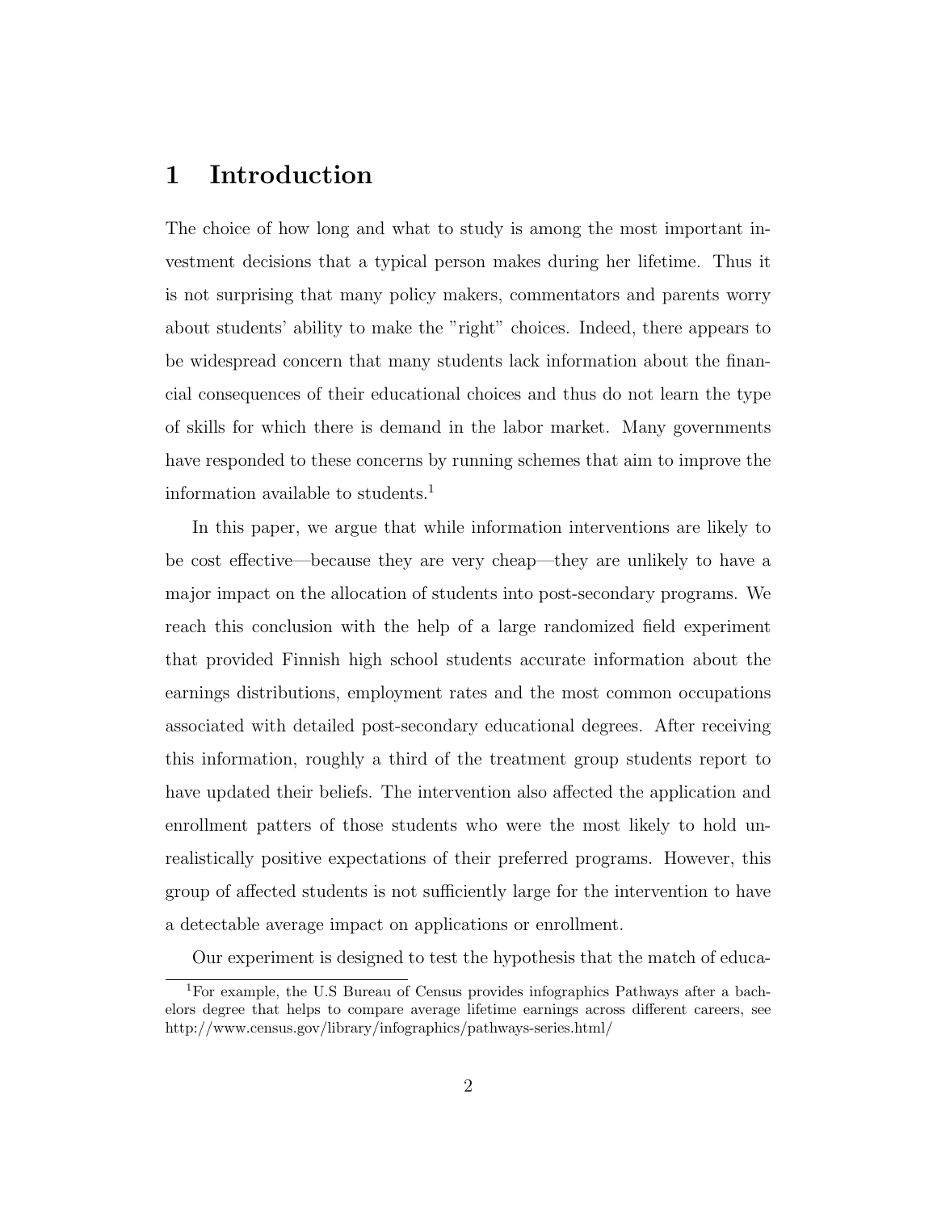# 1 Introduction

The choice of how long and what to study is among the most important investment decisions that a typical person makes during her lifetime. Thus it is not surprising that many policy makers, commentators and parents worry about students' ability to make the "right" choices. Indeed, there appears to be widespread concern that many students lack information about the financial consequences of their educational choices and thus do not learn the type of skills for which there is demand in the labor market. Many governments have responded to these concerns by running schemes that aim to improve the information available to students.[1]

In this paper, we argue that while information interventions are likely to be cost effective—because they are very cheap—they are unlikely to have a major impact on the allocation of students into post-secondary programs. We reach this conclusion with the help of a large randomized field experiment that provided Finnish high school students accurate information about the earnings distributions, employment rates and the most common occupations associated with detailed post-secondary educational degrees. After receiving this information, roughly a third of the treatment group students report to have updated their beliefs. The intervention also affected the application and enrollment patters of those students who were the most likely to hold unrealistically positive expectations of their preferred programs. However, this group of affected students is not sufficiently large for the intervention to have a detectable average impact on applications or enrollment.

Our experiment is designed to test the hypothesis that the match of educa-

[1]For example, the U.S Bureau of Census provides infographics Pathways after a bachelors degree that helps to compare average lifetime earnings across different careers, see http://www.census.gov/library/infographics/pathways-series.html/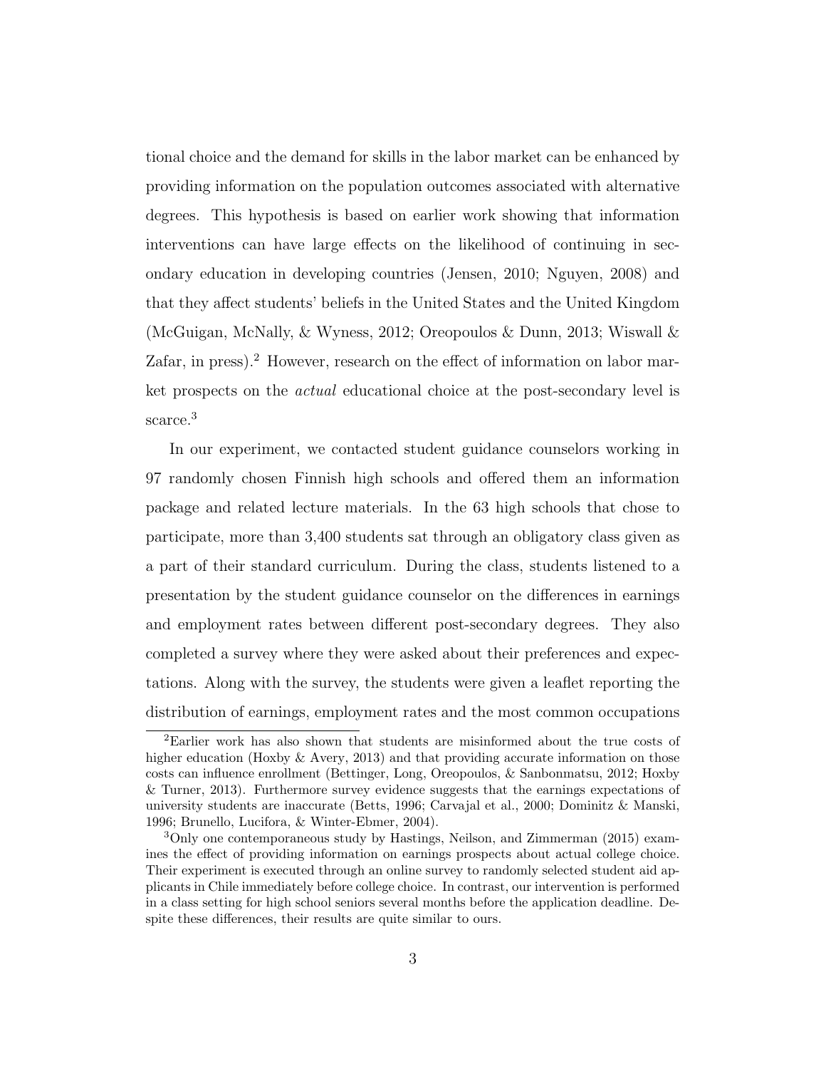tional choice and the demand for skills in the labor market can be enhanced by providing information on the population outcomes associated with alternative degrees. This hypothesis is based on earlier work showing that information interventions can have large effects on the likelihood of continuing in secondary education in developing countries (Jensen, 2010; Nguyen, 2008) and that they affect students' beliefs in the United States and the United Kingdom (McGuigan, McNally, & Wyness, 2012; Oreopoulos & Dunn, 2013; Wiswall & Zafar, in press).[2] However, research on the effect of information on labor market prospects on the *actual* educational choice at the post-secondary level is scarce.[3]

In our experiment, we contacted student guidance counselors working in 97 randomly chosen Finnish high schools and offered them an information package and related lecture materials. In the 63 high schools that chose to participate, more than 3,400 students sat through an obligatory class given as a part of their standard curriculum. During the class, students listened to a presentation by the student guidance counselor on the differences in earnings and employment rates between different post-secondary degrees. They also completed a survey where they were asked about their preferences and expectations. Along with the survey, the students were given a leaflet reporting the distribution of earnings, employment rates and the most common occupations

[2] Earlier work has also shown that students are misinformed about the true costs of higher education (Hoxby & Avery, 2013) and that providing accurate information on those costs can influence enrollment (Bettinger, Long, Oreopoulos, & Sanbonmatsu, 2012; Hoxby & Turner, 2013). Furthermore survey evidence suggests that the earnings expectations of university students are inaccurate (Betts, 1996; Carvajal et al., 2000; Dominitz & Manski, 1996; Brunello, Lucifora, & Winter-Ebmer, 2004).

[3] Only one contemporaneous study by Hastings, Neilson, and Zimmerman (2015) examines the effect of providing information on earnings prospects about actual college choice. Their experiment is executed through an online survey to randomly selected student aid applicants in Chile immediately before college choice. In contrast, our intervention is performed in a class setting for high school seniors several months before the application deadline. Despite these differences, their results are quite similar to ours.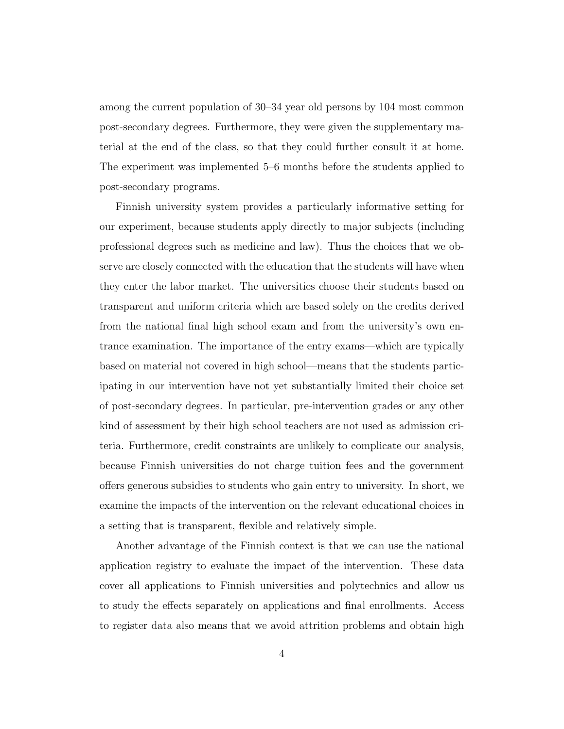among the current population of 30–34 year old persons by 104 most common post-secondary degrees. Furthermore, they were given the supplementary material at the end of the class, so that they could further consult it at home. The experiment was implemented 5–6 months before the students applied to post-secondary programs.

Finnish university system provides a particularly informative setting for our experiment, because students apply directly to major subjects (including professional degrees such as medicine and law). Thus the choices that we observe are closely connected with the education that the students will have when they enter the labor market. The universities choose their students based on transparent and uniform criteria which are based solely on the credits derived from the national final high school exam and from the university's own entrance examination. The importance of the entry exams—which are typically based on material not covered in high school—means that the students participating in our intervention have not yet substantially limited their choice set of post-secondary degrees. In particular, pre-intervention grades or any other kind of assessment by their high school teachers are not used as admission criteria. Furthermore, credit constraints are unlikely to complicate our analysis, because Finnish universities do not charge tuition fees and the government offers generous subsidies to students who gain entry to university. In short, we examine the impacts of the intervention on the relevant educational choices in a setting that is transparent, flexible and relatively simple.

Another advantage of the Finnish context is that we can use the national application registry to evaluate the impact of the intervention. These data cover all applications to Finnish universities and polytechnics and allow us to study the effects separately on applications and final enrollments. Access to register data also means that we avoid attrition problems and obtain high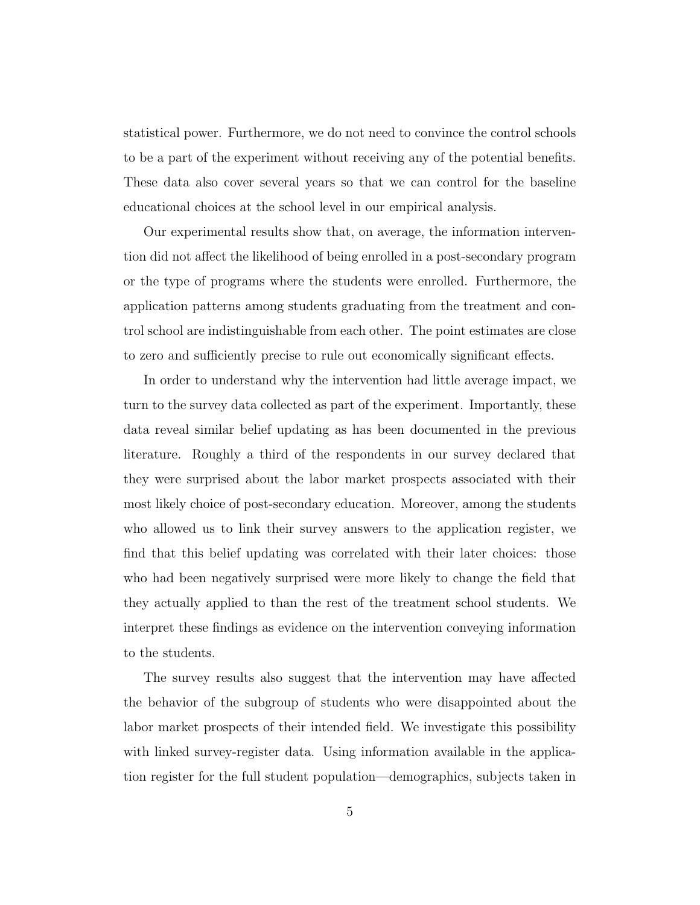statistical power. Furthermore, we do not need to convince the control schools to be a part of the experiment without receiving any of the potential benefits. These data also cover several years so that we can control for the baseline educational choices at the school level in our empirical analysis.

Our experimental results show that, on average, the information intervention did not affect the likelihood of being enrolled in a post-secondary program or the type of programs where the students were enrolled. Furthermore, the application patterns among students graduating from the treatment and control school are indistinguishable from each other. The point estimates are close to zero and sufficiently precise to rule out economically significant effects.

In order to understand why the intervention had little average impact, we turn to the survey data collected as part of the experiment. Importantly, these data reveal similar belief updating as has been documented in the previous literature. Roughly a third of the respondents in our survey declared that they were surprised about the labor market prospects associated with their most likely choice of post-secondary education. Moreover, among the students who allowed us to link their survey answers to the application register, we find that this belief updating was correlated with their later choices: those who had been negatively surprised were more likely to change the field that they actually applied to than the rest of the treatment school students. We interpret these findings as evidence on the intervention conveying information to the students.

The survey results also suggest that the intervention may have affected the behavior of the subgroup of students who were disappointed about the labor market prospects of their intended field. We investigate this possibility with linked survey-register data. Using information available in the application register for the full student population—demographics, subjects taken in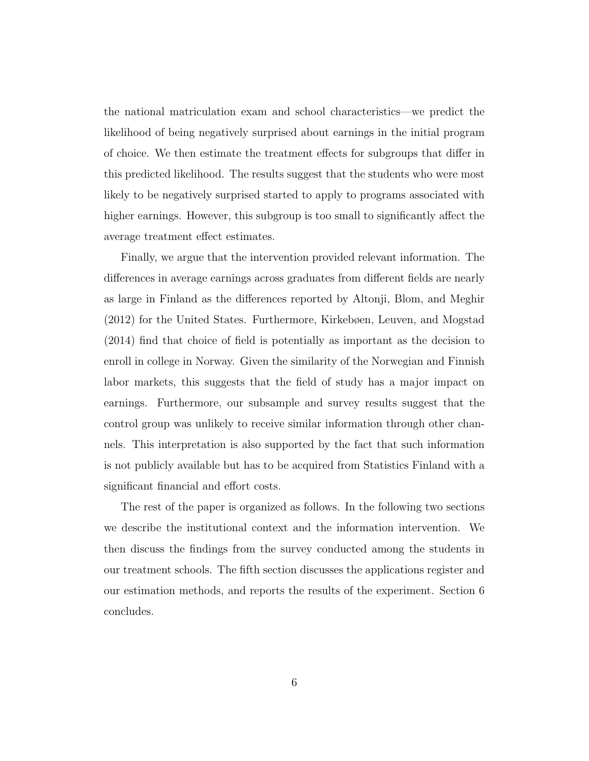the national matriculation exam and school characteristics—we predict the likelihood of being negatively surprised about earnings in the initial program of choice. We then estimate the treatment effects for subgroups that differ in this predicted likelihood. The results suggest that the students who were most likely to be negatively surprised started to apply to programs associated with higher earnings. However, this subgroup is too small to significantly affect the average treatment effect estimates.

Finally, we argue that the intervention provided relevant information. The differences in average earnings across graduates from different fields are nearly as large in Finland as the differences reported by Altonji, Blom, and Meghir (2012) for the United States. Furthermore, Kirkebøen, Leuven, and Mogstad (2014) find that choice of field is potentially as important as the decision to enroll in college in Norway. Given the similarity of the Norwegian and Finnish labor markets, this suggests that the field of study has a major impact on earnings. Furthermore, our subsample and survey results suggest that the control group was unlikely to receive similar information through other channels. This interpretation is also supported by the fact that such information is not publicly available but has to be acquired from Statistics Finland with a significant financial and effort costs.

The rest of the paper is organized as follows. In the following two sections we describe the institutional context and the information intervention. We then discuss the findings from the survey conducted among the students in our treatment schools. The fifth section discusses the applications register and our estimation methods, and reports the results of the experiment. Section 6 concludes.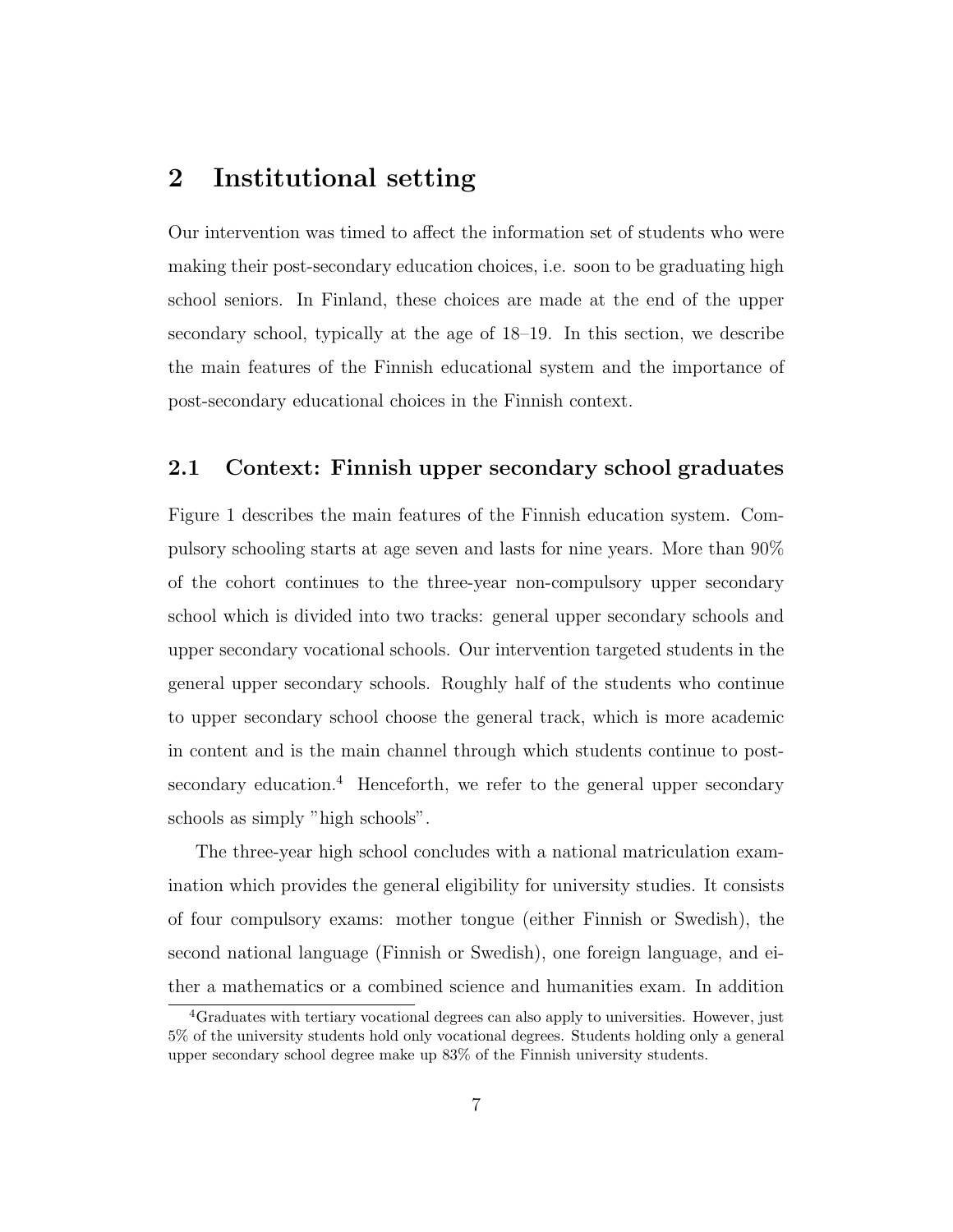## 2 Institutional setting

Our intervention was timed to affect the information set of students who were making their post-secondary education choices, i.e. soon to be graduating high school seniors. In Finland, these choices are made at the end of the upper secondary school, typically at the age of 18–19. In this section, we describe the main features of the Finnish educational system and the importance of post-secondary educational choices in the Finnish context.

### 2.1 Context: Finnish upper secondary school graduates

Figure 1 describes the main features of the Finnish education system. Compulsory schooling starts at age seven and lasts for nine years. More than 90% of the cohort continues to the three-year non-compulsory upper secondary school which is divided into two tracks: general upper secondary schools and upper secondary vocational schools. Our intervention targeted students in the general upper secondary schools. Roughly half of the students who continue to upper secondary school choose the general track, which is more academic in content and is the main channel through which students continue to post-secondary education.[4] Henceforth, we refer to the general upper secondary schools as simply "high schools".

The three-year high school concludes with a national matriculation examination which provides the general eligibility for university studies. It consists of four compulsory exams: mother tongue (either Finnish or Swedish), the second national language (Finnish or Swedish), one foreign language, and either a mathematics or a combined science and humanities exam. In addition

[4] Graduates with tertiary vocational degrees can also apply to universities. However, just 5% of the university students hold only vocational degrees. Students holding only a general upper secondary school degree make up 83% of the Finnish university students.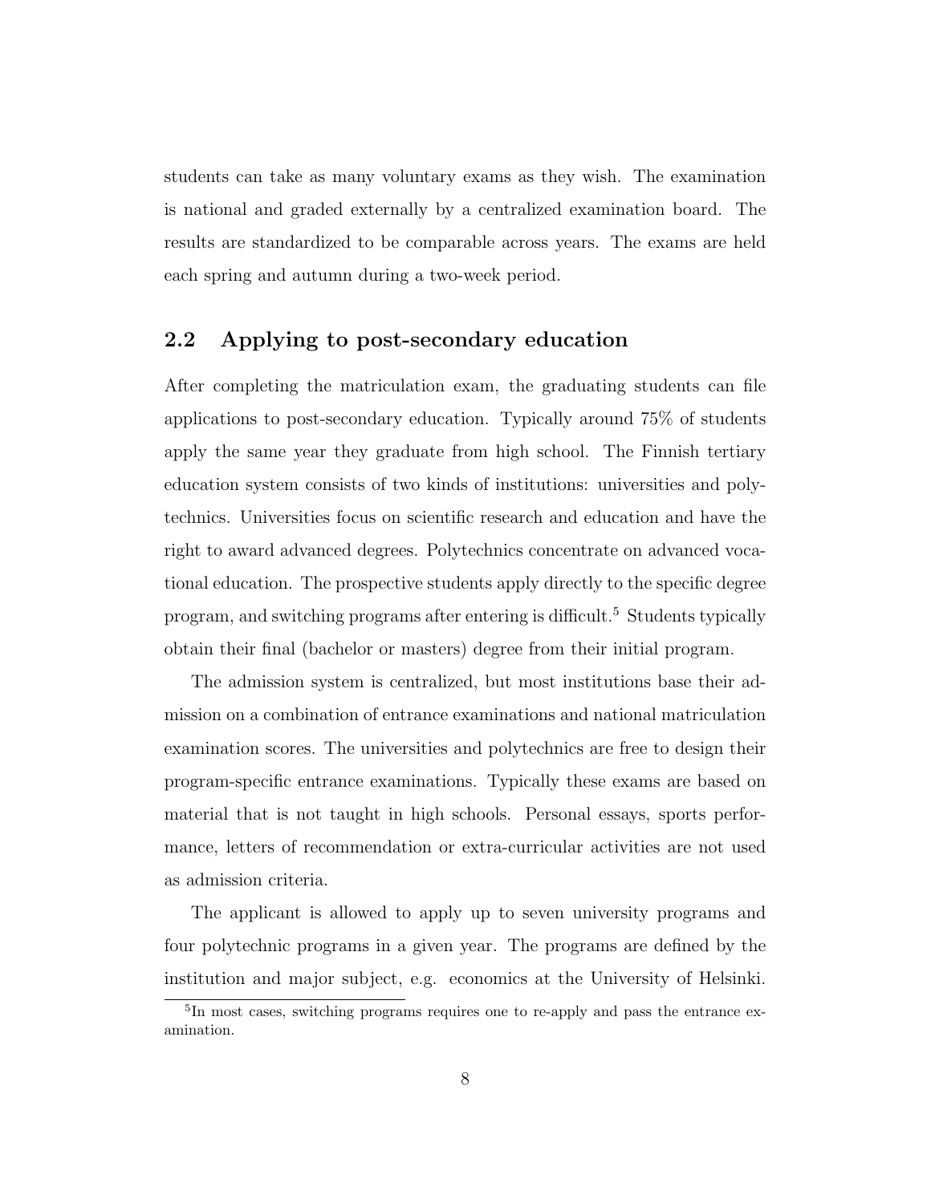students can take as many voluntary exams as they wish. The examination is national and graded externally by a centralized examination board. The results are standardized to be comparable across years. The exams are held each spring and autumn during a two-week period.

## 2.2 Applying to post-secondary education

After completing the matriculation exam, the graduating students can file applications to post-secondary education. Typically around 75% of students apply the same year they graduate from high school. The Finnish tertiary education system consists of two kinds of institutions: universities and polytechnics. Universities focus on scientific research and education and have the right to award advanced degrees. Polytechnics concentrate on advanced vocational education. The prospective students apply directly to the specific degree program, and switching programs after entering is difficult.[5] Students typically obtain their final (bachelor or masters) degree from their initial program.

The admission system is centralized, but most institutions base their admission on a combination of entrance examinations and national matriculation examination scores. The universities and polytechnics are free to design their program-specific entrance examinations. Typically these exams are based on material that is not taught in high schools. Personal essays, sports performance, letters of recommendation or extra-curricular activities are not used as admission criteria.

The applicant is allowed to apply up to seven university programs and four polytechnic programs in a given year. The programs are defined by the institution and major subject, e.g. economics at the University of Helsinki.

[5] In most cases, switching programs requires one to re-apply and pass the entrance examination.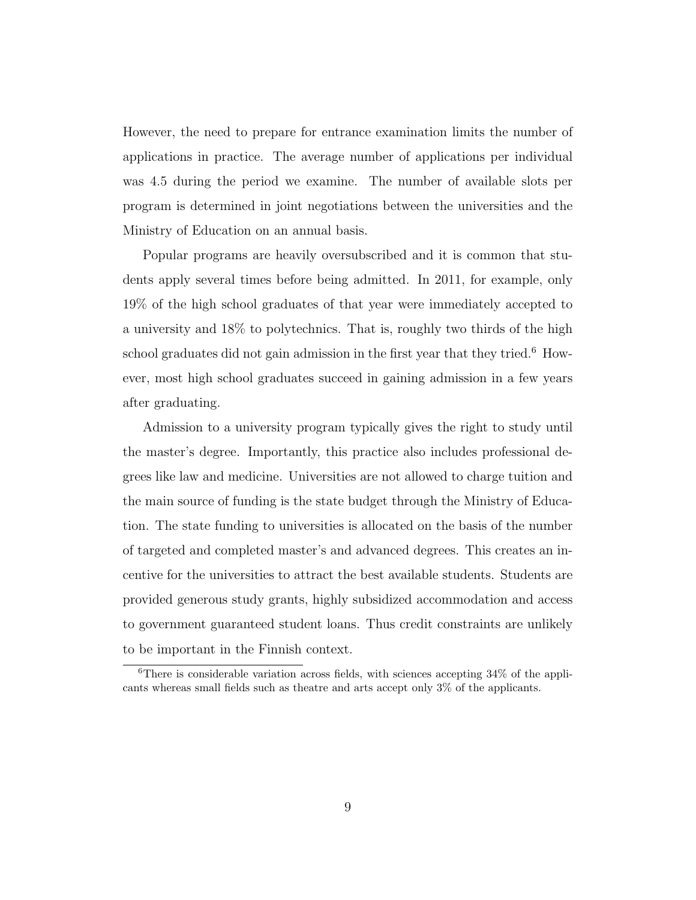However, the need to prepare for entrance examination limits the number of applications in practice. The average number of applications per individual was 4.5 during the period we examine. The number of available slots per program is determined in joint negotiations between the universities and the Ministry of Education on an annual basis.

Popular programs are heavily oversubscribed and it is common that students apply several times before being admitted. In 2011, for example, only 19% of the high school graduates of that year were immediately accepted to a university and 18% to polytechnics. That is, roughly two thirds of the high school graduates did not gain admission in the first year that they tried.[6] However, most high school graduates succeed in gaining admission in a few years after graduating.

Admission to a university program typically gives the right to study until the master's degree. Importantly, this practice also includes professional degrees like law and medicine. Universities are not allowed to charge tuition and the main source of funding is the state budget through the Ministry of Education. The state funding to universities is allocated on the basis of the number of targeted and completed master's and advanced degrees. This creates an incentive for the universities to attract the best available students. Students are provided generous study grants, highly subsidized accommodation and access to government guaranteed student loans. Thus credit constraints are unlikely to be important in the Finnish context.

[6] There is considerable variation across fields, with sciences accepting 34% of the applicants whereas small fields such as theatre and arts accept only 3% of the applicants.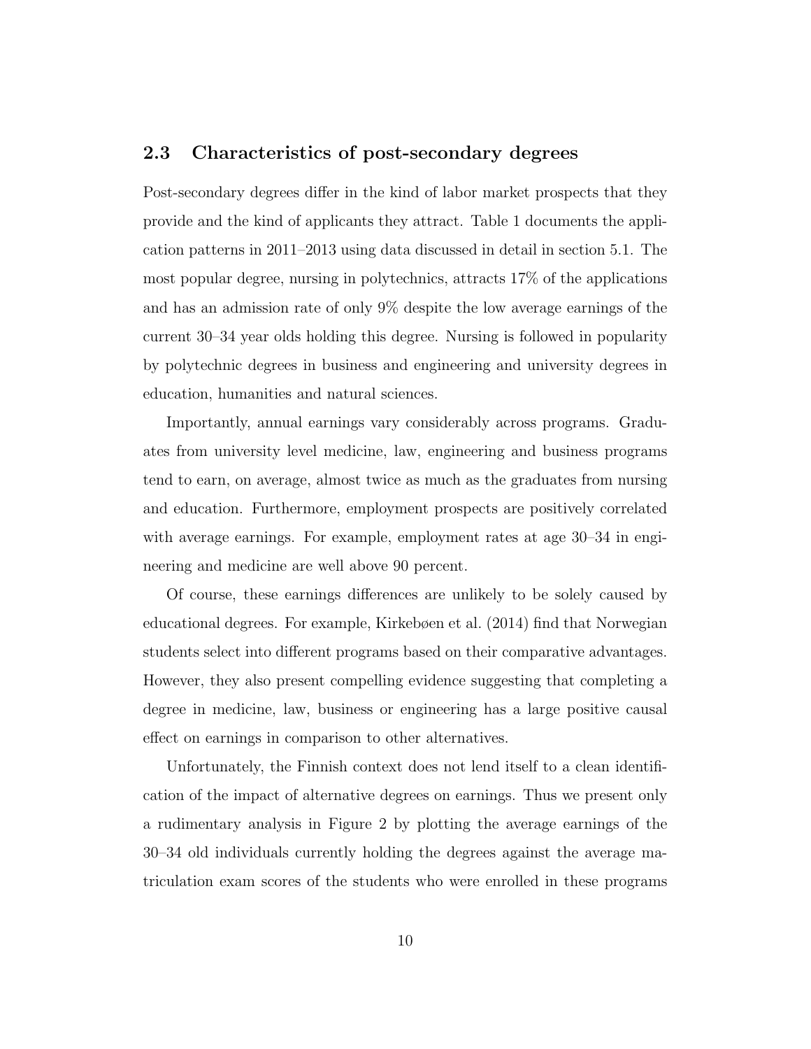### 2.3 Characteristics of post-secondary degrees

Post-secondary degrees differ in the kind of labor market prospects that they provide and the kind of applicants they attract. Table 1 documents the application patterns in 2011–2013 using data discussed in detail in section 5.1. The most popular degree, nursing in polytechnics, attracts 17% of the applications and has an admission rate of only 9% despite the low average earnings of the current 30–34 year olds holding this degree. Nursing is followed in popularity by polytechnic degrees in business and engineering and university degrees in education, humanities and natural sciences.

Importantly, annual earnings vary considerably across programs. Graduates from university level medicine, law, engineering and business programs tend to earn, on average, almost twice as much as the graduates from nursing and education. Furthermore, employment prospects are positively correlated with average earnings. For example, employment rates at age 30–34 in engineering and medicine are well above 90 percent.

Of course, these earnings differences are unlikely to be solely caused by educational degrees. For example, Kirkebøen et al. (2014) find that Norwegian students select into different programs based on their comparative advantages. However, they also present compelling evidence suggesting that completing a degree in medicine, law, business or engineering has a large positive causal effect on earnings in comparison to other alternatives.

Unfortunately, the Finnish context does not lend itself to a clean identification of the impact of alternative degrees on earnings. Thus we present only a rudimentary analysis in Figure 2 by plotting the average earnings of the 30–34 old individuals currently holding the degrees against the average matriculation exam scores of the students who were enrolled in these programs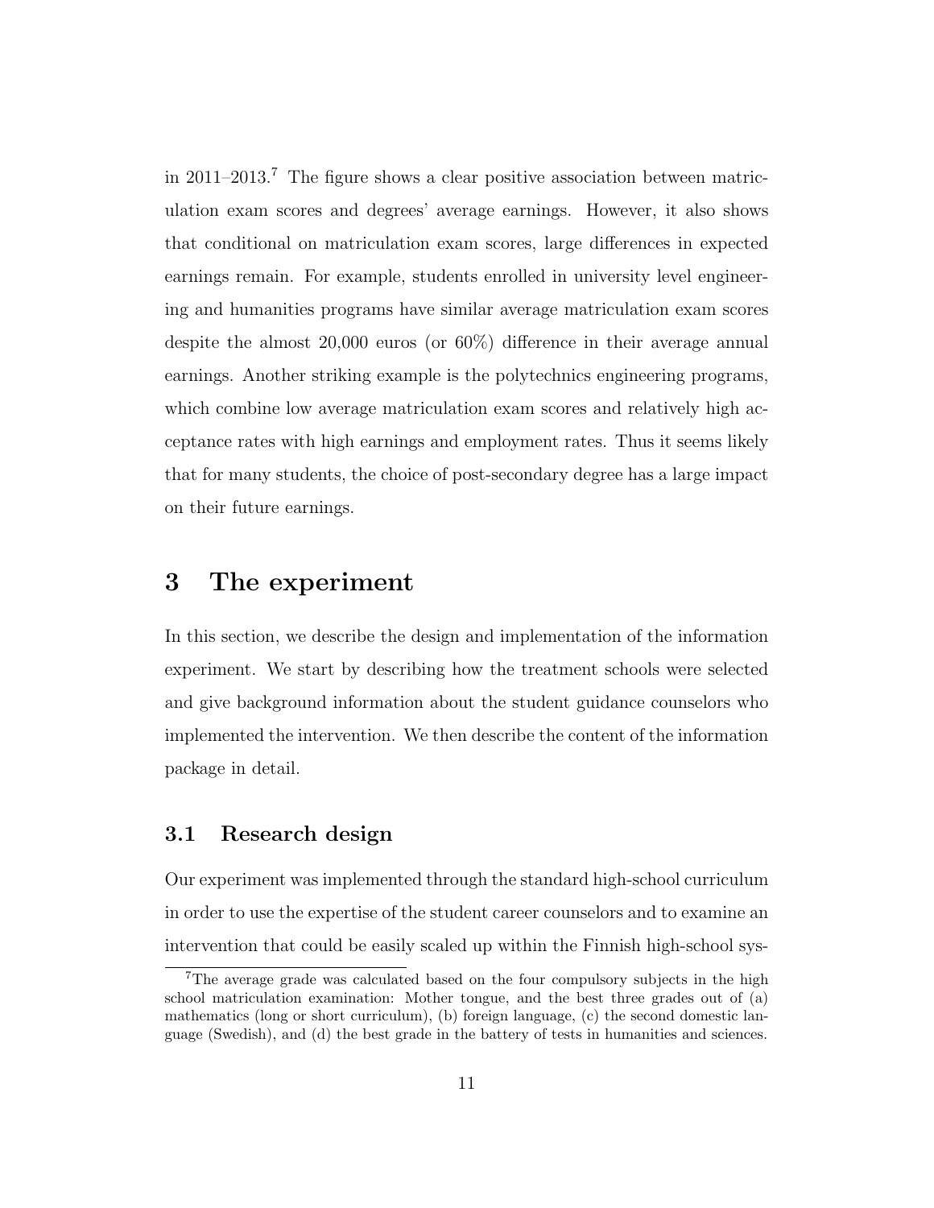in 2011–2013.[7] The figure shows a clear positive association between matriculation exam scores and degrees' average earnings. However, it also shows that conditional on matriculation exam scores, large differences in expected earnings remain. For example, students enrolled in university level engineering and humanities programs have similar average matriculation exam scores despite the almost 20,000 euros (or 60%) difference in their average annual earnings. Another striking example is the polytechnics engineering programs, which combine low average matriculation exam scores and relatively high acceptance rates with high earnings and employment rates. Thus it seems likely that for many students, the choice of post-secondary degree has a large impact on their future earnings.

# 3 The experiment

In this section, we describe the design and implementation of the information experiment. We start by describing how the treatment schools were selected and give background information about the student guidance counselors who implemented the intervention. We then describe the content of the information package in detail.

## 3.1 Research design

Our experiment was implemented through the standard high-school curriculum in order to use the expertise of the student career counselors and to examine an intervention that could be easily scaled up within the Finnish high-school sys-

[7] The average grade was calculated based on the four compulsory subjects in the high school matriculation examination: Mother tongue, and the best three grades out of (a) mathematics (long or short curriculum), (b) foreign language, (c) the second domestic language (Swedish), and (d) the best grade in the battery of tests in humanities and sciences.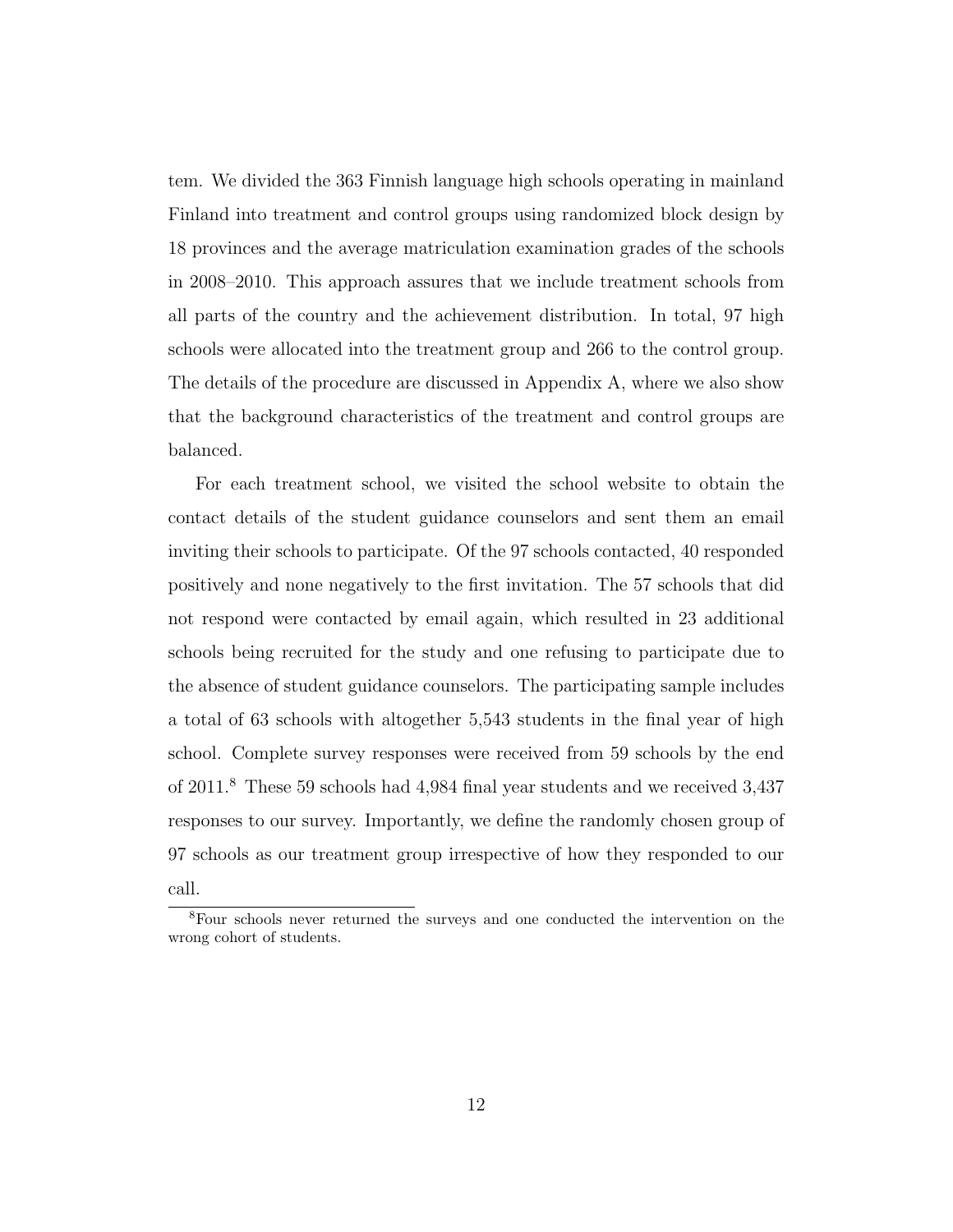tem. We divided the 363 Finnish language high schools operating in mainland Finland into treatment and control groups using randomized block design by 18 provinces and the average matriculation examination grades of the schools in 2008–2010. This approach assures that we include treatment schools from all parts of the country and the achievement distribution. In total, 97 high schools were allocated into the treatment group and 266 to the control group. The details of the procedure are discussed in Appendix A, where we also show that the background characteristics of the treatment and control groups are balanced.

For each treatment school, we visited the school website to obtain the contact details of the student guidance counselors and sent them an email inviting their schools to participate. Of the 97 schools contacted, 40 responded positively and none negatively to the first invitation. The 57 schools that did not respond were contacted by email again, which resulted in 23 additional schools being recruited for the study and one refusing to participate due to the absence of student guidance counselors. The participating sample includes a total of 63 schools with altogether 5,543 students in the final year of high school. Complete survey responses were received from 59 schools by the end of 2011.[8] These 59 schools had 4,984 final year students and we received 3,437 responses to our survey. Importantly, we define the randomly chosen group of 97 schools as our treatment group irrespective of how they responded to our call.

[8] Four schools never returned the surveys and one conducted the intervention on the wrong cohort of students.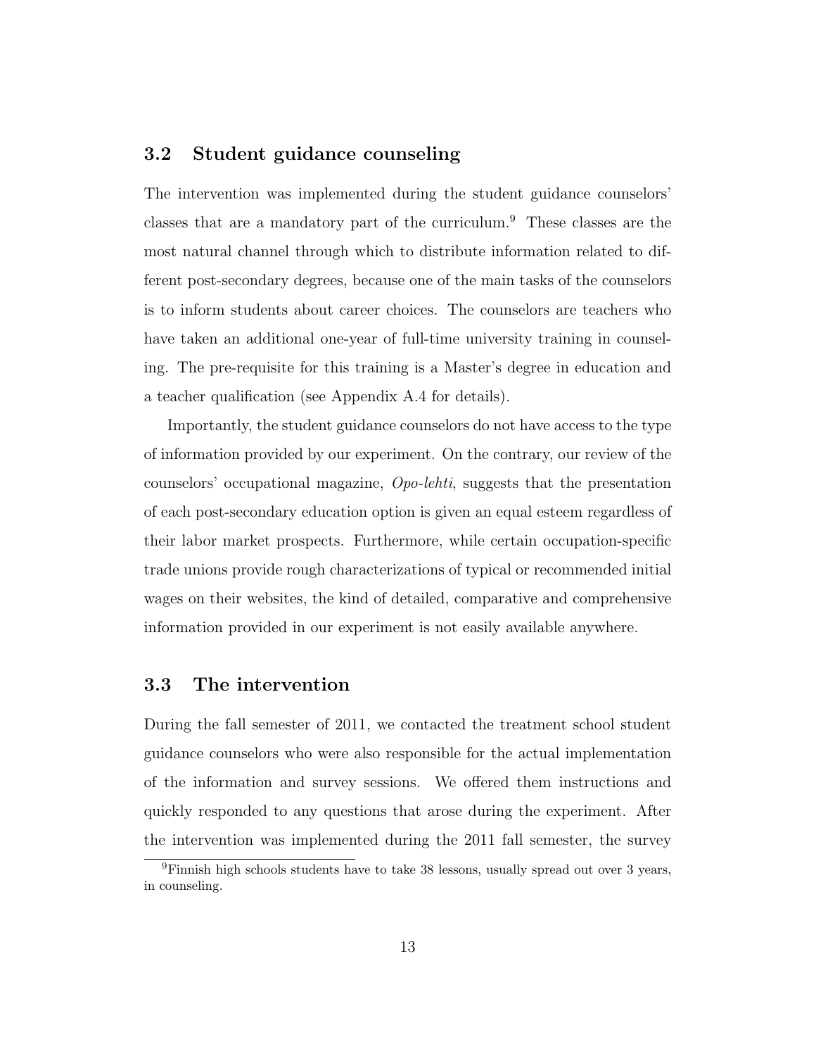### 3.2 Student guidance counseling

The intervention was implemented during the student guidance counselors' classes that are a mandatory part of the curriculum.[9] These classes are the most natural channel through which to distribute information related to different post-secondary degrees, because one of the main tasks of the counselors is to inform students about career choices. The counselors are teachers who have taken an additional one-year of full-time university training in counseling. The pre-requisite for this training is a Master's degree in education and a teacher qualification (see Appendix A.4 for details).

Importantly, the student guidance counselors do not have access to the type of information provided by our experiment. On the contrary, our review of the counselors' occupational magazine, *Opo-lehti*, suggests that the presentation of each post-secondary education option is given an equal esteem regardless of their labor market prospects. Furthermore, while certain occupation-specific trade unions provide rough characterizations of typical or recommended initial wages on their websites, the kind of detailed, comparative and comprehensive information provided in our experiment is not easily available anywhere.

### 3.3 The intervention

During the fall semester of 2011, we contacted the treatment school student guidance counselors who were also responsible for the actual implementation of the information and survey sessions. We offered them instructions and quickly responded to any questions that arose during the experiment. After the intervention was implemented during the 2011 fall semester, the survey

[9] Finnish high schools students have to take 38 lessons, usually spread out over 3 years, in counseling.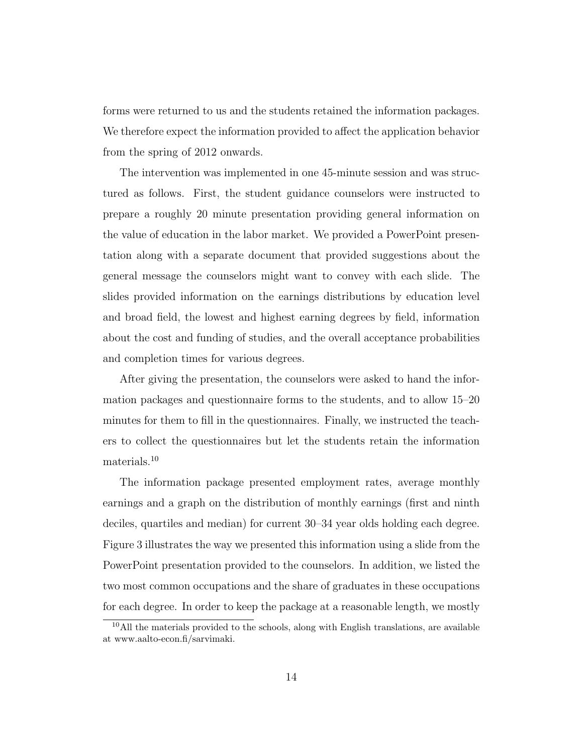forms were returned to us and the students retained the information packages. We therefore expect the information provided to affect the application behavior from the spring of 2012 onwards.

The intervention was implemented in one 45-minute session and was structured as follows. First, the student guidance counselors were instructed to prepare a roughly 20 minute presentation providing general information on the value of education in the labor market. We provided a PowerPoint presentation along with a separate document that provided suggestions about the general message the counselors might want to convey with each slide. The slides provided information on the earnings distributions by education level and broad field, the lowest and highest earning degrees by field, information about the cost and funding of studies, and the overall acceptance probabilities and completion times for various degrees.

After giving the presentation, the counselors were asked to hand the information packages and questionnaire forms to the students, and to allow 15–20 minutes for them to fill in the questionnaires. Finally, we instructed the teachers to collect the questionnaires but let the students retain the information materials.[10]

The information package presented employment rates, average monthly earnings and a graph on the distribution of monthly earnings (first and ninth deciles, quartiles and median) for current 30–34 year olds holding each degree. Figure 3 illustrates the way we presented this information using a slide from the PowerPoint presentation provided to the counselors. In addition, we listed the two most common occupations and the share of graduates in these occupations for each degree. In order to keep the package at a reasonable length, we mostly

[10] All the materials provided to the schools, along with English translations, are available at www.aalto-econ.fi/sarvimaki.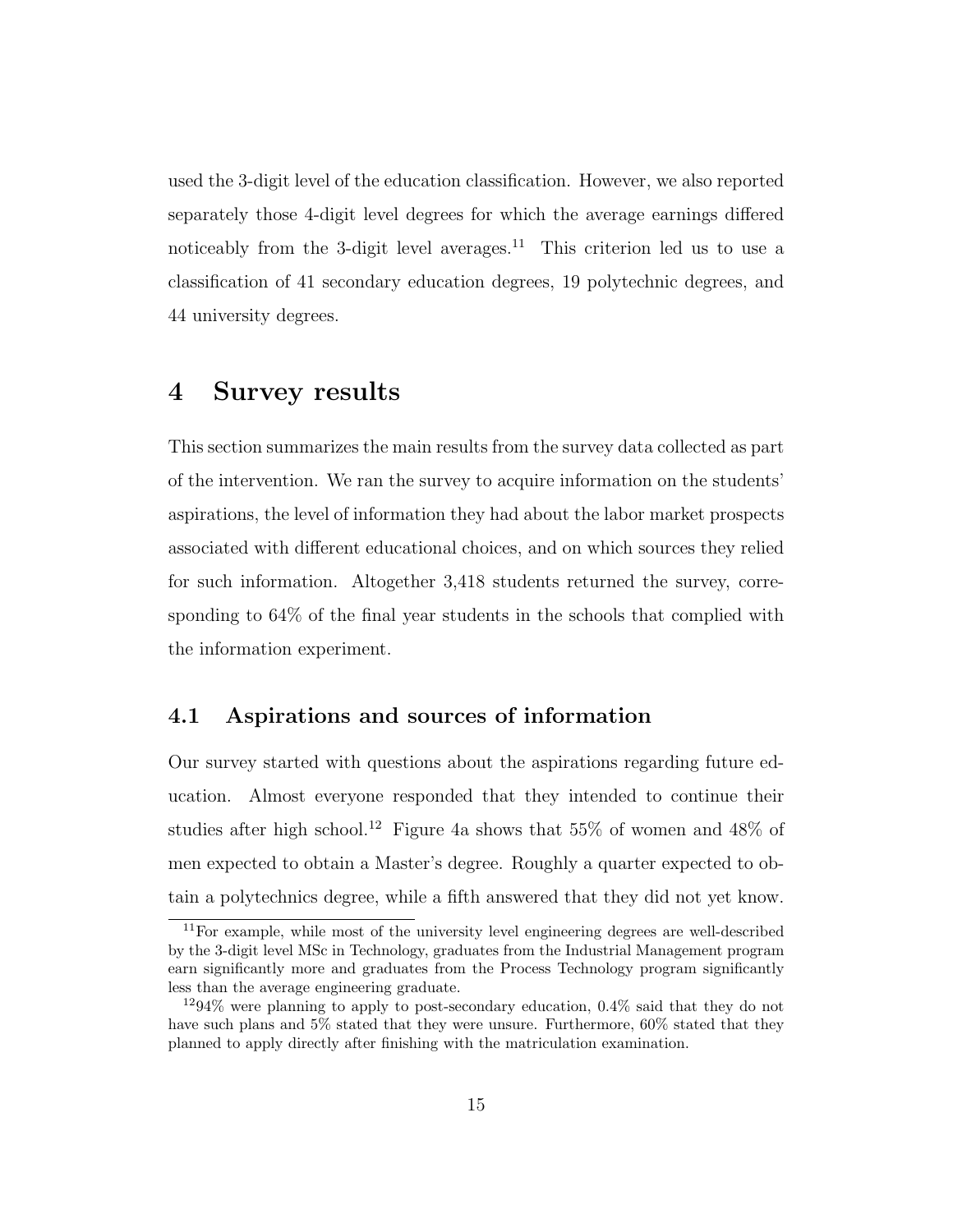used the 3-digit level of the education classification. However, we also reported separately those 4-digit level degrees for which the average earnings differed noticeably from the 3-digit level averages.[11] This criterion led us to use a classification of 41 secondary education degrees, 19 polytechnic degrees, and 44 university degrees.

# 4 Survey results

This section summarizes the main results from the survey data collected as part of the intervention. We ran the survey to acquire information on the students' aspirations, the level of information they had about the labor market prospects associated with different educational choices, and on which sources they relied for such information. Altogether 3,418 students returned the survey, corresponding to 64% of the final year students in the schools that complied with the information experiment.

## 4.1 Aspirations and sources of information

Our survey started with questions about the aspirations regarding future education. Almost everyone responded that they intended to continue their studies after high school.[12] Figure 4a shows that 55% of women and 48% of men expected to obtain a Master's degree. Roughly a quarter expected to obtain a polytechnics degree, while a fifth answered that they did not yet know.

[11] For example, while most of the university level engineering degrees are well-described by the 3-digit level MSc in Technology, graduates from the Industrial Management program earn significantly more and graduates from the Process Technology program significantly less than the average engineering graduate.

[12] 94% were planning to apply to post-secondary education, 0.4% said that they do not have such plans and 5% stated that they were unsure. Furthermore, 60% stated that they planned to apply directly after finishing with the matriculation examination.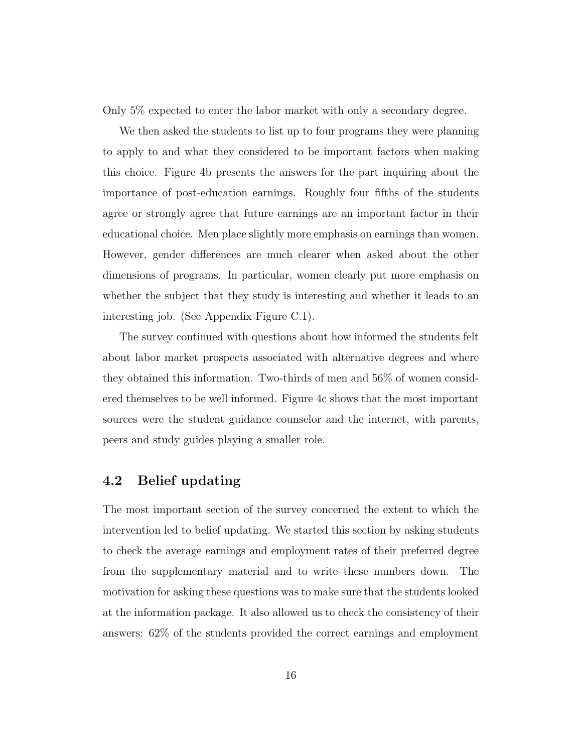Only 5% expected to enter the labor market with only a secondary degree.

We then asked the students to list up to four programs they were planning to apply to and what they considered to be important factors when making this choice. Figure 4b presents the answers for the part inquiring about the importance of post-education earnings. Roughly four fifths of the students agree or strongly agree that future earnings are an important factor in their educational choice. Men place slightly more emphasis on earnings than women. However, gender differences are much clearer when asked about the other dimensions of programs. In particular, women clearly put more emphasis on whether the subject that they study is interesting and whether it leads to an interesting job. (See Appendix Figure C.1).

The survey continued with questions about how informed the students felt about labor market prospects associated with alternative degrees and where they obtained this information. Two-thirds of men and 56% of women considered themselves to be well informed. Figure 4c shows that the most important sources were the student guidance counselor and the internet, with parents, peers and study guides playing a smaller role.

## 4.2 Belief updating

The most important section of the survey concerned the extent to which the intervention led to belief updating. We started this section by asking students to check the average earnings and employment rates of their preferred degree from the supplementary material and to write these numbers down. The motivation for asking these questions was to make sure that the students looked at the information package. It also allowed us to check the consistency of their answers: 62% of the students provided the correct earnings and employment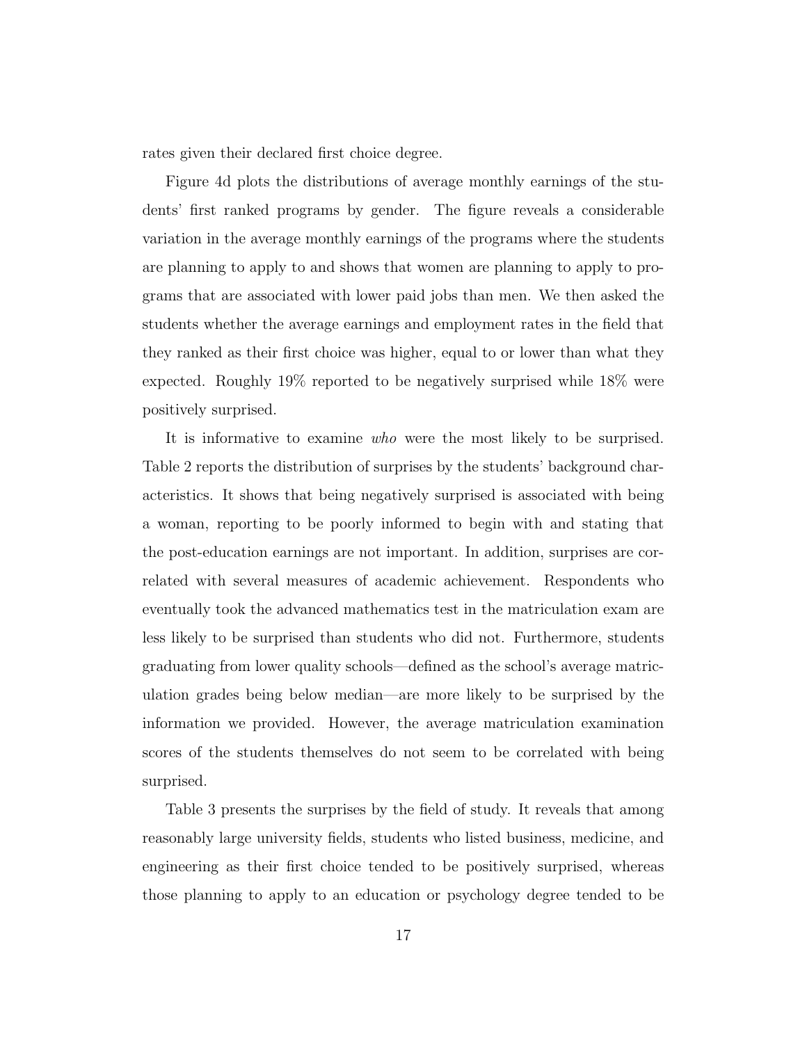rates given their declared first choice degree.

Figure 4d plots the distributions of average monthly earnings of the students' first ranked programs by gender. The figure reveals a considerable variation in the average monthly earnings of the programs where the students are planning to apply to and shows that women are planning to apply to programs that are associated with lower paid jobs than men. We then asked the students whether the average earnings and employment rates in the field that they ranked as their first choice was higher, equal to or lower than what they expected. Roughly 19% reported to be negatively surprised while 18% were positively surprised.

It is informative to examine *who* were the most likely to be surprised. Table 2 reports the distribution of surprises by the students' background characteristics. It shows that being negatively surprised is associated with being a woman, reporting to be poorly informed to begin with and stating that the post-education earnings are not important. In addition, surprises are correlated with several measures of academic achievement. Respondents who eventually took the advanced mathematics test in the matriculation exam are less likely to be surprised than students who did not. Furthermore, students graduating from lower quality schools—defined as the school's average matriculation grades being below median—are more likely to be surprised by the information we provided. However, the average matriculation examination scores of the students themselves do not seem to be correlated with being surprised.

Table 3 presents the surprises by the field of study. It reveals that among reasonably large university fields, students who listed business, medicine, and engineering as their first choice tended to be positively surprised, whereas those planning to apply to an education or psychology degree tended to be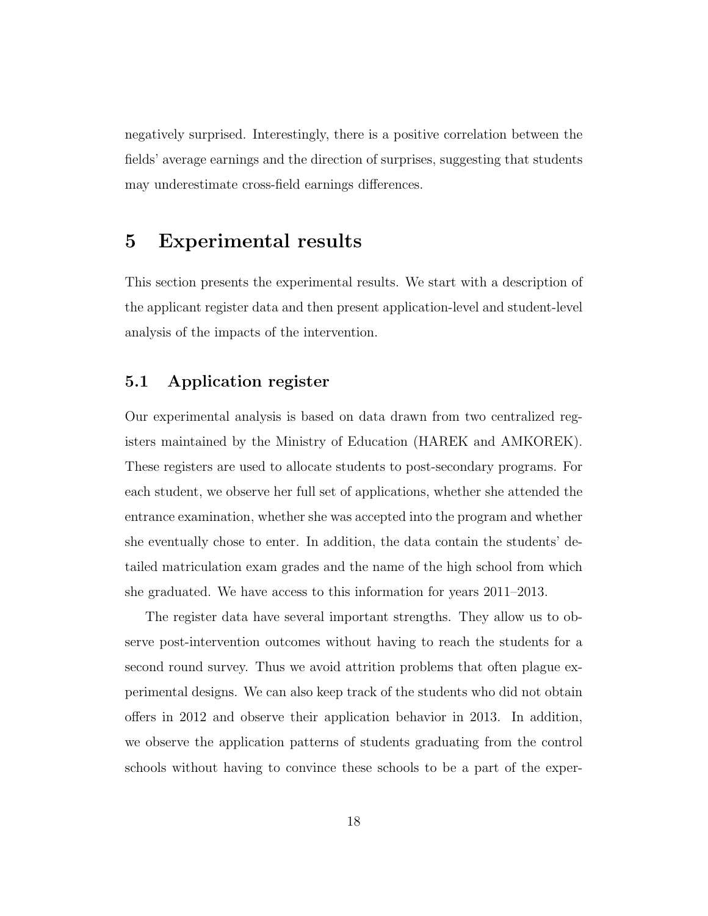negatively surprised. Interestingly, there is a positive correlation between the fields' average earnings and the direction of surprises, suggesting that students may underestimate cross-field earnings differences.

# 5 Experimental results

This section presents the experimental results. We start with a description of the applicant register data and then present application-level and student-level analysis of the impacts of the intervention.

## 5.1 Application register

Our experimental analysis is based on data drawn from two centralized registers maintained by the Ministry of Education (HAREK and AMKOREK). These registers are used to allocate students to post-secondary programs. For each student, we observe her full set of applications, whether she attended the entrance examination, whether she was accepted into the program and whether she eventually chose to enter. In addition, the data contain the students' detailed matriculation exam grades and the name of the high school from which she graduated. We have access to this information for years 2011–2013.

The register data have several important strengths. They allow us to observe post-intervention outcomes without having to reach the students for a second round survey. Thus we avoid attrition problems that often plague experimental designs. We can also keep track of the students who did not obtain offers in 2012 and observe their application behavior in 2013. In addition, we observe the application patterns of students graduating from the control schools without having to convince these schools to be a part of the exper-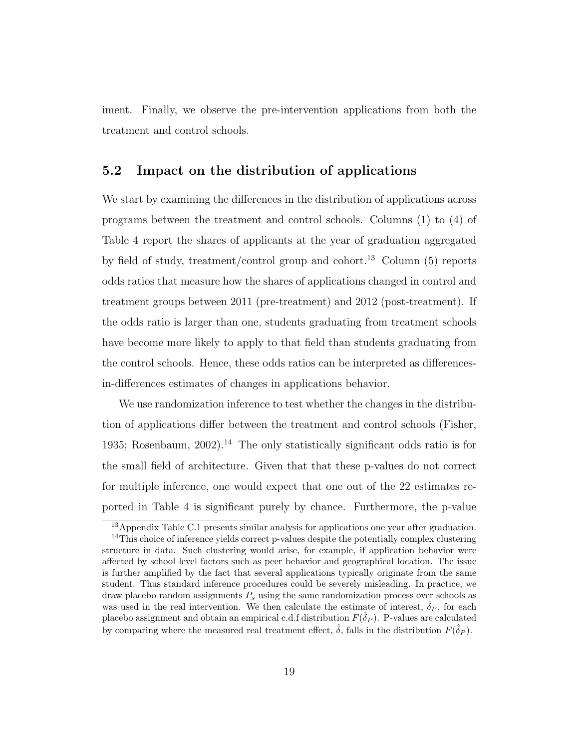iment. Finally, we observe the pre-intervention applications from both the treatment and control schools.

## 5.2 Impact on the distribution of applications

We start by examining the differences in the distribution of applications across programs between the treatment and control schools. Columns (1) to (4) of Table 4 report the shares of applicants at the year of graduation aggregated by field of study, treatment/control group and cohort.[13] Column (5) reports odds ratios that measure how the shares of applications changed in control and treatment groups between 2011 (pre-treatment) and 2012 (post-treatment). If the odds ratio is larger than one, students graduating from treatment schools have become more likely to apply to that field than students graduating from the control schools. Hence, these odds ratios can be interpreted as differences-in-differences estimates of changes in applications behavior.

We use randomization inference to test whether the changes in the distribution of applications differ between the treatment and control schools (Fisher, 1935; Rosenbaum, 2002).[14] The only statistically significant odds ratio is for the small field of architecture. Given that that these p-values do not correct for multiple inference, one would expect that one out of the 22 estimates reported in Table 4 is significant purely by chance. Furthermore, the p-value

[13] Appendix Table C.1 presents similar analysis for applications one year after graduation.

[14] This choice of inference yields correct p-values despite the potentially complex clustering structure in data. Such clustering would arise, for example, if application behavior were affected by school level factors such as peer behavior and geographical location. The issue is further amplified by the fact that several applications typically originate from the same student. Thus standard inference procedures could be severely misleading. In practice, we draw placebo random assignments $P_s$ using the same randomization process over schools as was used in the real intervention. We then calculate the estimate of interest, $\hat{\delta}_P$, for each placebo assignment and obtain an empirical c.d.f distribution $F(\hat{\delta}_P)$. P-values are calculated by comparing where the measured real treatment effect, $\hat{\delta}$, falls in the distribution $F(\hat{\delta}_P)$.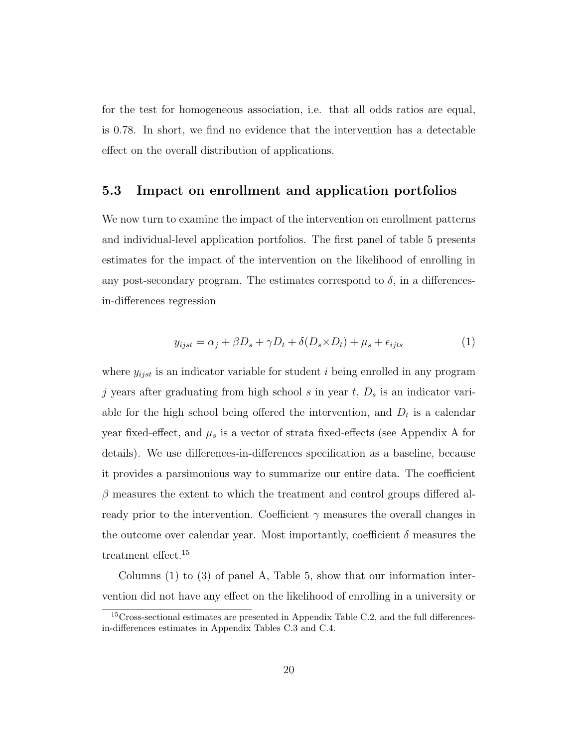for the test for homogeneous association, i.e. that all odds ratios are equal, is 0.78. In short, we find no evidence that the intervention has a detectable effect on the overall distribution of applications.

## 5.3 Impact on enrollment and application portfolios

We now turn to examine the impact of the intervention on enrollment patterns and individual-level application portfolios. The first panel of table 5 presents estimates for the impact of the intervention on the likelihood of enrolling in any post-secondary program. The estimates correspond to $\delta$, in a differences-in-differences regression

$$y_{ijst} = \alpha_j + \beta D_s + \gamma D_t + \delta(D_s \times D_t) + \mu_s + \epsilon_{ijts} \tag{1}$$

where $y_{ijst}$ is an indicator variable for student $i$ being enrolled in any program $j$ years after graduating from high school $s$ in year $t$, $D_s$ is an indicator variable for the high school being offered the intervention, and $D_t$ is a calendar year fixed-effect, and $\mu_s$ is a vector of strata fixed-effects (see Appendix A for details). We use differences-in-differences specification as a baseline, because it provides a parsimonious way to summarize our entire data. The coefficient $\beta$ measures the extent to which the treatment and control groups differed already prior to the intervention. Coefficient $\gamma$ measures the overall changes in the outcome over calendar year. Most importantly, coefficient $\delta$ measures the treatment effect.[15]

Columns (1) to (3) of panel A, Table 5, show that our information intervention did not have any effect on the likelihood of enrolling in a university or

[15] Cross-sectional estimates are presented in Appendix Table C.2, and the full differences-in-differences estimates in Appendix Tables C.3 and C.4.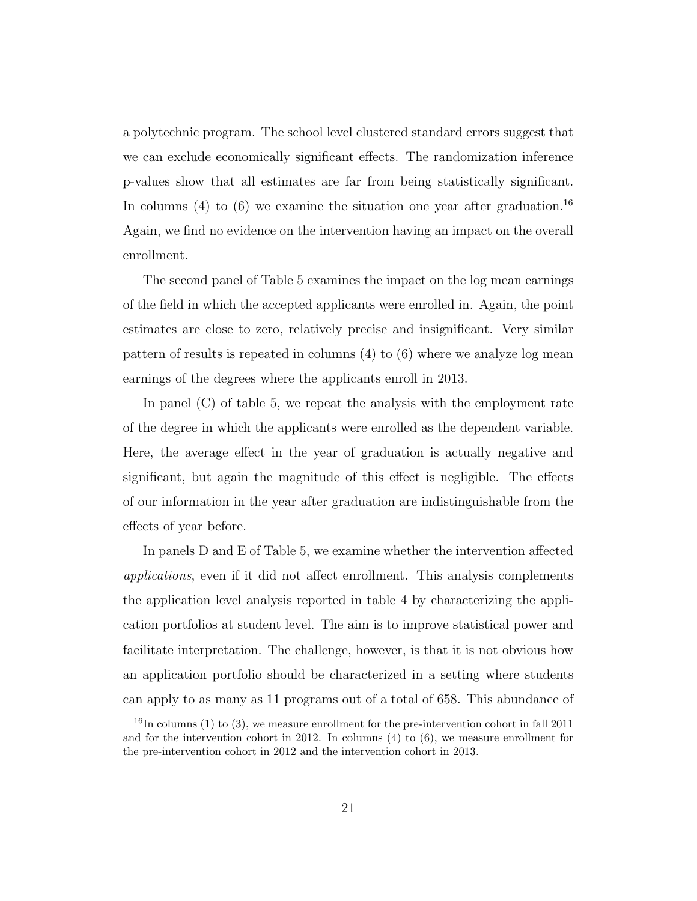a polytechnic program. The school level clustered standard errors suggest that we can exclude economically significant effects. The randomization inference p-values show that all estimates are far from being statistically significant. In columns (4) to (6) we examine the situation one year after graduation.[16] Again, we find no evidence on the intervention having an impact on the overall enrollment.

The second panel of Table 5 examines the impact on the log mean earnings of the field in which the accepted applicants were enrolled in. Again, the point estimates are close to zero, relatively precise and insignificant. Very similar pattern of results is repeated in columns (4) to (6) where we analyze log mean earnings of the degrees where the applicants enroll in 2013.

In panel (C) of table 5, we repeat the analysis with the employment rate of the degree in which the applicants were enrolled as the dependent variable. Here, the average effect in the year of graduation is actually negative and significant, but again the magnitude of this effect is negligible. The effects of our information in the year after graduation are indistinguishable from the effects of year before.

In panels D and E of Table 5, we examine whether the intervention affected *applications*, even if it did not affect enrollment. This analysis complements the application level analysis reported in table 4 by characterizing the application portfolios at student level. The aim is to improve statistical power and facilitate interpretation. The challenge, however, is that it is not obvious how an application portfolio should be characterized in a setting where students can apply to as many as 11 programs out of a total of 658. This abundance of

[16] In columns (1) to (3), we measure enrollment for the pre-intervention cohort in fall 2011 and for the intervention cohort in 2012. In columns (4) to (6), we measure enrollment for the pre-intervention cohort in 2012 and the intervention cohort in 2013.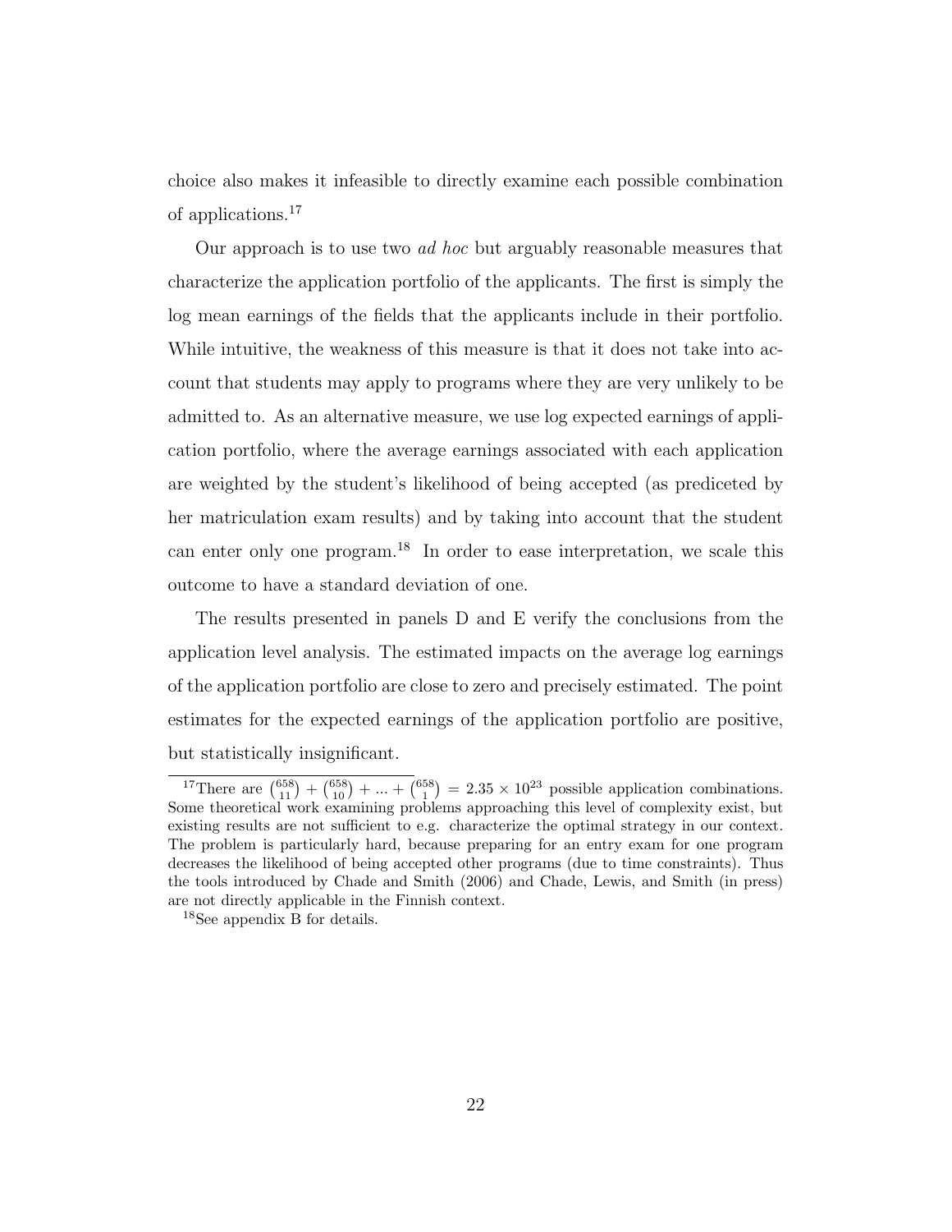choice also makes it infeasible to directly examine each possible combination of applications.[17]

Our approach is to use two *ad hoc* but arguably reasonable measures that characterize the application portfolio of the applicants. The first is simply the log mean earnings of the fields that the applicants include in their portfolio. While intuitive, the weakness of this measure is that it does not take into account that students may apply to programs where they are very unlikely to be admitted to. As an alternative measure, we use log expected earnings of application portfolio, where the average earnings associated with each application are weighted by the student's likelihood of being accepted (as prediceted by her matriculation exam results) and by taking into account that the student can enter only one program.[18] In order to ease interpretation, we scale this outcome to have a standard deviation of one.

The results presented in panels D and E verify the conclusions from the application level analysis. The estimated impacts on the average log earnings of the application portfolio are close to zero and precisely estimated. The point estimates for the expected earnings of the application portfolio are positive, but statistically insignificant.

---

[17] There are $\binom{658}{11} + \binom{658}{10} + ... + \binom{658}{1} = 2.35 \times 10^{23}$ possible application combinations. Some theoretical work examining problems approaching this level of complexity exist, but existing results are not sufficient to e.g. characterize the optimal strategy in our context. The problem is particularly hard, because preparing for an entry exam for one program decreases the likelihood of being accepted other programs (due to time constraints). Thus the tools introduced by Chade and Smith (2006) and Chade, Lewis, and Smith (in press) are not directly applicable in the Finnish context.

[18] See appendix B for details.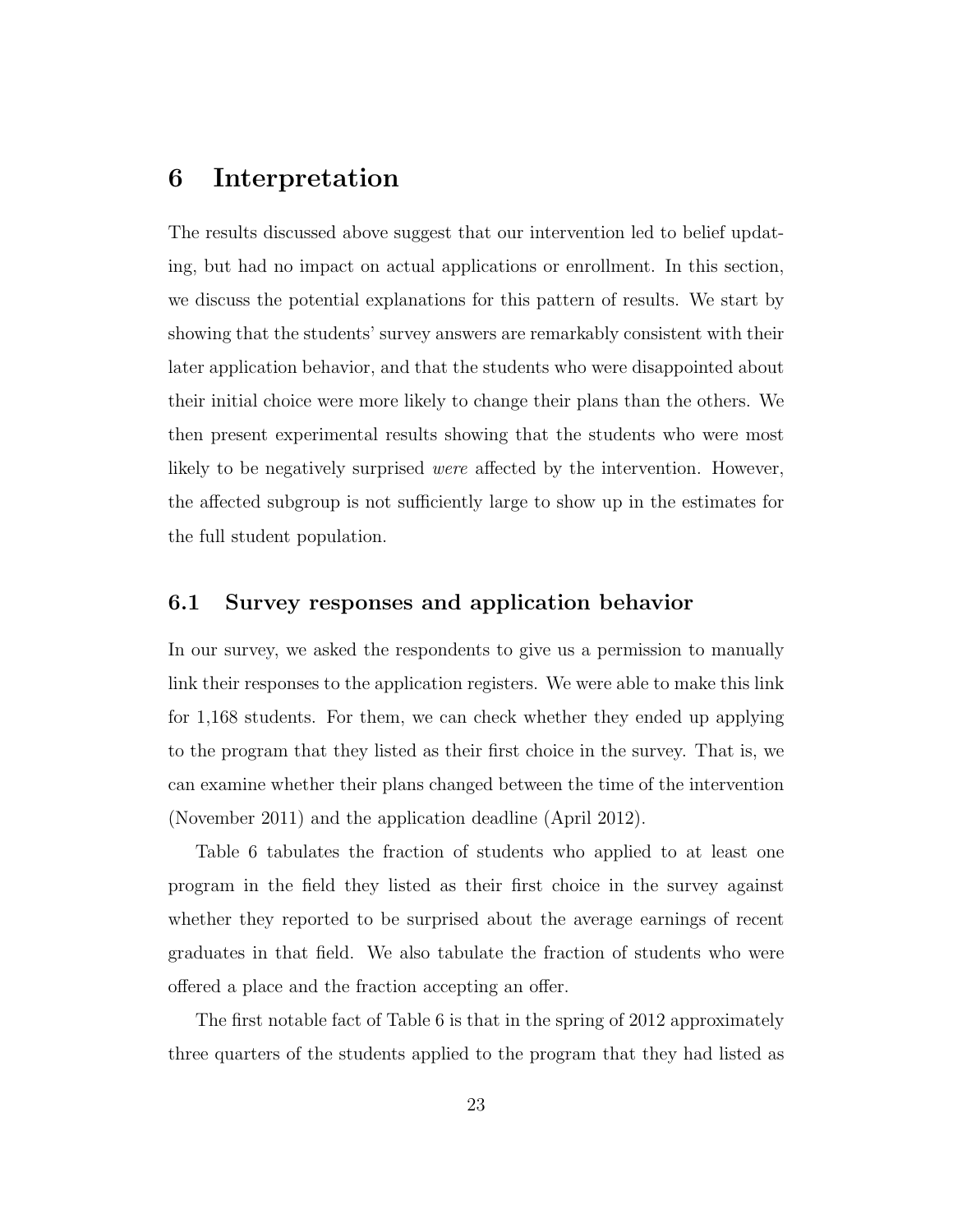# 6 Interpretation

The results discussed above suggest that our intervention led to belief updating, but had no impact on actual applications or enrollment. In this section, we discuss the potential explanations for this pattern of results. We start by showing that the students' survey answers are remarkably consistent with their later application behavior, and that the students who were disappointed about their initial choice were more likely to change their plans than the others. We then present experimental results showing that the students who were most likely to be negatively surprised *were* affected by the intervention. However, the affected subgroup is not sufficiently large to show up in the estimates for the full student population.

## 6.1 Survey responses and application behavior

In our survey, we asked the respondents to give us a permission to manually link their responses to the application registers. We were able to make this link for 1,168 students. For them, we can check whether they ended up applying to the program that they listed as their first choice in the survey. That is, we can examine whether their plans changed between the time of the intervention (November 2011) and the application deadline (April 2012).

Table 6 tabulates the fraction of students who applied to at least one program in the field they listed as their first choice in the survey against whether they reported to be surprised about the average earnings of recent graduates in that field. We also tabulate the fraction of students who were offered a place and the fraction accepting an offer.

The first notable fact of Table 6 is that in the spring of 2012 approximately three quarters of the students applied to the program that they had listed as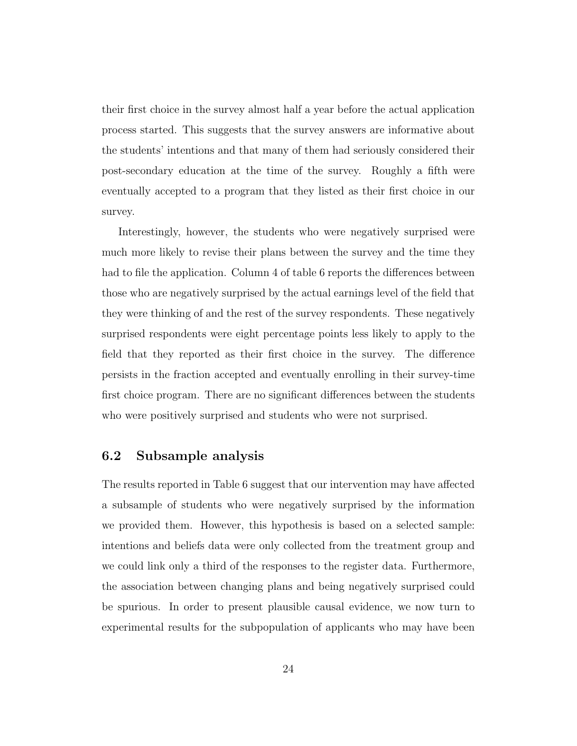their first choice in the survey almost half a year before the actual application process started. This suggests that the survey answers are informative about the students' intentions and that many of them had seriously considered their post-secondary education at the time of the survey. Roughly a fifth were eventually accepted to a program that they listed as their first choice in our survey.

Interestingly, however, the students who were negatively surprised were much more likely to revise their plans between the survey and the time they had to file the application. Column 4 of table 6 reports the differences between those who are negatively surprised by the actual earnings level of the field that they were thinking of and the rest of the survey respondents. These negatively surprised respondents were eight percentage points less likely to apply to the field that they reported as their first choice in the survey. The difference persists in the fraction accepted and eventually enrolling in their survey-time first choice program. There are no significant differences between the students who were positively surprised and students who were not surprised.

## 6.2 Subsample analysis

The results reported in Table 6 suggest that our intervention may have affected a subsample of students who were negatively surprised by the information we provided them. However, this hypothesis is based on a selected sample: intentions and beliefs data were only collected from the treatment group and we could link only a third of the responses to the register data. Furthermore, the association between changing plans and being negatively surprised could be spurious. In order to present plausible causal evidence, we now turn to experimental results for the subpopulation of applicants who may have been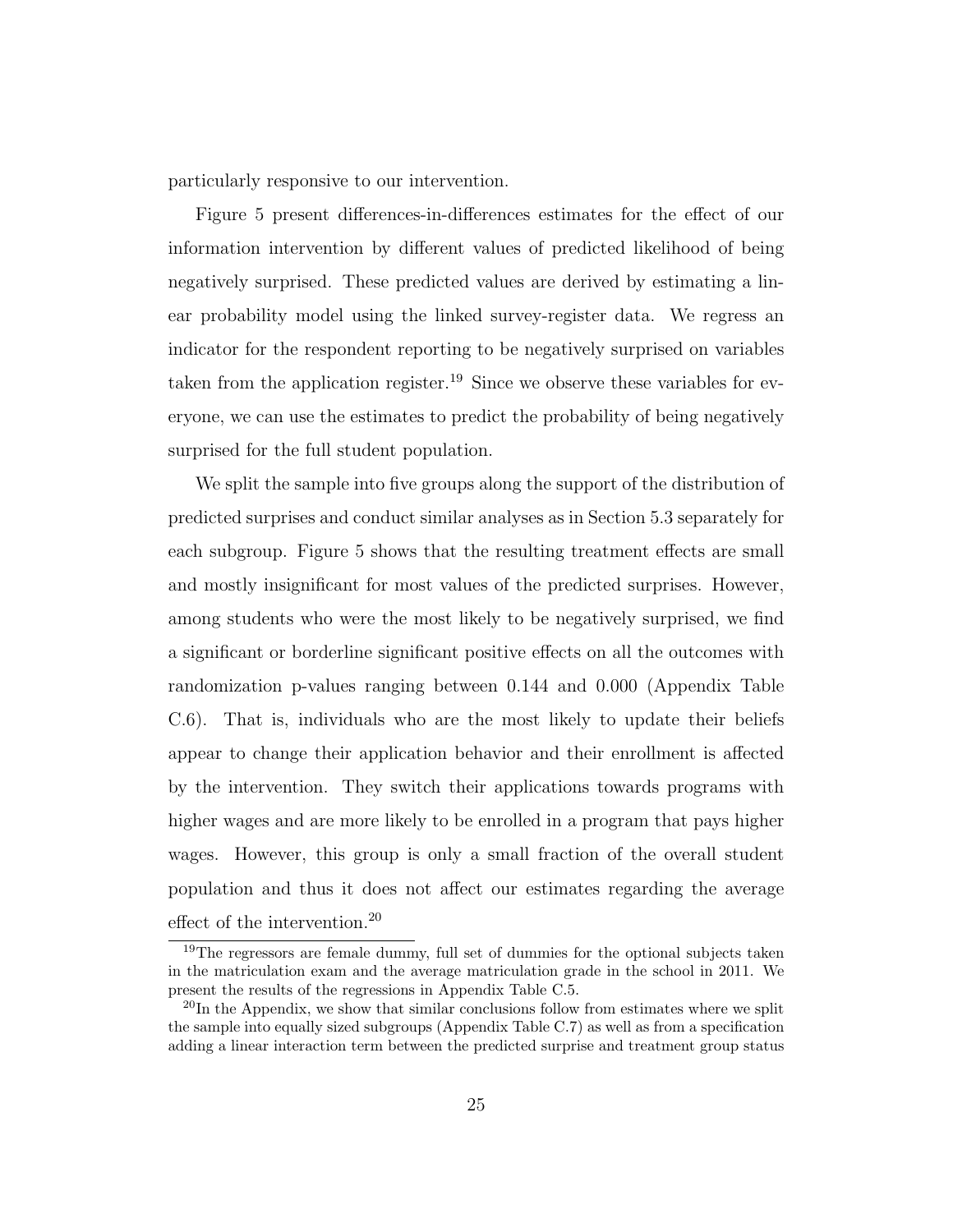particularly responsive to our intervention.

Figure 5 present differences-in-differences estimates for the effect of our information intervention by different values of predicted likelihood of being negatively surprised. These predicted values are derived by estimating a linear probability model using the linked survey-register data. We regress an indicator for the respondent reporting to be negatively surprised on variables taken from the application register.[19] Since we observe these variables for everyone, we can use the estimates to predict the probability of being negatively surprised for the full student population.

We split the sample into five groups along the support of the distribution of predicted surprises and conduct similar analyses as in Section 5.3 separately for each subgroup. Figure 5 shows that the resulting treatment effects are small and mostly insignificant for most values of the predicted surprises. However, among students who were the most likely to be negatively surprised, we find a significant or borderline significant positive effects on all the outcomes with randomization p-values ranging between 0.144 and 0.000 (Appendix Table C.6). That is, individuals who are the most likely to update their beliefs appear to change their application behavior and their enrollment is affected by the intervention. They switch their applications towards programs with higher wages and are more likely to be enrolled in a program that pays higher wages. However, this group is only a small fraction of the overall student population and thus it does not affect our estimates regarding the average effect of the intervention.[20]

[19]The regressors are female dummy, full set of dummies for the optional subjects taken in the matriculation exam and the average matriculation grade in the school in 2011. We present the results of the regressions in Appendix Table C.5.

[20]In the Appendix, we show that similar conclusions follow from estimates where we split the sample into equally sized subgroups (Appendix Table C.7) as well as from a specification adding a linear interaction term between the predicted surprise and treatment group status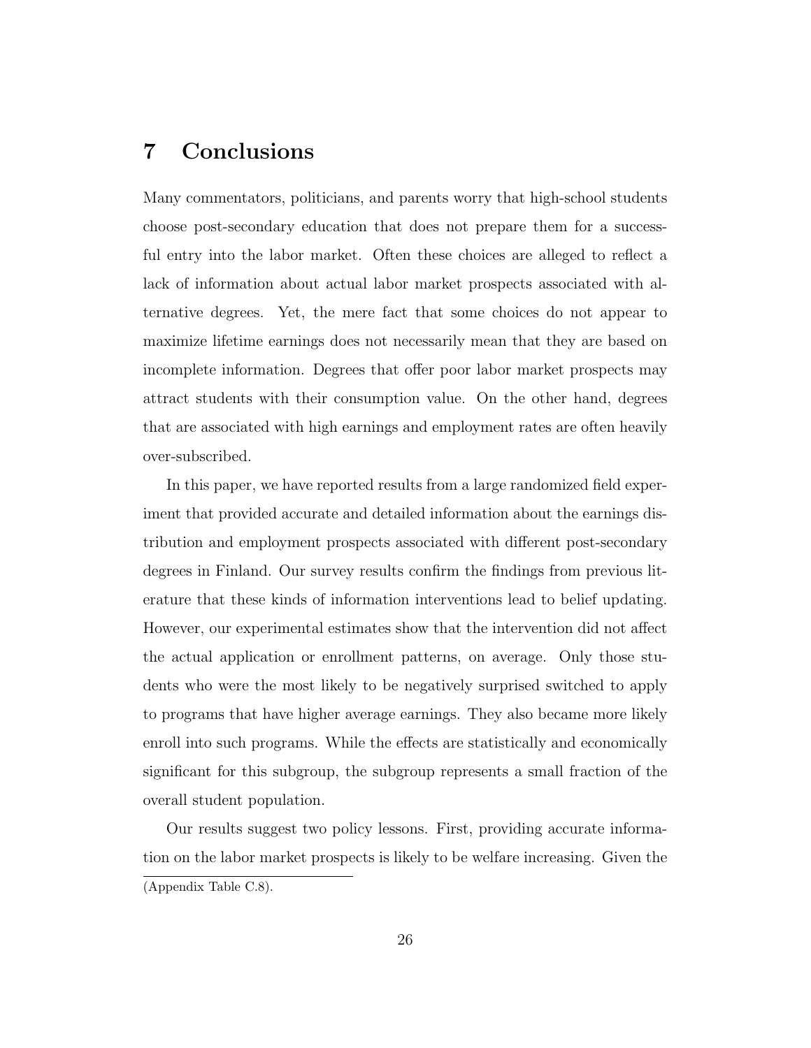# 7 Conclusions

Many commentators, politicians, and parents worry that high-school students choose post-secondary education that does not prepare them for a successful entry into the labor market. Often these choices are alleged to reflect a lack of information about actual labor market prospects associated with alternative degrees. Yet, the mere fact that some choices do not appear to maximize lifetime earnings does not necessarily mean that they are based on incomplete information. Degrees that offer poor labor market prospects may attract students with their consumption value. On the other hand, degrees that are associated with high earnings and employment rates are often heavily over-subscribed.

In this paper, we have reported results from a large randomized field experiment that provided accurate and detailed information about the earnings distribution and employment prospects associated with different post-secondary degrees in Finland. Our survey results confirm the findings from previous literature that these kinds of information interventions lead to belief updating. However, our experimental estimates show that the intervention did not affect the actual application or enrollment patterns, on average. Only those students who were the most likely to be negatively surprised switched to apply to programs that have higher average earnings. They also became more likely enroll into such programs. While the effects are statistically and economically significant for this subgroup, the subgroup represents a small fraction of the overall student population.

Our results suggest two policy lessons. First, providing accurate information on the labor market prospects is likely to be welfare increasing. Given the

(Appendix Table C.8).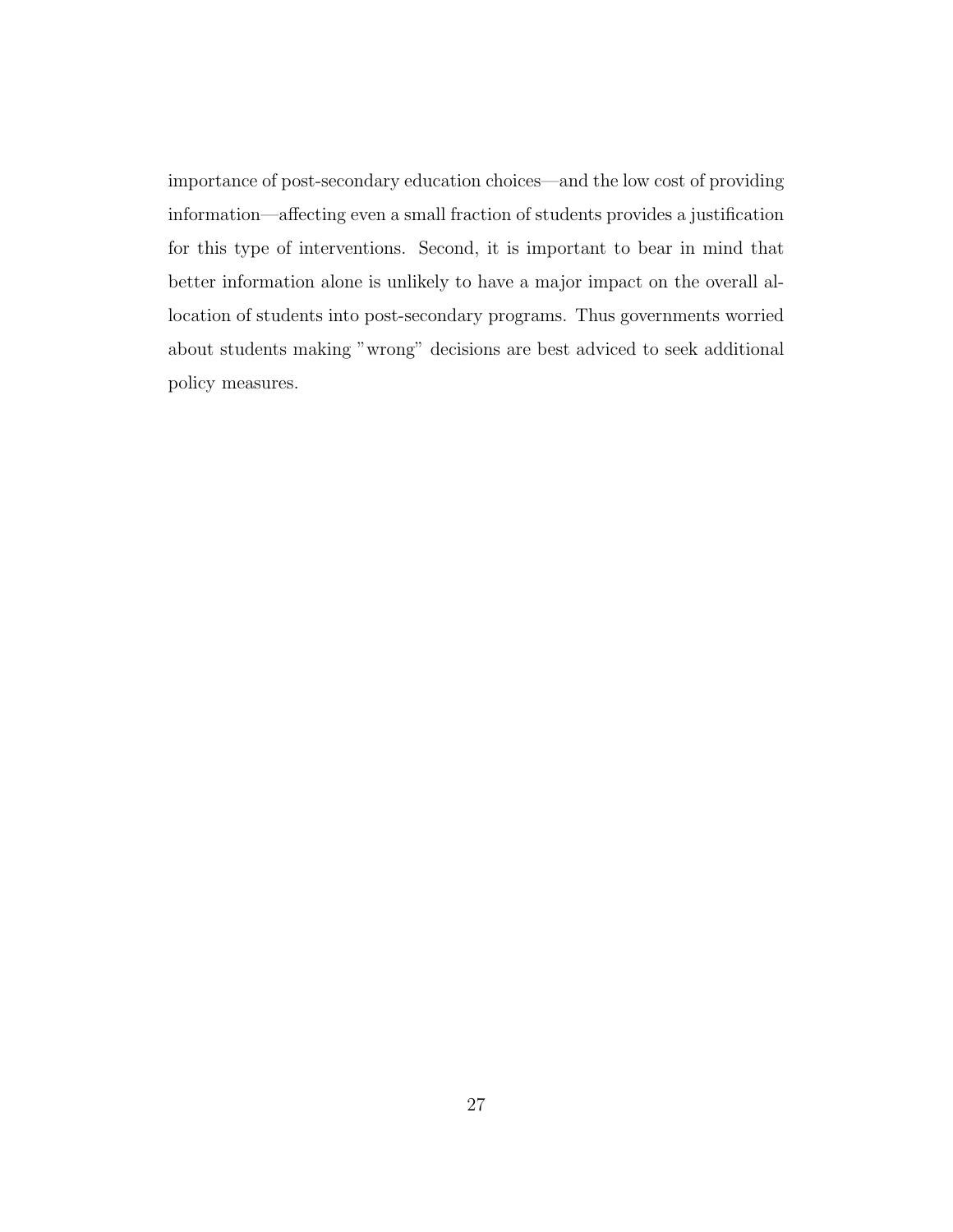importance of post-secondary education choices—and the low cost of providing information—affecting even a small fraction of students provides a justification for this type of interventions. Second, it is important to bear in mind that better information alone is unlikely to have a major impact on the overall allocation of students into post-secondary programs. Thus governments worried about students making "wrong" decisions are best adviced to seek additional policy measures.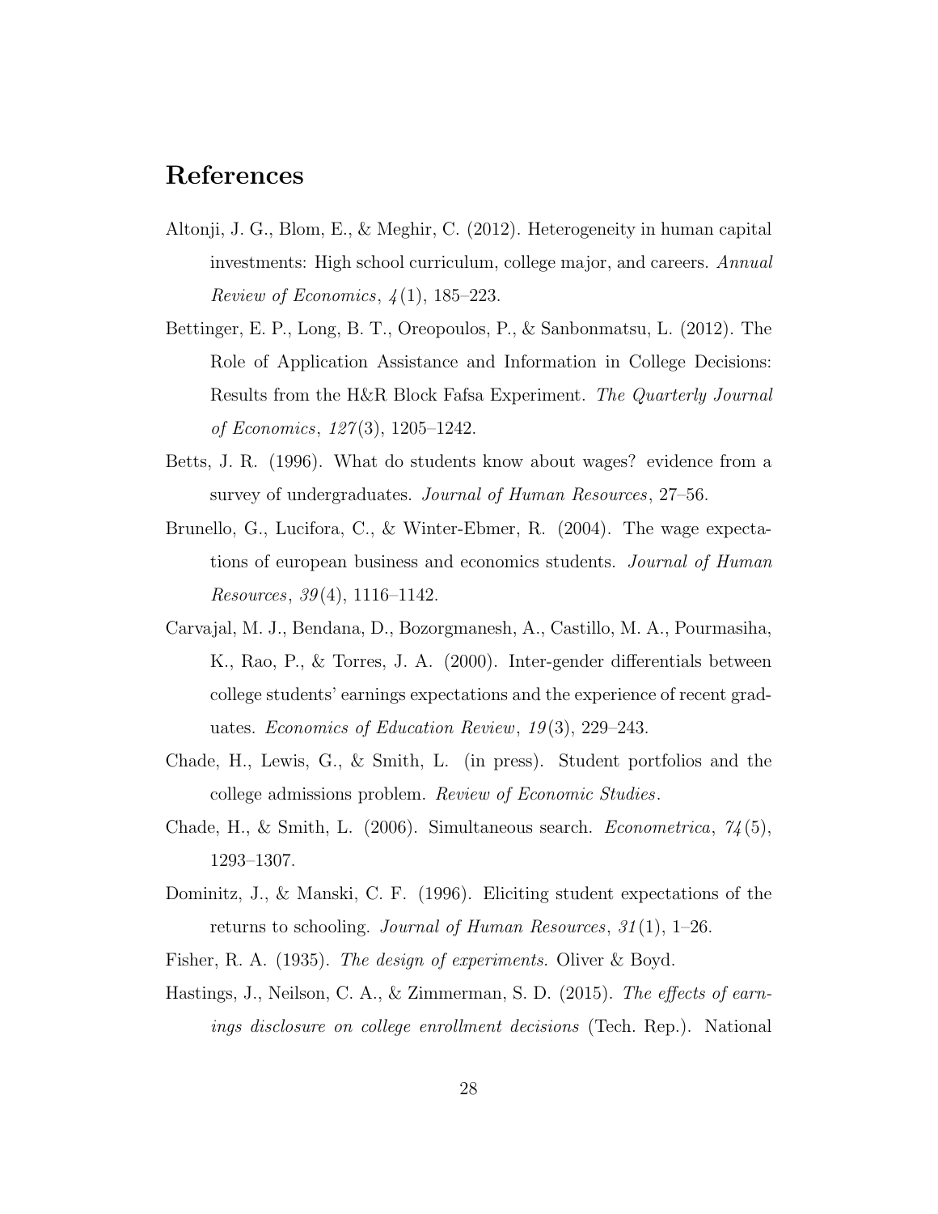# References

Altonji, J. G., Blom, E., & Meghir, C. (2012). Heterogeneity in human capital investments: High school curriculum, college major, and careers. *Annual Review of Economics*, *4*(1), 185–223.

Bettinger, E. P., Long, B. T., Oreopoulos, P., & Sanbonmatsu, L. (2012). The Role of Application Assistance and Information in College Decisions: Results from the H&R Block Fafsa Experiment. *The Quarterly Journal of Economics*, *127*(3), 1205–1242.

Betts, J. R. (1996). What do students know about wages? evidence from a survey of undergraduates. *Journal of Human Resources*, 27–56.

Brunello, G., Lucifora, C., & Winter-Ebmer, R. (2004). The wage expectations of european business and economics students. *Journal of Human Resources*, *39*(4), 1116–1142.

Carvajal, M. J., Bendana, D., Bozorgmanesh, A., Castillo, M. A., Pourmasiha, K., Rao, P., & Torres, J. A. (2000). Inter-gender differentials between college students' earnings expectations and the experience of recent graduates. *Economics of Education Review*, *19*(3), 229–243.

Chade, H., Lewis, G., & Smith, L. (in press). Student portfolios and the college admissions problem. *Review of Economic Studies*.

Chade, H., & Smith, L. (2006). Simultaneous search. *Econometrica*, *74*(5), 1293–1307.

Dominitz, J., & Manski, C. F. (1996). Eliciting student expectations of the returns to schooling. *Journal of Human Resources*, *31*(1), 1–26.

Fisher, R. A. (1935). *The design of experiments.* Oliver & Boyd.

Hastings, J., Neilson, C. A., & Zimmerman, S. D. (2015). *The effects of earnings disclosure on college enrollment decisions* (Tech. Rep.). National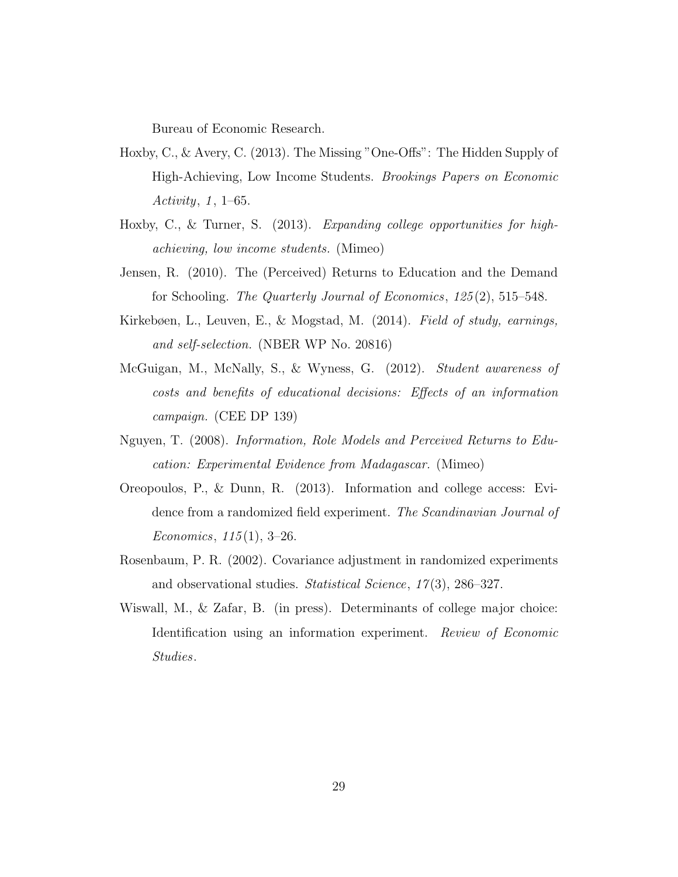Bureau of Economic Research.

Hoxby, C., & Avery, C. (2013). The Missing "One-Offs": The Hidden Supply of High-Achieving, Low Income Students. *Brookings Papers on Economic Activity*, *1*, 1–65.

Hoxby, C., & Turner, S. (2013). *Expanding college opportunities for high-achieving, low income students.* (Mimeo)

Jensen, R. (2010). The (Perceived) Returns to Education and the Demand for Schooling. *The Quarterly Journal of Economics*, *125*(2), 515–548.

Kirkebøen, L., Leuven, E., & Mogstad, M. (2014). *Field of study, earnings, and self-selection.* (NBER WP No. 20816)

McGuigan, M., McNally, S., & Wyness, G. (2012). *Student awareness of costs and benefits of educational decisions: Effects of an information campaign.* (CEE DP 139)

Nguyen, T. (2008). *Information, Role Models and Perceived Returns to Education: Experimental Evidence from Madagascar.* (Mimeo)

Oreopoulos, P., & Dunn, R. (2013). Information and college access: Evidence from a randomized field experiment. *The Scandinavian Journal of Economics*, *115*(1), 3–26.

Rosenbaum, P. R. (2002). Covariance adjustment in randomized experiments and observational studies. *Statistical Science*, *17*(3), 286–327.

Wiswall, M., & Zafar, B. (in press). Determinants of college major choice: Identification using an information experiment. *Review of Economic Studies*.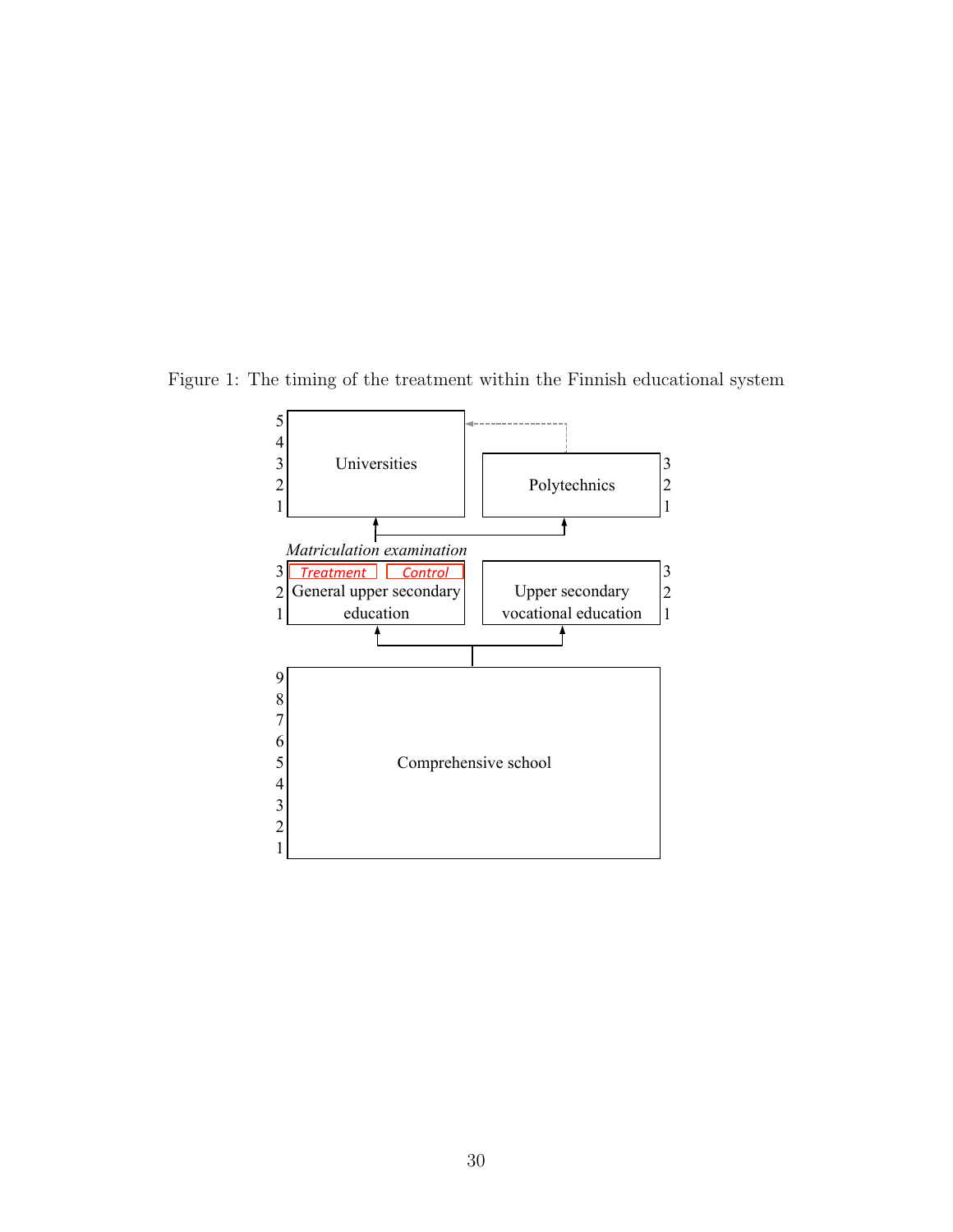Figure 1: The timing of the treatment within the Finnish educational system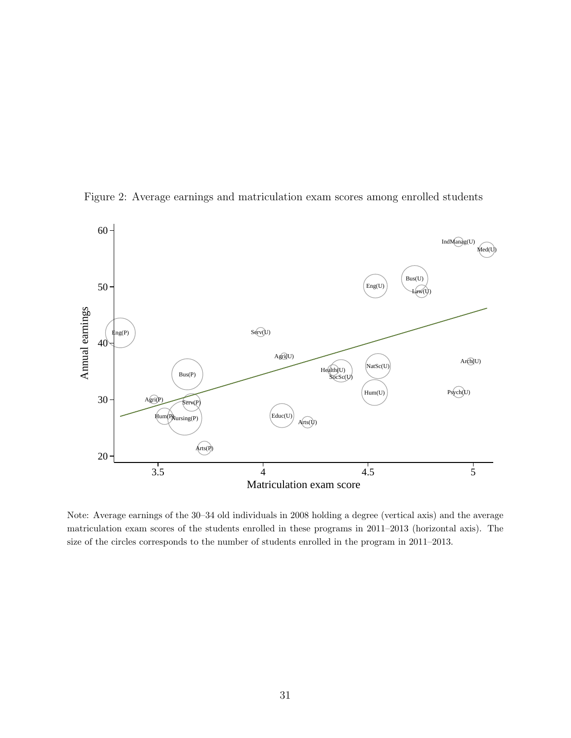Figure 2: Average earnings and matriculation exam scores among enrolled students

Annual earnings

60
50
40
30
20

Matriculation exam score

3.5
4
4.5
5

IndManag(U)
Med(U)
Bus(U)
Eng(U)
Law(U)
Eng(P)
Serv(U)
Agri(U)
NatSc(U)
Arch(U)
Health(U)
SocSc(U)
Bus(P)
Hum(U)
Psych(U)
Agri(P)
Serv(P)
Hum(P)
Nursing(P)
Educ(U)
Arts(U)
Arts(P)

Note: Average earnings of the 30–34 old individuals in 2008 holding a degree (vertical axis) and the average matriculation exam scores of the students enrolled in these programs in 2011–2013 (horizontal axis). The size of the circles corresponds to the number of students enrolled in the program in 2011–2013.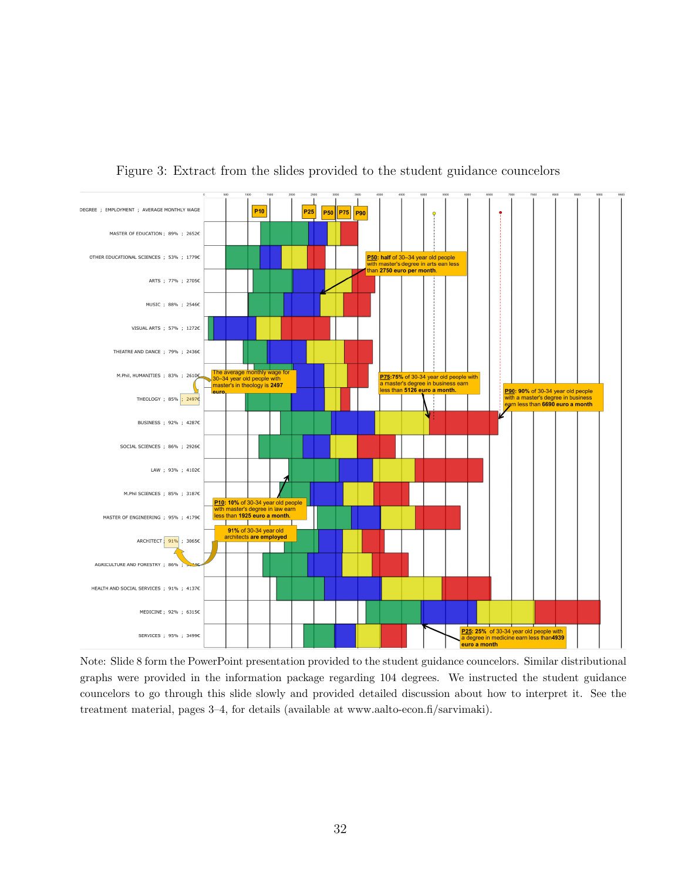Figure 3: Extract from the slides provided to the student guidance councelors

0 500 1000 1500 2000 2500 3000 3500 4000 4500 5000 5500 6000 6500 7000 7500 8000 8500 9000 9500

DEGREE ; EMPLOYMENT ; AVERAGE MONTHLY WAGE

P10 P25 P50 P75 P90

MASTER OF EDUCATION ; 89% ; 2652€

OTHER EDUCATIONAL SCIENCES ; 53% ; 1779€

ARTS ; 77% ; 2705€

MUSIC ; 88% ; 2546€

VISUAL ARTS ; 57% ; 1272€

THEATRE AND DANCE ; 79% ; 2436€

M.Phil, HUMANITIES ; 83% ; 2610€

THEOLOGY ; 85% ; 2497€

BUSINESS ; 92% ; 4287€

SOCIAL SCIENCES ; 86% ; 2926€

LAW ; 93% ; 4102€

M.Phil SCIENCES ; 85% ; 3187€

MASTER OF ENGINEERING ; 95% ; 4179€

ARCHITECT ; 91% ; 3065€

AGRICULTURE AND FORESTRY ; 86% ; 3...€

HEALTH AND SOCIAL SERVICES ; 91% ; 4137€

MEDICINE ; 92% ; 6315€

SERVICES ; 95% ; 3499€

P50: half of 30–34 year old people with master's degree in arts ean less than 2750 euro per month.

The average monthly wage for 30–34 year old people with master's in theology is 2497 euro.

P75: 75% of 30-34 year old people with a master's degree in business earn less than 5126 euro a month.

P90: 90% of 30-34 year old people with a master's degree in business earn less than 6690 euro a month

P10: 10% of 30-34 year old people with master's degree in law earn less than 1925 euro a month.

91% of 30-34 year old architects are employed

P25: 25% of 30-34 year old people with a degree in medicine earn less than 4939 euro a month

Note: Slide 8 form the PowerPoint presentation provided to the student guidance councelors. Similar distributional graphs were provided in the information package regarding 104 degrees. We instructed the student guidance councelors to go through this slide slowly and provided detailed discussion about how to interpret it. See the treatment material, pages 3–4, for details (available at www.aalto-econ.fi/sarvimaki).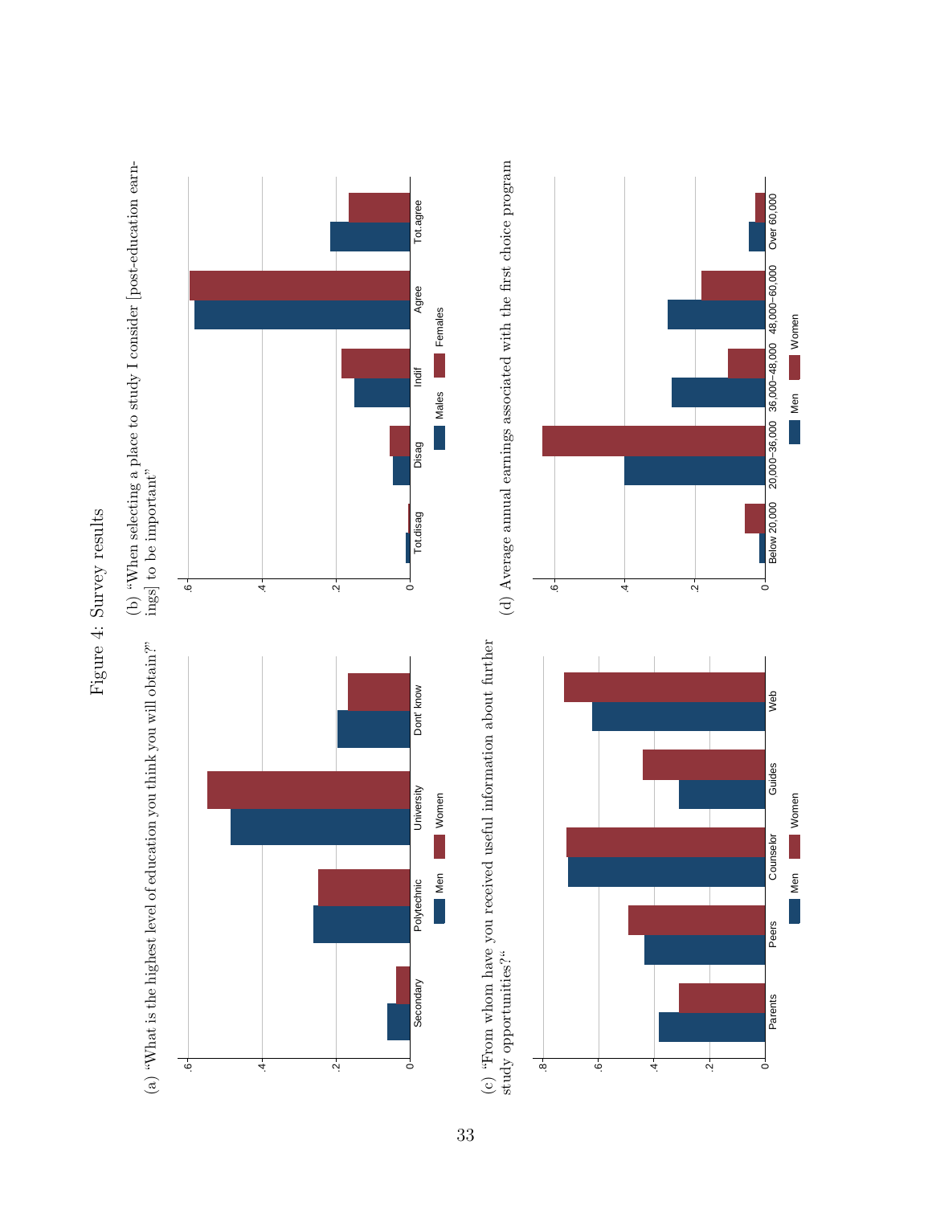Figure 4: Survey results

(a) "What is the highest level of education you think you will obtain?"

.6
.4
.2
0

Secondary
Polytechnic
University
Dont' know

Men
Women

(b) "When selecting a place to study I consider [post-education earnings] to be important"

.6
.4
.2
0

Tot.disag
Disag
Indif
Agree
Tot.agree

Males
Females

(c) "From whom have you received useful information about further study opportunities?"

.8
.6
.4
.2
0

Parents
Peers
Counselor
Guides
Web

Men
Women

(d) Average annual earnings associated with the first choice program

.6
.4
.2
0

Below 20,000
20,000–36,000
36,000–48,000
48,000–60,000
Over 60,000

Men
Women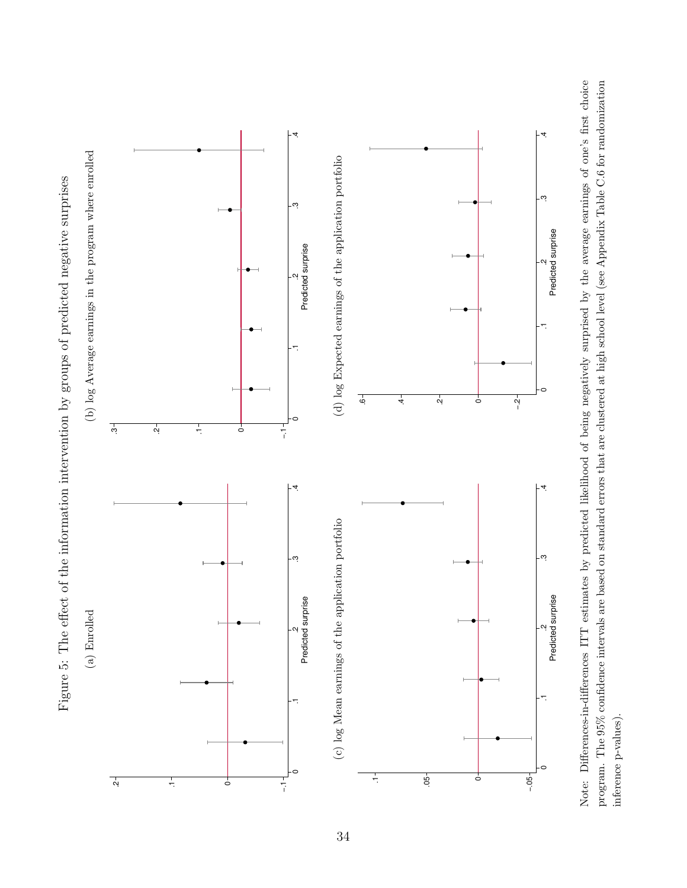Figure 5: The effect of the information intervention by groups of predicted negative surprises

(a) Enrolled

(b) log Average earnings in the program where enrolled

(c) log Mean earnings of the application portfolio

(d) log Expected earnings of the application portfolio

Note: Differences-in-differences ITT estimates by predicted likelihood of being negatively surprised by the average earnings of one's first choice program. The 95% confidence intervals are based on standard errors that are clustered at high school level (see Appendix Table C.6 for randomization inference p-values).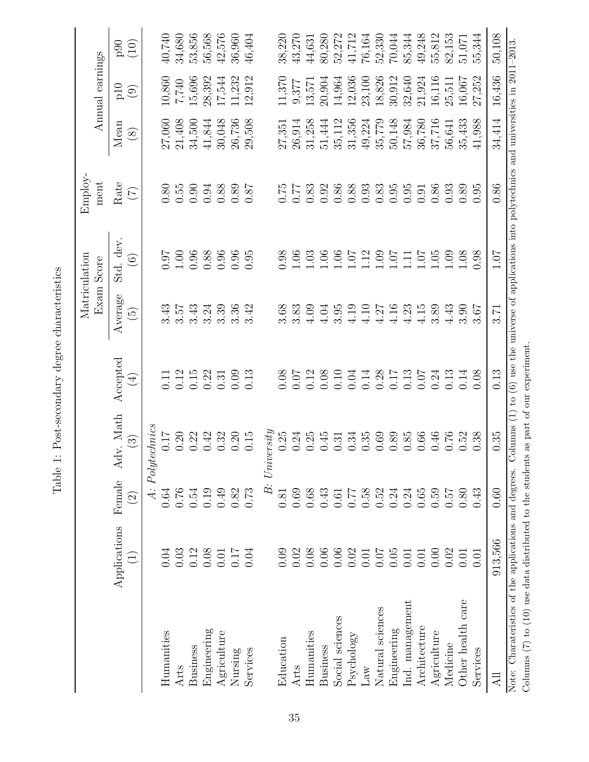Table 1: Post-secondary degree characteristics

| | Applications | Female | Adv. Math | Accepted | Matriculation Exam Score | | Employ-ment | Annual earnings | | |
|---|---|---|---|---|---|---|---|---|---|---|
| | | | | | Average | Std. dev. | Rate | Mean | p10 | p90 |
| | (1) | (2) | (3) | (4) | (5) | (6) | (7) | (8) | (9) | (10) |
| | | | *A: Polytechnics* | | | | | | | |
| Humanities | 0.04 | 0.64 | 0.17 | 0.11 | 3.43 | 0.97 | 0.80 | 27,060 | 10,860 | 40,740 |
| Arts | 0.03 | 0.76 | 0.20 | 0.12 | 3.57 | 1.00 | 0.55 | 21,408 | 7,740 | 34,680 |
| Business | 0.12 | 0.54 | 0.22 | 0.15 | 3.43 | 0.96 | 0.90 | 34,500 | 15,696 | 53,856 |
| Engineering | 0.08 | 0.19 | 0.42 | 0.22 | 3.24 | 0.88 | 0.94 | 41,844 | 28,392 | 56,568 |
| Agriculture | 0.01 | 0.49 | 0.32 | 0.31 | 3.39 | 0.96 | 0.88 | 30,048 | 17,544 | 42,576 |
| Nursing | 0.17 | 0.82 | 0.20 | 0.09 | 3.36 | 0.96 | 0.89 | 26,736 | 11,232 | 36,960 |
| Services | 0.04 | 0.73 | 0.15 | 0.13 | 3.42 | 0.95 | 0.87 | 29,508 | 12,912 | 46,404 |
| | | | *B: University* | | | | | | | |
| Education | 0.09 | 0.81 | 0.25 | 0.08 | 3.68 | 0.98 | 0.75 | 27,351 | 11,370 | 38,220 |
| Arts | 0.02 | 0.69 | 0.24 | 0.07 | 3.83 | 1.06 | 0.77 | 26,914 | 9,377 | 43,270 |
| Humanities | 0.08 | 0.68 | 0.25 | 0.12 | 4.09 | 1.03 | 0.83 | 31,258 | 13,571 | 44,631 |
| Business | 0.06 | 0.43 | 0.45 | 0.08 | 4.04 | 1.06 | 0.92 | 51,444 | 20,904 | 80,280 |
| Social sciences | 0.06 | 0.61 | 0.31 | 0.10 | 3.95 | 1.06 | 0.86 | 35,112 | 14,964 | 52,272 |
| Psychology | 0.02 | 0.77 | 0.34 | 0.04 | 4.19 | 1.07 | 0.88 | 31,356 | 12,036 | 41,712 |
| Law | 0.01 | 0.58 | 0.35 | 0.14 | 4.10 | 1.12 | 0.93 | 49,224 | 23,100 | 76,164 |
| Natural sciences | 0.07 | 0.52 | 0.69 | 0.28 | 4.27 | 1.09 | 0.83 | 35,779 | 18,826 | 52,330 |
| Engineering | 0.05 | 0.24 | 0.89 | 0.17 | 4.16 | 1.07 | 0.95 | 50,148 | 30,912 | 70,044 |
| Ind. management | 0.01 | 0.24 | 0.85 | 0.13 | 4.23 | 1.11 | 0.95 | 57,984 | 32,640 | 85,344 |
| Architecture | 0.01 | 0.65 | 0.66 | 0.07 | 4.15 | 1.07 | 0.91 | 36,780 | 21,924 | 49,248 |
| Agriculture | 0.00 | 0.59 | 0.46 | 0.24 | 3.89 | 1.05 | 0.86 | 37,716 | 16,116 | 55,812 |
| Medicine | 0.02 | 0.57 | 0.76 | 0.13 | 4.43 | 1.09 | 0.93 | 56,641 | 25,511 | 82,153 |
| Other health care | 0.01 | 0.80 | 0.52 | 0.14 | 3.90 | 1.08 | 0.89 | 35,433 | 16,067 | 51,071 |
| Services | 0.01 | 0.43 | 0.38 | 0.08 | 3.67 | 0.98 | 0.95 | 41,988 | 27,252 | 55,344 |
| All | 913,566 | 0.60 | 0.35 | 0.13 | 3.71 | 1.07 | 0.86 | 34,414 | 16,436 | 50,108 |

Note: Charateristics of the applications and degrees. Columns (1) to (6) use the universe of applications into polytechnics and universities in 2011–2013. Columns (7) to (10) use data distributed to the students as part of our experiment.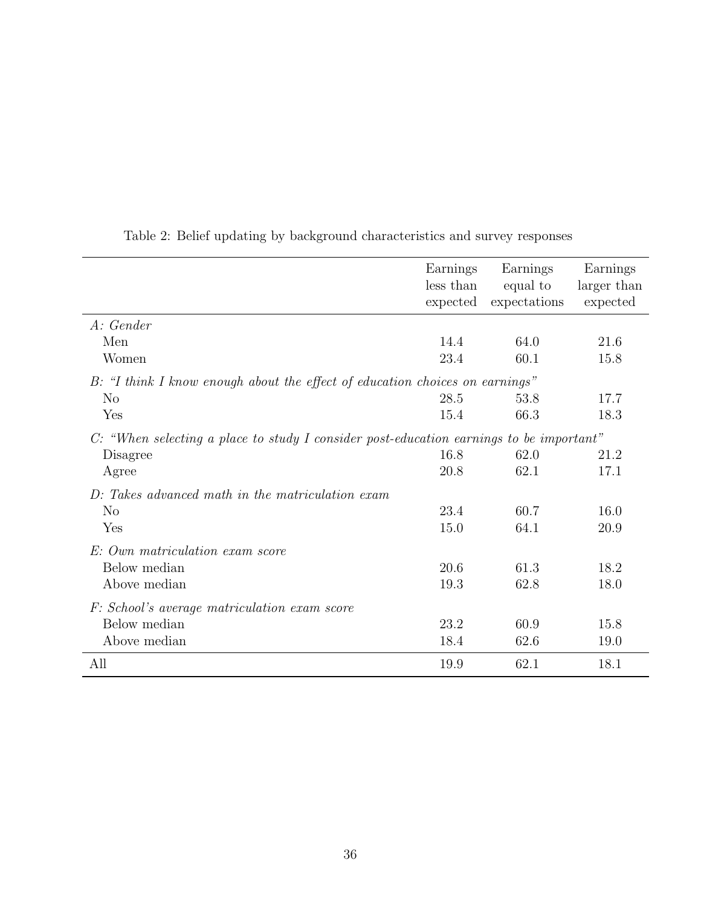Table 2: Belief updating by background characteristics and survey responses

| | Earnings less than expected | Earnings equal to expectations | Earnings larger than expected |
|---|---|---|---|
| *A: Gender* | | | |
| Men | 14.4 | 64.0 | 21.6 |
| Women | 23.4 | 60.1 | 15.8 |
| *B: "I think I know enough about the effect of education choices on earnings"* | | | |
| No | 28.5 | 53.8 | 17.7 |
| Yes | 15.4 | 66.3 | 18.3 |
| *C: "When selecting a place to study I consider post-education earnings to be important"* | | | |
| Disagree | 16.8 | 62.0 | 21.2 |
| Agree | 20.8 | 62.1 | 17.1 |
| *D: Takes advanced math in the matriculation exam* | | | |
| No | 23.4 | 60.7 | 16.0 |
| Yes | 15.0 | 64.1 | 20.9 |
| *E: Own matriculation exam score* | | | |
| Below median | 20.6 | 61.3 | 18.2 |
| Above median | 19.3 | 62.8 | 18.0 |
| *F: School's average matriculation exam score* | | | |
| Below median | 23.2 | 60.9 | 15.8 |
| Above median | 18.4 | 62.6 | 19.0 |
| All | 19.9 | 62.1 | 18.1 |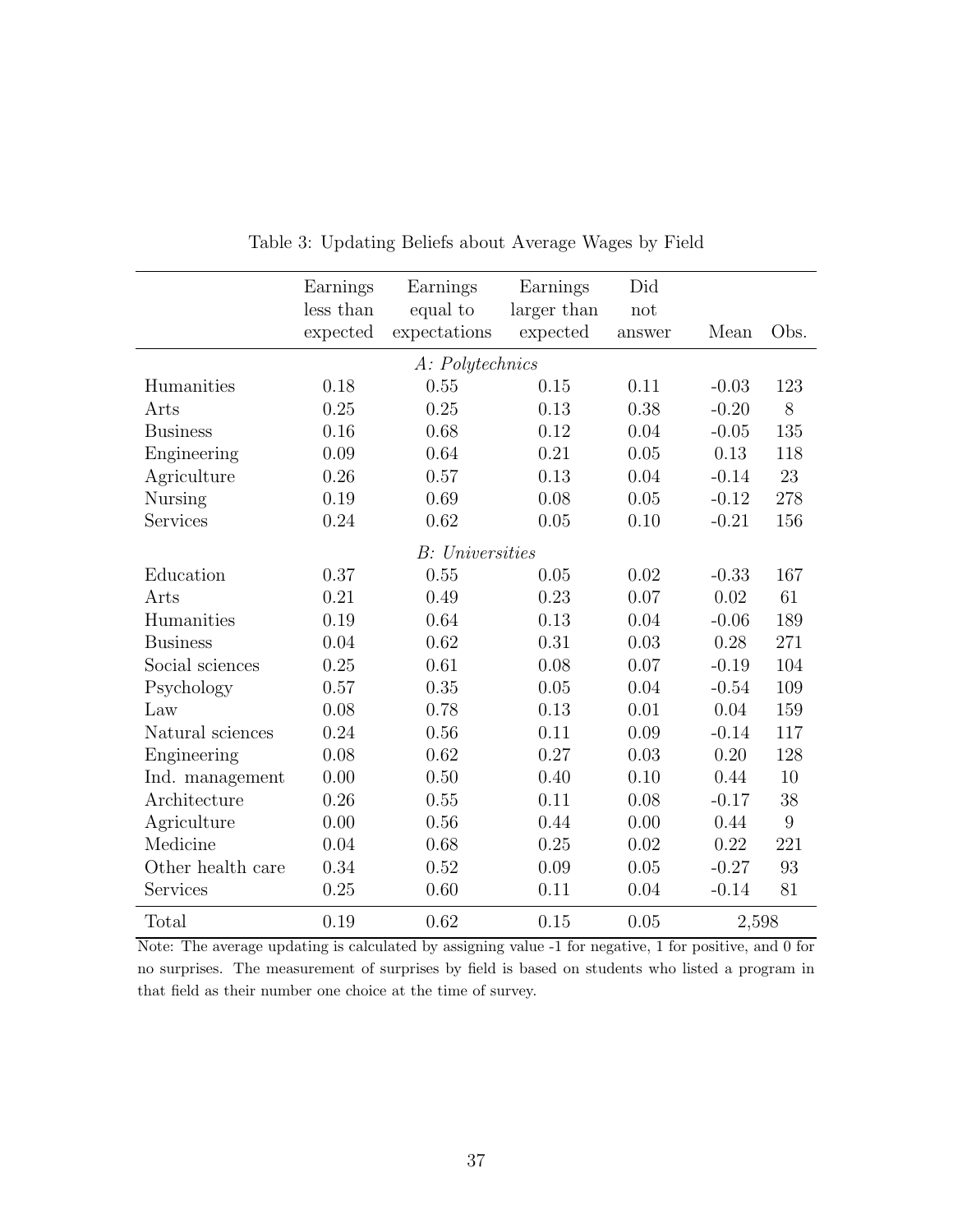Table 3: Updating Beliefs about Average Wages by Field

| | Earnings less than expected | Earnings equal to expectations | Earnings larger than expected | Did not answer | Mean | Obs. |
|---|---|---|---|---|---|---|
| *A: Polytechnics* | | | | | | |
| Humanities | 0.18 | 0.55 | 0.15 | 0.11 | -0.03 | 123 |
| Arts | 0.25 | 0.25 | 0.13 | 0.38 | -0.20 | 8 |
| Business | 0.16 | 0.68 | 0.12 | 0.04 | -0.05 | 135 |
| Engineering | 0.09 | 0.64 | 0.21 | 0.05 | 0.13 | 118 |
| Agriculture | 0.26 | 0.57 | 0.13 | 0.04 | -0.14 | 23 |
| Nursing | 0.19 | 0.69 | 0.08 | 0.05 | -0.12 | 278 |
| Services | 0.24 | 0.62 | 0.05 | 0.10 | -0.21 | 156 |
| *B: Universities* | | | | | | |
| Education | 0.37 | 0.55 | 0.05 | 0.02 | -0.33 | 167 |
| Arts | 0.21 | 0.49 | 0.23 | 0.07 | 0.02 | 61 |
| Humanities | 0.19 | 0.64 | 0.13 | 0.04 | -0.06 | 189 |
| Business | 0.04 | 0.62 | 0.31 | 0.03 | 0.28 | 271 |
| Social sciences | 0.25 | 0.61 | 0.08 | 0.07 | -0.19 | 104 |
| Psychology | 0.57 | 0.35 | 0.05 | 0.04 | -0.54 | 109 |
| Law | 0.08 | 0.78 | 0.13 | 0.01 | 0.04 | 159 |
| Natural sciences | 0.24 | 0.56 | 0.11 | 0.09 | -0.14 | 117 |
| Engineering | 0.08 | 0.62 | 0.27 | 0.03 | 0.20 | 128 |
| Ind. management | 0.00 | 0.50 | 0.40 | 0.10 | 0.44 | 10 |
| Architecture | 0.26 | 0.55 | 0.11 | 0.08 | -0.17 | 38 |
| Agriculture | 0.00 | 0.56 | 0.44 | 0.00 | 0.44 | 9 |
| Medicine | 0.04 | 0.68 | 0.25 | 0.02 | 0.22 | 221 |
| Other health care | 0.34 | 0.52 | 0.09 | 0.05 | -0.27 | 93 |
| Services | 0.25 | 0.60 | 0.11 | 0.04 | -0.14 | 81 |
| Total | 0.19 | 0.62 | 0.15 | 0.05 | 2,598 | |

Note: The average updating is calculated by assigning value -1 for negative, 1 for positive, and 0 for no surprises. The measurement of surprises by field is based on students who listed a program in that field as their number one choice at the time of survey.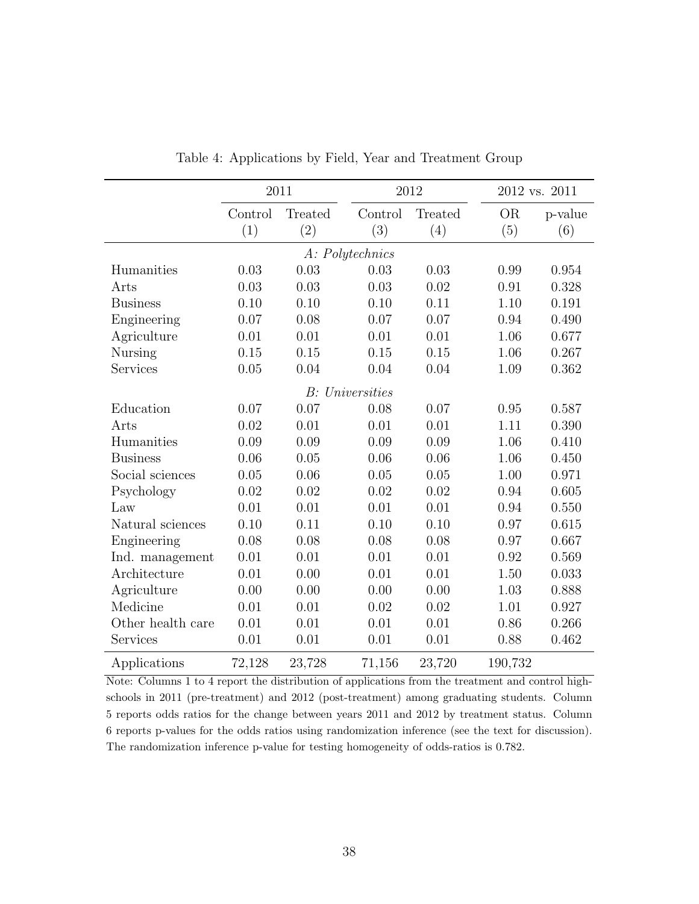Table 4: Applications by Field, Year and Treatment Group

| | 2011 | | 2012 | | 2012 vs. 2011 | |
|---|---|---|---|---|---|---|
| | Control (1) | Treated (2) | Control (3) | Treated (4) | OR (5) | p-value (6) |
| *A: Polytechnics* | | | | | | |
| Humanities | 0.03 | 0.03 | 0.03 | 0.03 | 0.99 | 0.954 |
| Arts | 0.03 | 0.03 | 0.03 | 0.02 | 0.91 | 0.328 |
| Business | 0.10 | 0.10 | 0.10 | 0.11 | 1.10 | 0.191 |
| Engineering | 0.07 | 0.08 | 0.07 | 0.07 | 0.94 | 0.490 |
| Agriculture | 0.01 | 0.01 | 0.01 | 0.01 | 1.06 | 0.677 |
| Nursing | 0.15 | 0.15 | 0.15 | 0.15 | 1.06 | 0.267 |
| Services | 0.05 | 0.04 | 0.04 | 0.04 | 1.09 | 0.362 |
| *B: Universities* | | | | | | |
| Education | 0.07 | 0.07 | 0.08 | 0.07 | 0.95 | 0.587 |
| Arts | 0.02 | 0.01 | 0.01 | 0.01 | 1.11 | 0.390 |
| Humanities | 0.09 | 0.09 | 0.09 | 0.09 | 1.06 | 0.410 |
| Business | 0.06 | 0.05 | 0.06 | 0.06 | 1.06 | 0.450 |
| Social sciences | 0.05 | 0.06 | 0.05 | 0.05 | 1.00 | 0.971 |
| Psychology | 0.02 | 0.02 | 0.02 | 0.02 | 0.94 | 0.605 |
| Law | 0.01 | 0.01 | 0.01 | 0.01 | 0.94 | 0.550 |
| Natural sciences | 0.10 | 0.11 | 0.10 | 0.10 | 0.97 | 0.615 |
| Engineering | 0.08 | 0.08 | 0.08 | 0.08 | 0.97 | 0.667 |
| Ind. management | 0.01 | 0.01 | 0.01 | 0.01 | 0.92 | 0.569 |
| Architecture | 0.01 | 0.00 | 0.01 | 0.01 | 1.50 | 0.033 |
| Agriculture | 0.00 | 0.00 | 0.00 | 0.00 | 1.03 | 0.888 |
| Medicine | 0.01 | 0.01 | 0.02 | 0.02 | 1.01 | 0.927 |
| Other health care | 0.01 | 0.01 | 0.01 | 0.01 | 0.86 | 0.266 |
| Services | 0.01 | 0.01 | 0.01 | 0.01 | 0.88 | 0.462 |
| Applications | 72,128 | 23,728 | 71,156 | 23,720 | 190,732 | |

Note: Columns 1 to 4 report the distribution of applications from the treatment and control high-schools in 2011 (pre-treatment) and 2012 (post-treatment) among graduating students. Column 5 reports odds ratios for the change between years 2011 and 2012 by treatment status. Column 6 reports p-values for the odds ratios using randomization inference (see the text for discussion). The randomization inference p-value for testing homogeneity of odds-ratios is 0.782.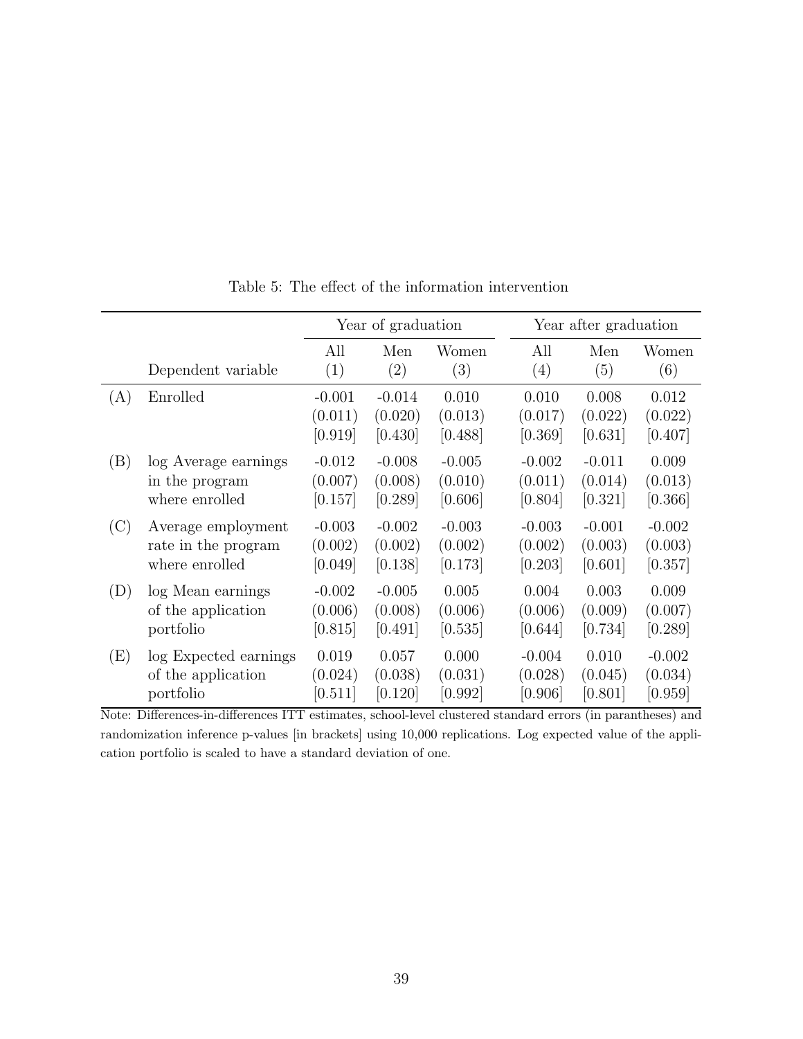Table 5: The effect of the information intervention

| | | Year of graduation | | | Year after graduation | | |
|---|---|---|---|---|---|---|---|
| | | All | Men | Women | All | Men | Women |
| | Dependent variable | (1) | (2) | (3) | (4) | (5) | (6) |
| (A) | Enrolled | -0.001 | -0.014 | 0.010 | 0.010 | 0.008 | 0.012 |
| | | (0.011) | (0.020) | (0.013) | (0.017) | (0.022) | (0.022) |
| | | [0.919] | [0.430] | [0.488] | [0.369] | [0.631] | [0.407] |
| (B) | log Average earnings in the program where enrolled | -0.012 | -0.008 | -0.005 | -0.002 | -0.011 | 0.009 |
| | | (0.007) | (0.008) | (0.010) | (0.011) | (0.014) | (0.013) |
| | | [0.157] | [0.289] | [0.606] | [0.804] | [0.321] | [0.366] |
| (C) | Average employment rate in the program where enrolled | -0.003 | -0.002 | -0.003 | -0.003 | -0.001 | -0.002 |
| | | (0.002) | (0.002) | (0.002) | (0.002) | (0.003) | (0.003) |
| | | [0.049] | [0.138] | [0.173] | [0.203] | [0.601] | [0.357] |
| (D) | log Mean earnings of the application portfolio | -0.002 | -0.005 | 0.005 | 0.004 | 0.003 | 0.009 |
| | | (0.006) | (0.008) | (0.006) | (0.006) | (0.009) | (0.007) |
| | | [0.815] | [0.491] | [0.535] | [0.644] | [0.734] | [0.289] |
| (E) | log Expected earnings of the application portfolio | 0.019 | 0.057 | 0.000 | -0.004 | 0.010 | -0.002 |
| | | (0.024) | (0.038) | (0.031) | (0.028) | (0.045) | (0.034) |
| | | [0.511] | [0.120] | [0.992] | [0.906] | [0.801] | [0.959] |

Note: Differences-in-differences ITT estimates, school-level clustered standard errors (in parantheses) and randomization inference p-values [in brackets] using 10,000 replications. Log expected value of the application portfolio is scaled to have a standard deviation of one.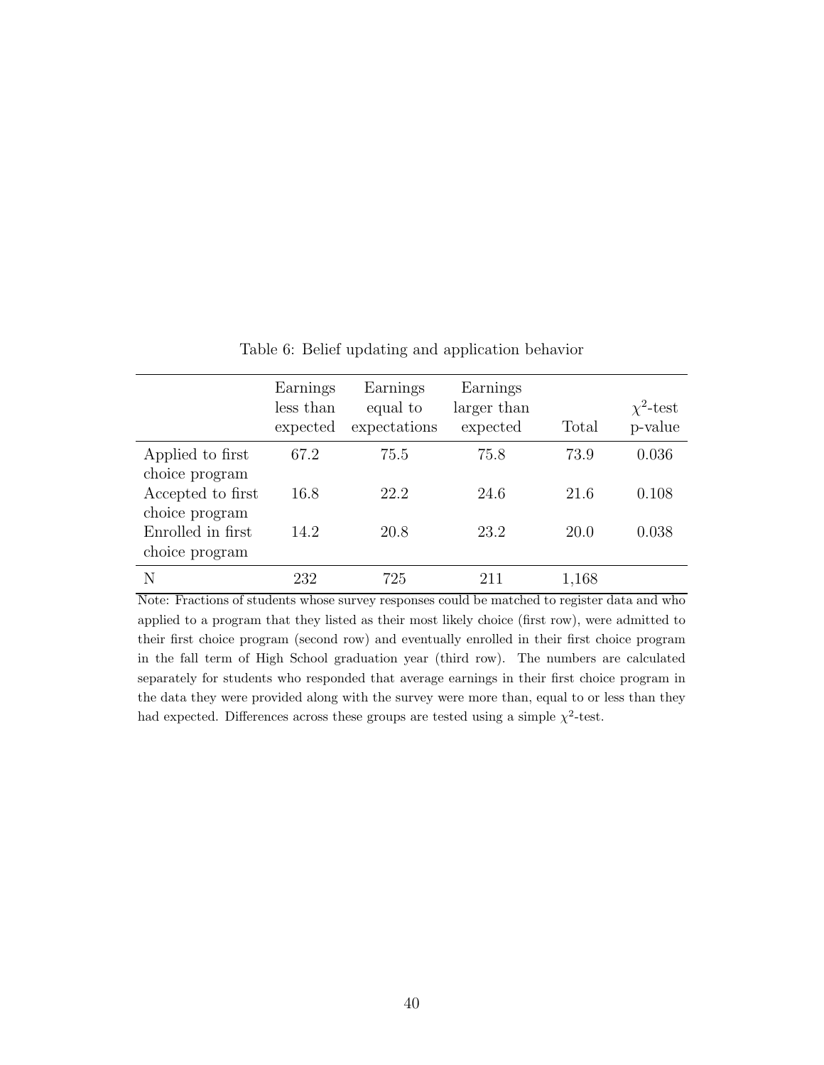Table 6: Belief updating and application behavior

| | Earnings less than expected | Earnings equal to expectations | Earnings larger than expected | Total | $\chi^2$-test p-value |
|---|---|---|---|---|---|
| Applied to first choice program | 67.2 | 75.5 | 75.8 | 73.9 | 0.036 |
| Accepted to first choice program | 16.8 | 22.2 | 24.6 | 21.6 | 0.108 |
| Enrolled in first choice program | 14.2 | 20.8 | 23.2 | 20.0 | 0.038 |
| N | 232 | 725 | 211 | 1,168 | |

Note: Fractions of students whose survey responses could be matched to register data and who applied to a program that they listed as their most likely choice (first row), were admitted to their first choice program (second row) and eventually enrolled in their first choice program in the fall term of High School graduation year (third row). The numbers are calculated separately for students who responded that average earnings in their first choice program in the data they were provided along with the survey were more than, equal to or less than they had expected. Differences across these groups are tested using a simple $\chi^2$-test.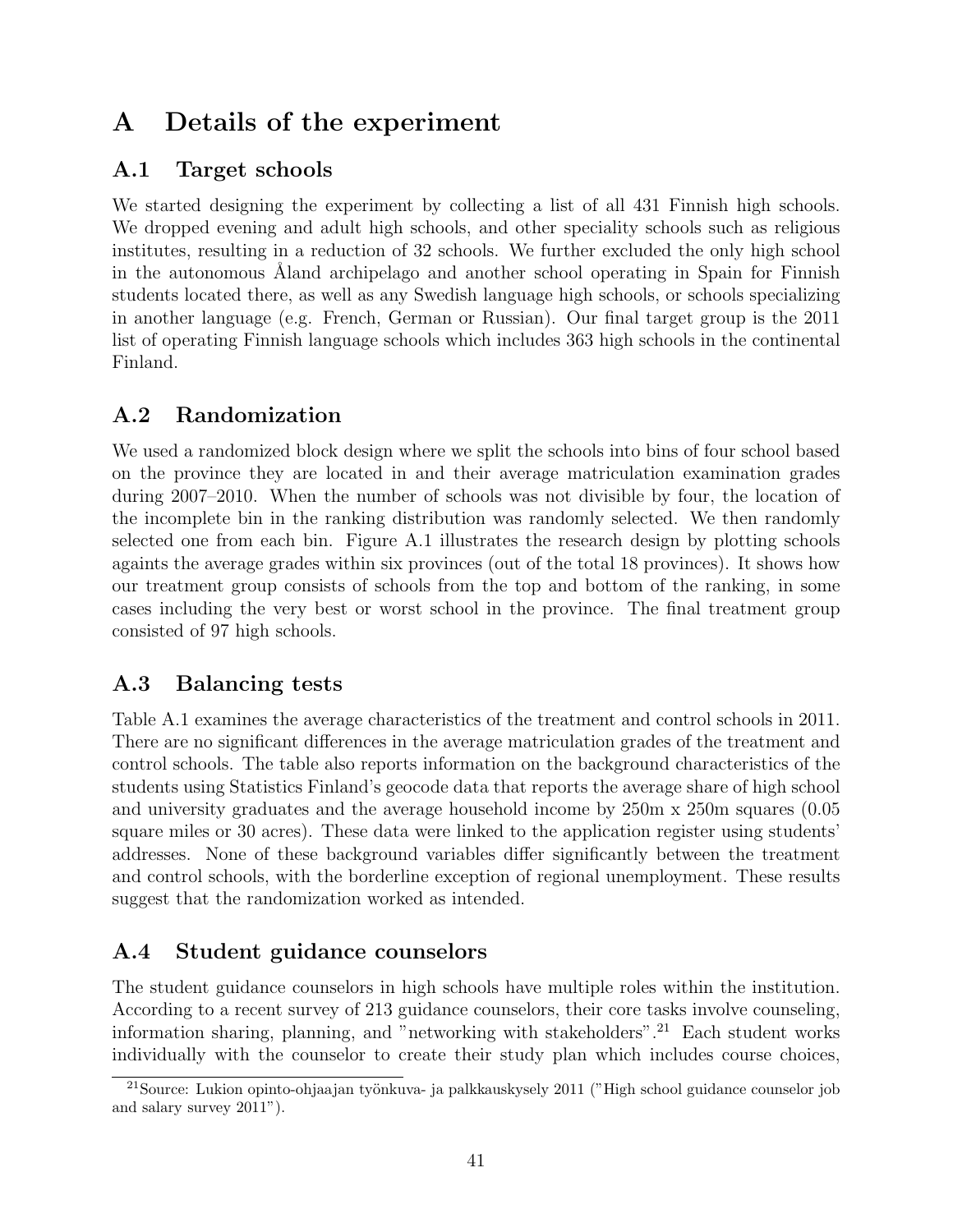# A Details of the experiment

## A.1 Target schools

We started designing the experiment by collecting a list of all 431 Finnish high schools. We dropped evening and adult high schools, and other speciality schools such as religious institutes, resulting in a reduction of 32 schools. We further excluded the only high school in the autonomous Åland archipelago and another school operating in Spain for Finnish students located there, as well as any Swedish language high schools, or schools specializing in another language (e.g. French, German or Russian). Our final target group is the 2011 list of operating Finnish language schools which includes 363 high schools in the continental Finland.

## A.2 Randomization

We used a randomized block design where we split the schools into bins of four school based on the province they are located in and their average matriculation examination grades during 2007–2010. When the number of schools was not divisible by four, the location of the incomplete bin in the ranking distribution was randomly selected. We then randomly selected one from each bin. Figure A.1 illustrates the research design by plotting schools againts the average grades within six provinces (out of the total 18 provinces). It shows how our treatment group consists of schools from the top and bottom of the ranking, in some cases including the very best or worst school in the province. The final treatment group consisted of 97 high schools.

## A.3 Balancing tests

Table A.1 examines the average characteristics of the treatment and control schools in 2011. There are no significant differences in the average matriculation grades of the treatment and control schools. The table also reports information on the background characteristics of the students using Statistics Finland's geocode data that reports the average share of high school and university graduates and the average household income by 250m x 250m squares (0.05 square miles or 30 acres). These data were linked to the application register using students' addresses. None of these background variables differ significantly between the treatment and control schools, with the borderline exception of regional unemployment. These results suggest that the randomization worked as intended.

## A.4 Student guidance counselors

The student guidance counselors in high schools have multiple roles within the institution. According to a recent survey of 213 guidance counselors, their core tasks involve counseling, information sharing, planning, and "networking with stakeholders".[21] Each student works individually with the counselor to create their study plan which includes course choices,

[21] Source: Lukion opinto-ohjaajan työnkuva- ja palkkauskysely 2011 ("High school guidance counselor job and salary survey 2011").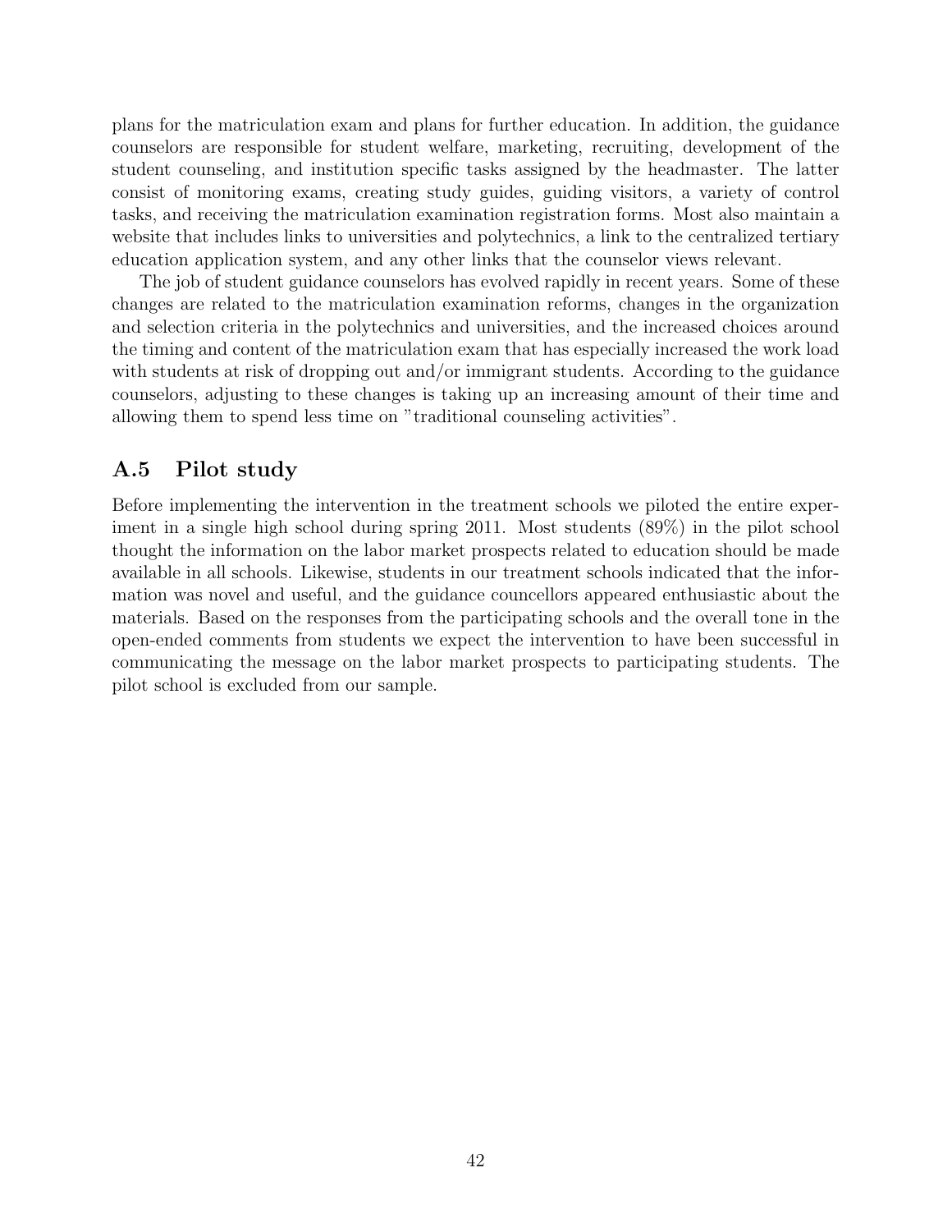plans for the matriculation exam and plans for further education. In addition, the guidance counselors are responsible for student welfare, marketing, recruiting, development of the student counseling, and institution specific tasks assigned by the headmaster. The latter consist of monitoring exams, creating study guides, guiding visitors, a variety of control tasks, and receiving the matriculation examination registration forms. Most also maintain a website that includes links to universities and polytechnics, a link to the centralized tertiary education application system, and any other links that the counselor views relevant.

The job of student guidance counselors has evolved rapidly in recent years. Some of these changes are related to the matriculation examination reforms, changes in the organization and selection criteria in the polytechnics and universities, and the increased choices around the timing and content of the matriculation exam that has especially increased the work load with students at risk of dropping out and/or immigrant students. According to the guidance counselors, adjusting to these changes is taking up an increasing amount of their time and allowing them to spend less time on "traditional counseling activities".

## A.5 Pilot study

Before implementing the intervention in the treatment schools we piloted the entire experiment in a single high school during spring 2011. Most students (89%) in the pilot school thought the information on the labor market prospects related to education should be made available in all schools. Likewise, students in our treatment schools indicated that the information was novel and useful, and the guidance councellors appeared enthusiastic about the materials. Based on the responses from the participating schools and the overall tone in the open-ended comments from students we expect the intervention to have been successful in communicating the message on the labor market prospects to participating students. The pilot school is excluded from our sample.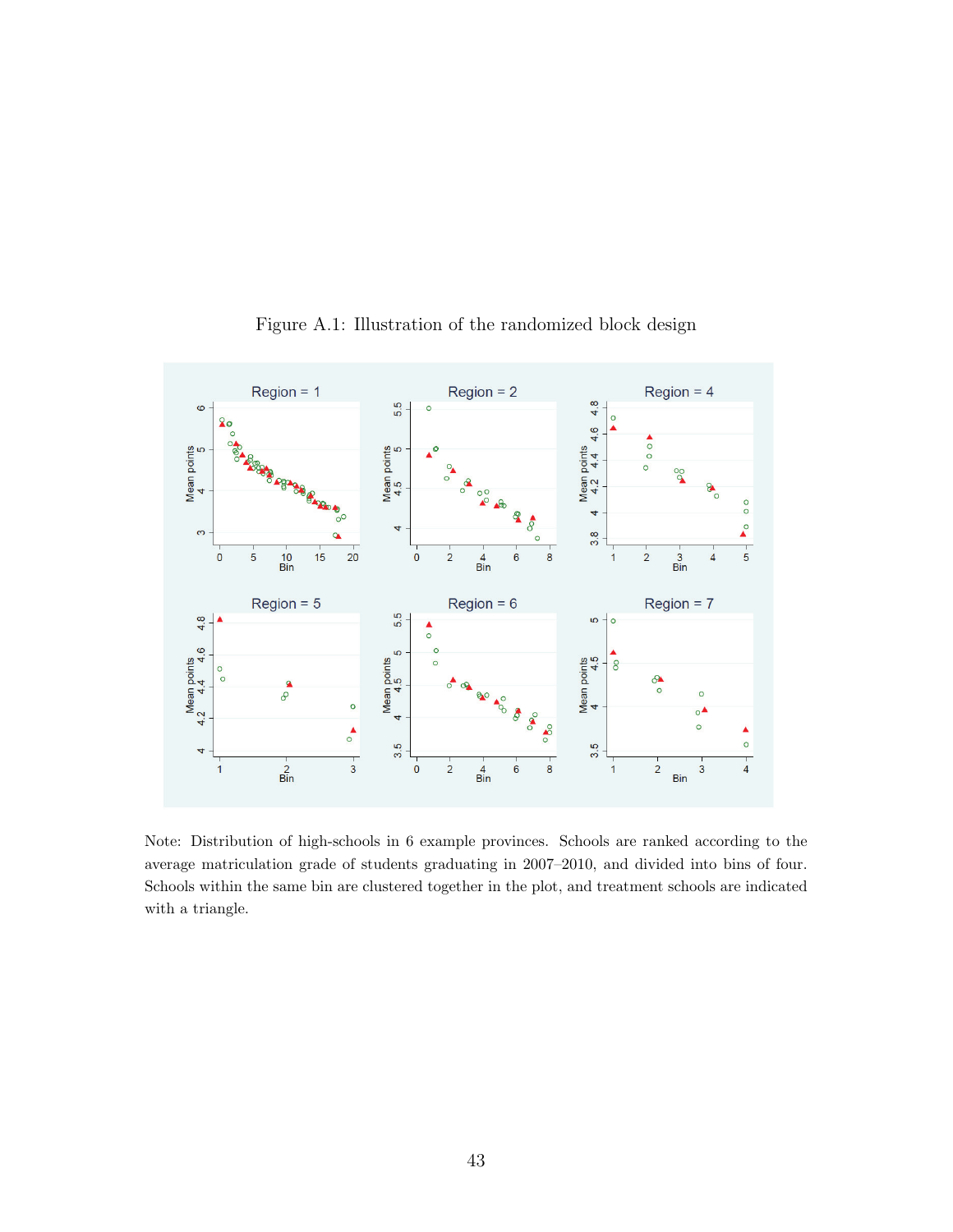Figure A.1: Illustration of the randomized block design

Region = 1

Mean points

6
5
4
3

0 5 10 15 20

Bin

Region = 2

Mean points

5.5
5
4.5
4

0 2 4 6 8

Bin

Region = 4

Mean points

4.8
4.6
4.4
4.2
4
3.8

1 2 3 4 5

Bin

Region = 5

Mean points

4.8
4.6
4.4
4.2
4

1 2 3

Bin

Region = 6

Mean points

5.5
5
4.5
4
3.5

0 2 4 6 8

Bin

Region = 7

Mean points

5
4.5
4
3.5

1 2 3 4

Bin

Note: Distribution of high-schools in 6 example provinces. Schools are ranked according to the average matriculation grade of students graduating in 2007–2010, and divided into bins of four. Schools within the same bin are clustered together in the plot, and treatment schools are indicated with a triangle.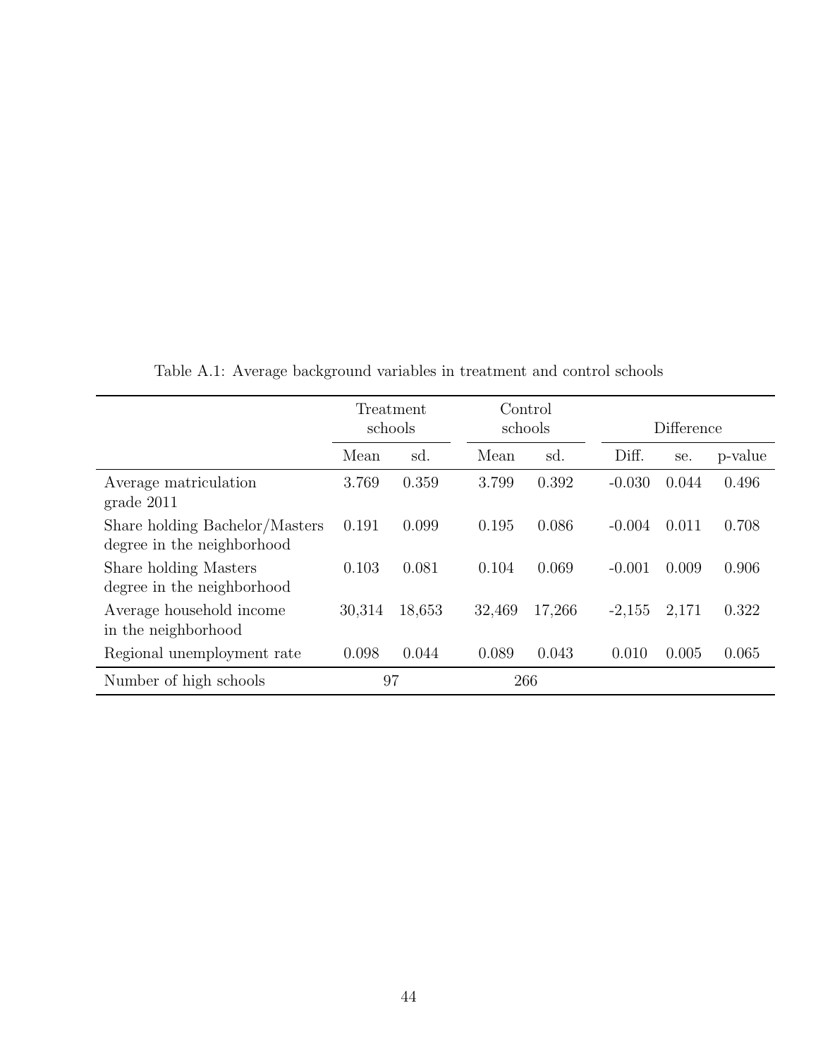Table A.1: Average background variables in treatment and control schools

| | Treatment schools | | Control schools | | Difference | | |
|---|---|---|---|---|---|---|---|
| | Mean | sd. | Mean | sd. | Diff. | se. | p-value |
| Average matriculation grade 2011 | 3.769 | 0.359 | 3.799 | 0.392 | -0.030 | 0.044 | 0.496 |
| Share holding Bachelor/Masters degree in the neighborhood | 0.191 | 0.099 | 0.195 | 0.086 | -0.004 | 0.011 | 0.708 |
| Share holding Masters degree in the neighborhood | 0.103 | 0.081 | 0.104 | 0.069 | -0.001 | 0.009 | 0.906 |
| Average household income in the neighborhood | 30,314 | 18,653 | 32,469 | 17,266 | -2,155 | 2,171 | 0.322 |
| Regional unemployment rate | 0.098 | 0.044 | 0.089 | 0.043 | 0.010 | 0.005 | 0.065 |
| Number of high schools | 97 | | 266 | | | | |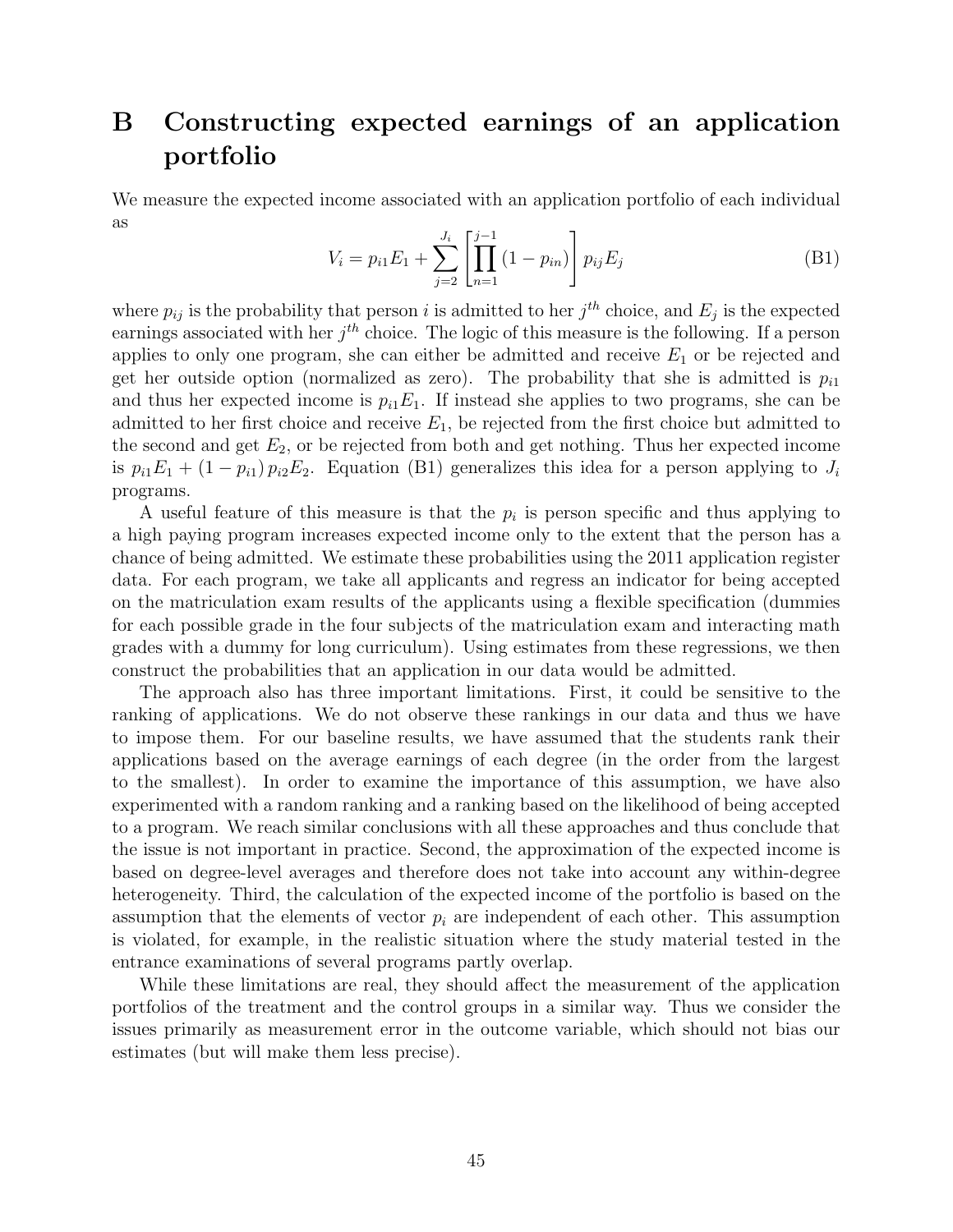# B Constructing expected earnings of an application portfolio

We measure the expected income associated with an application portfolio of each individual as

$$V_i = p_{i1}E_1 + \sum_{j=2}^{J_i} \left[ \prod_{n=1}^{j-1} (1 - p_{in}) \right] p_{ij} E_j \tag{B1}$$

where $p_{ij}$ is the probability that person $i$ is admitted to her $j^{th}$ choice, and $E_j$ is the expected earnings associated with her $j^{th}$ choice. The logic of this measure is the following. If a person applies to only one program, she can either be admitted and receive $E_1$ or be rejected and get her outside option (normalized as zero). The probability that she is admitted is $p_{i1}$ and thus her expected income is $p_{i1}E_1$. If instead she applies to two programs, she can be admitted to her first choice and receive $E_1$, be rejected from the first choice but admitted to the second and get $E_2$, or be rejected from both and get nothing. Thus her expected income is $p_{i1}E_1 + (1 - p_{i1})\, p_{i2}E_2$. Equation (B1) generalizes this idea for a person applying to $J_i$ programs.

A useful feature of this measure is that the $p_i$ is person specific and thus applying to a high paying program increases expected income only to the extent that the person has a chance of being admitted. We estimate these probabilities using the 2011 application register data. For each program, we take all applicants and regress an indicator for being accepted on the matriculation exam results of the applicants using a flexible specification (dummies for each possible grade in the four subjects of the matriculation exam and interacting math grades with a dummy for long curriculum). Using estimates from these regressions, we then construct the probabilities that an application in our data would be admitted.

The approach also has three important limitations. First, it could be sensitive to the ranking of applications. We do not observe these rankings in our data and thus we have to impose them. For our baseline results, we have assumed that the students rank their applications based on the average earnings of each degree (in the order from the largest to the smallest). In order to examine the importance of this assumption, we have also experimented with a random ranking and a ranking based on the likelihood of being accepted to a program. We reach similar conclusions with all these approaches and thus conclude that the issue is not important in practice. Second, the approximation of the expected income is based on degree-level averages and therefore does not take into account any within-degree heterogeneity. Third, the calculation of the expected income of the portfolio is based on the assumption that the elements of vector $p_i$ are independent of each other. This assumption is violated, for example, in the realistic situation where the study material tested in the entrance examinations of several programs partly overlap.

While these limitations are real, they should affect the measurement of the application portfolios of the treatment and the control groups in a similar way. Thus we consider the issues primarily as measurement error in the outcome variable, which should not bias our estimates (but will make them less precise).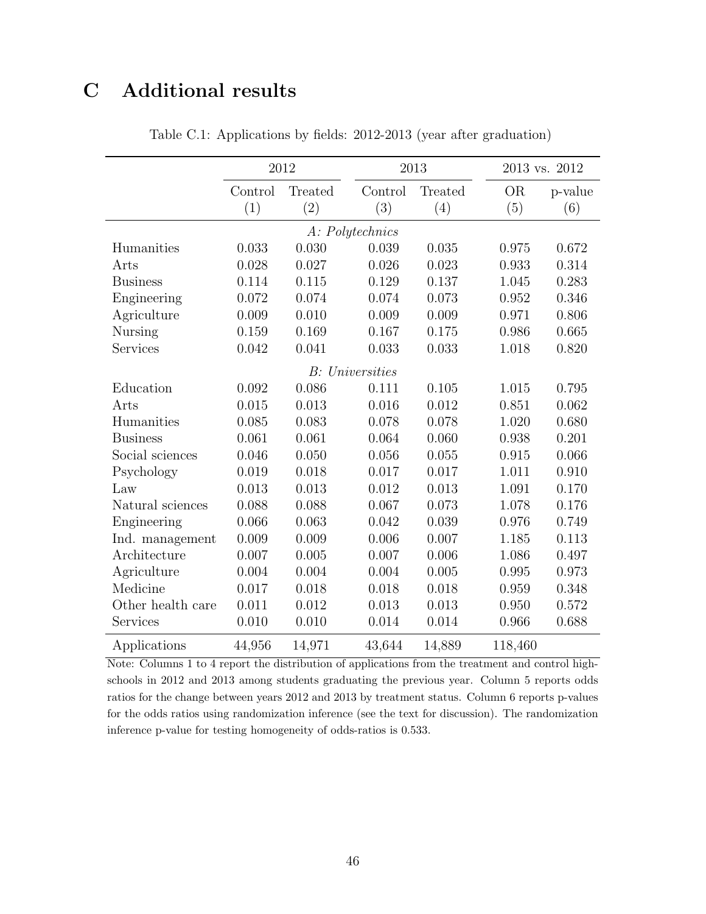# C Additional results

Table C.1: Applications by fields: 2012-2013 (year after graduation)

| | 2012 | | 2013 | | 2013 vs. 2012 | |
|---|---|---|---|---|---|---|
| | Control (1) | Treated (2) | Control (3) | Treated (4) | OR (5) | p-value (6) |
| *A: Polytechnics* | | | | | | |
| Humanities | 0.033 | 0.030 | 0.039 | 0.035 | 0.975 | 0.672 |
| Arts | 0.028 | 0.027 | 0.026 | 0.023 | 0.933 | 0.314 |
| Business | 0.114 | 0.115 | 0.129 | 0.137 | 1.045 | 0.283 |
| Engineering | 0.072 | 0.074 | 0.074 | 0.073 | 0.952 | 0.346 |
| Agriculture | 0.009 | 0.010 | 0.009 | 0.009 | 0.971 | 0.806 |
| Nursing | 0.159 | 0.169 | 0.167 | 0.175 | 0.986 | 0.665 |
| Services | 0.042 | 0.041 | 0.033 | 0.033 | 1.018 | 0.820 |
| *B: Universities* | | | | | | |
| Education | 0.092 | 0.086 | 0.111 | 0.105 | 1.015 | 0.795 |
| Arts | 0.015 | 0.013 | 0.016 | 0.012 | 0.851 | 0.062 |
| Humanities | 0.085 | 0.083 | 0.078 | 0.078 | 1.020 | 0.680 |
| Business | 0.061 | 0.061 | 0.064 | 0.060 | 0.938 | 0.201 |
| Social sciences | 0.046 | 0.050 | 0.056 | 0.055 | 0.915 | 0.066 |
| Psychology | 0.019 | 0.018 | 0.017 | 0.017 | 1.011 | 0.910 |
| Law | 0.013 | 0.013 | 0.012 | 0.013 | 1.091 | 0.170 |
| Natural sciences | 0.088 | 0.088 | 0.067 | 0.073 | 1.078 | 0.176 |
| Engineering | 0.066 | 0.063 | 0.042 | 0.039 | 0.976 | 0.749 |
| Ind. management | 0.009 | 0.009 | 0.006 | 0.007 | 1.185 | 0.113 |
| Architecture | 0.007 | 0.005 | 0.007 | 0.006 | 1.086 | 0.497 |
| Agriculture | 0.004 | 0.004 | 0.004 | 0.005 | 0.995 | 0.973 |
| Medicine | 0.017 | 0.018 | 0.018 | 0.018 | 0.959 | 0.348 |
| Other health care | 0.011 | 0.012 | 0.013 | 0.013 | 0.950 | 0.572 |
| Services | 0.010 | 0.010 | 0.014 | 0.014 | 0.966 | 0.688 |
| Applications | 44,956 | 14,971 | 43,644 | 14,889 | 118,460 | |

Note: Columns 1 to 4 report the distribution of applications from the treatment and control high-schools in 2012 and 2013 among students graduating the previous year. Column 5 reports odds ratios for the change between years 2012 and 2013 by treatment status. Column 6 reports p-values for the odds ratios using randomization inference (see the text for discussion). The randomization inference p-value for testing homogeneity of odds-ratios is 0.533.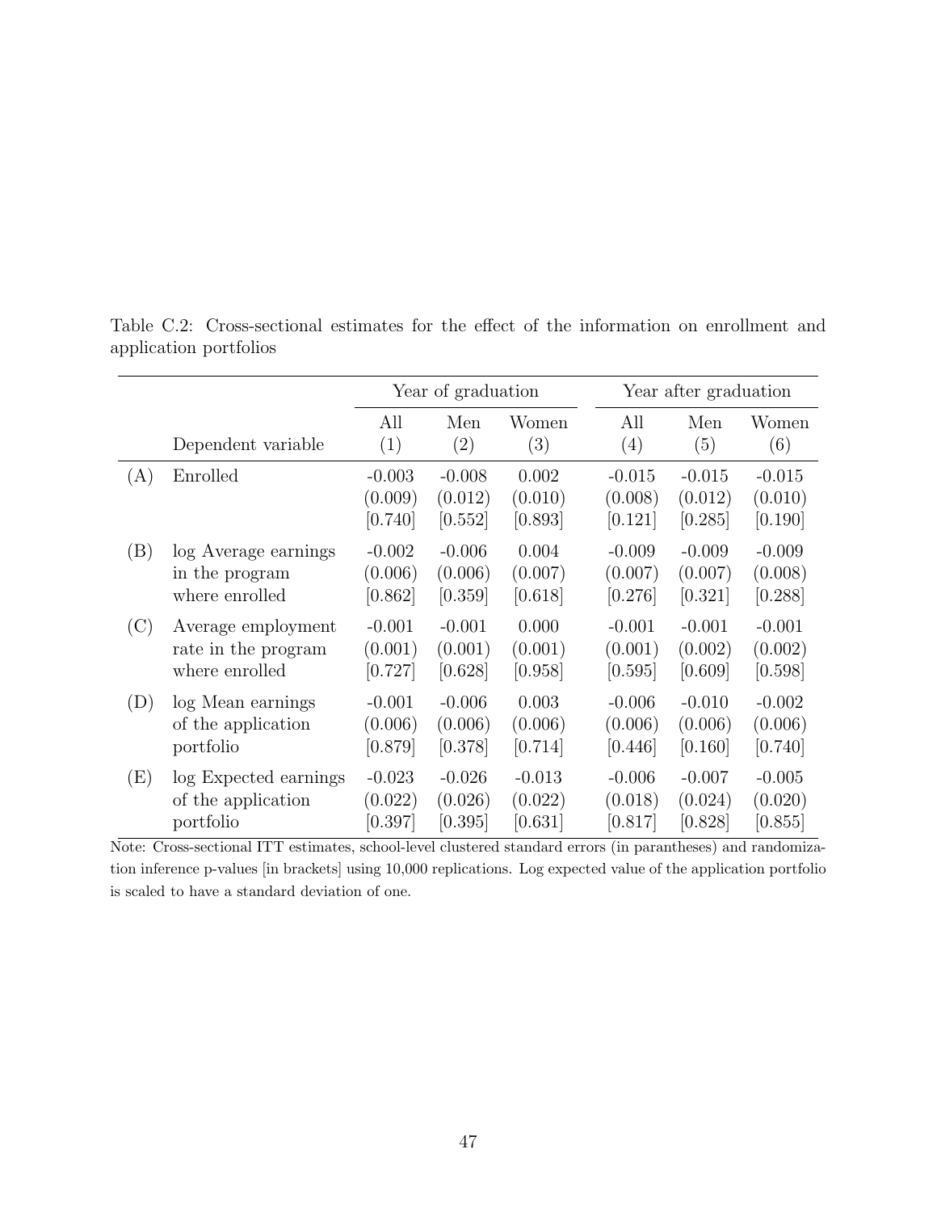Table C.2: Cross-sectional estimates for the effect of the information on enrollment and application portfolios

| | | Year of graduation | | | Year after graduation | | |
|---|---|---|---|---|---|---|---|
| | | All | Men | Women | All | Men | Women |
| | Dependent variable | (1) | (2) | (3) | (4) | (5) | (6) |
| (A) | Enrolled | -0.003 | -0.008 | 0.002 | -0.015 | -0.015 | -0.015 |
| | | (0.009) | (0.012) | (0.010) | (0.008) | (0.012) | (0.010) |
| | | [0.740] | [0.552] | [0.893] | [0.121] | [0.285] | [0.190] |
| (B) | log Average earnings in the program where enrolled | -0.002 | -0.006 | 0.004 | -0.009 | -0.009 | -0.009 |
| | | (0.006) | (0.006) | (0.007) | (0.007) | (0.007) | (0.008) |
| | | [0.862] | [0.359] | [0.618] | [0.276] | [0.321] | [0.288] |
| (C) | Average employment rate in the program where enrolled | -0.001 | -0.001 | 0.000 | -0.001 | -0.001 | -0.001 |
| | | (0.001) | (0.001) | (0.001) | (0.001) | (0.002) | (0.002) |
| | | [0.727] | [0.628] | [0.958] | [0.595] | [0.609] | [0.598] |
| (D) | log Mean earnings of the application portfolio | -0.001 | -0.006 | 0.003 | -0.006 | -0.010 | -0.002 |
| | | (0.006) | (0.006) | (0.006) | (0.006) | (0.006) | (0.006) |
| | | [0.879] | [0.378] | [0.714] | [0.446] | [0.160] | [0.740] |
| (E) | log Expected earnings of the application portfolio | -0.023 | -0.026 | -0.013 | -0.006 | -0.007 | -0.005 |
| | | (0.022) | (0.026) | (0.022) | (0.018) | (0.024) | (0.020) |
| | | [0.397] | [0.395] | [0.631] | [0.817] | [0.828] | [0.855] |

Note: Cross-sectional ITT estimates, school-level clustered standard errors (in parantheses) and randomization inference p-values [in brackets] using 10,000 replications. Log expected value of the application portfolio is scaled to have a standard deviation of one.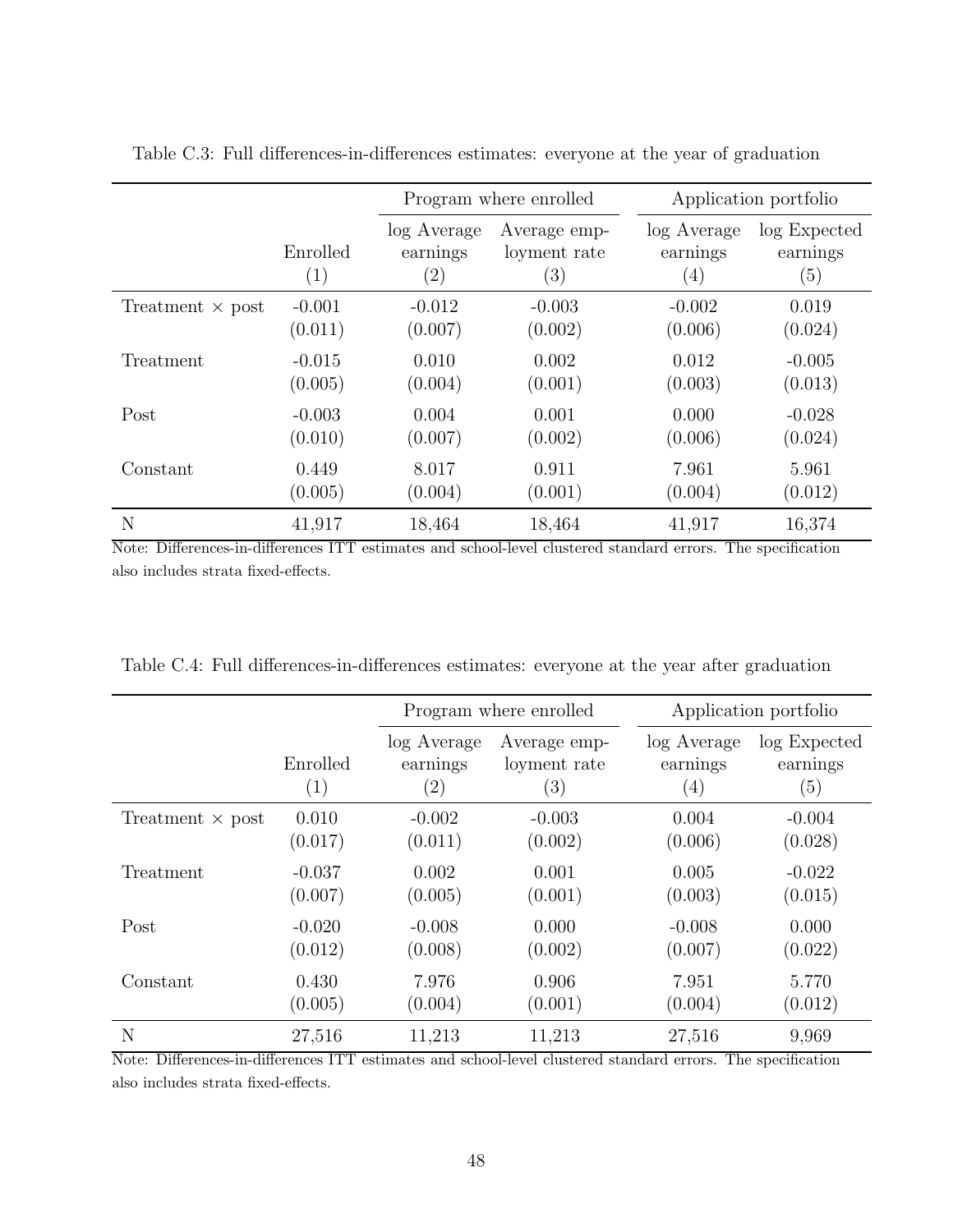Table C.3: Full differences-in-differences estimates: everyone at the year of graduation

| | | Program where enrolled | | Application portfolio | |
|---|---|---|---|---|---|
| | Enrolled | log Average earnings | Average employment rate | log Average earnings | log Expected earnings |
| | (1) | (2) | (3) | (4) | (5) |
| Treatment × post | -0.001 | -0.012 | -0.003 | -0.002 | 0.019 |
| | (0.011) | (0.007) | (0.002) | (0.006) | (0.024) |
| Treatment | -0.015 | 0.010 | 0.002 | 0.012 | -0.005 |
| | (0.005) | (0.004) | (0.001) | (0.003) | (0.013) |
| Post | -0.003 | 0.004 | 0.001 | 0.000 | -0.028 |
| | (0.010) | (0.007) | (0.002) | (0.006) | (0.024) |
| Constant | 0.449 | 8.017 | 0.911 | 7.961 | 5.961 |
| | (0.005) | (0.004) | (0.001) | (0.004) | (0.012) |
| N | 41,917 | 18,464 | 18,464 | 41,917 | 16,374 |

Note: Differences-in-differences ITT estimates and school-level clustered standard errors. The specification also includes strata fixed-effects.

Table C.4: Full differences-in-differences estimates: everyone at the year after graduation

| | | Program where enrolled | | Application portfolio | |
|---|---|---|---|---|---|
| | Enrolled | log Average earnings | Average employment rate | log Average earnings | log Expected earnings |
| | (1) | (2) | (3) | (4) | (5) |
| Treatment × post | 0.010 | -0.002 | -0.003 | 0.004 | -0.004 |
| | (0.017) | (0.011) | (0.002) | (0.006) | (0.028) |
| Treatment | -0.037 | 0.002 | 0.001 | 0.005 | -0.022 |
| | (0.007) | (0.005) | (0.001) | (0.003) | (0.015) |
| Post | -0.020 | -0.008 | 0.000 | -0.008 | 0.000 |
| | (0.012) | (0.008) | (0.002) | (0.007) | (0.022) |
| Constant | 0.430 | 7.976 | 0.906 | 7.951 | 5.770 |
| | (0.005) | (0.004) | (0.001) | (0.004) | (0.012) |
| N | 27,516 | 11,213 | 11,213 | 27,516 | 9,969 |

Note: Differences-in-differences ITT estimates and school-level clustered standard errors. The specification also includes strata fixed-effects.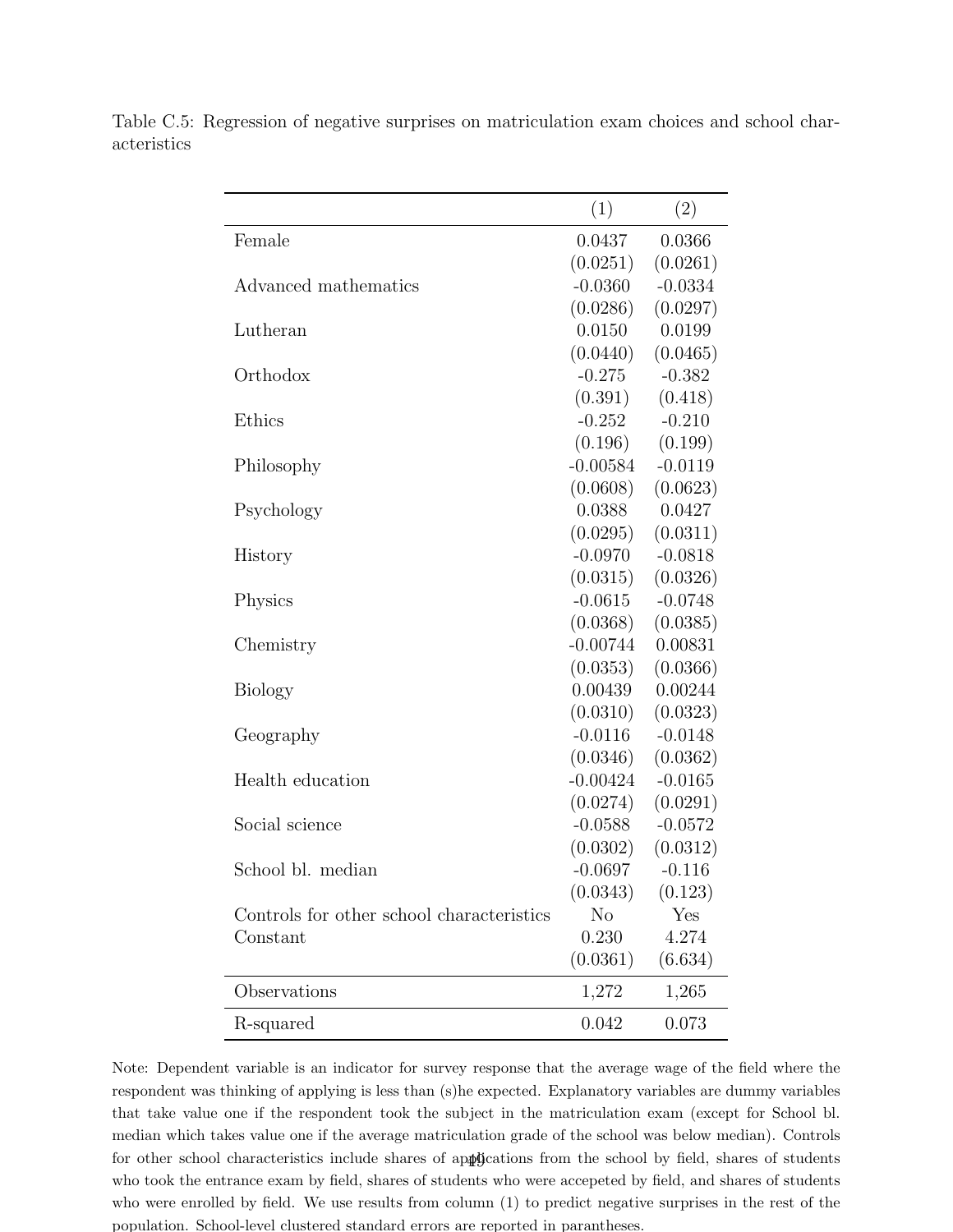Table C.5: Regression of negative surprises on matriculation exam choices and school characteristics

| | (1) | (2) |
|---|---|---|
| Female | 0.0437 | 0.0366 |
| | (0.0251) | (0.0261) |
| Advanced mathematics | -0.0360 | -0.0334 |
| | (0.0286) | (0.0297) |
| Lutheran | 0.0150 | 0.0199 |
| | (0.0440) | (0.0465) |
| Orthodox | -0.275 | -0.382 |
| | (0.391) | (0.418) |
| Ethics | -0.252 | -0.210 |
| | (0.196) | (0.199) |
| Philosophy | -0.00584 | -0.0119 |
| | (0.0608) | (0.0623) |
| Psychology | 0.0388 | 0.0427 |
| | (0.0295) | (0.0311) |
| History | -0.0970 | -0.0818 |
| | (0.0315) | (0.0326) |
| Physics | -0.0615 | -0.0748 |
| | (0.0368) | (0.0385) |
| Chemistry | -0.00744 | 0.00831 |
| | (0.0353) | (0.0366) |
| Biology | 0.00439 | 0.00244 |
| | (0.0310) | (0.0323) |
| Geography | -0.0116 | -0.0148 |
| | (0.0346) | (0.0362) |
| Health education | -0.00424 | -0.0165 |
| | (0.0274) | (0.0291) |
| Social science | -0.0588 | -0.0572 |
| | (0.0302) | (0.0312) |
| School bl. median | -0.0697 | -0.116 |
| | (0.0343) | (0.123) |
| Controls for other school characteristics | No | Yes |
| Constant | 0.230 | 4.274 |
| | (0.0361) | (6.634) |
| Observations | 1,272 | 1,265 |
| R-squared | 0.042 | 0.073 |

Note: Dependent variable is an indicator for survey response that the average wage of the field where the respondent was thinking of applying is less than (s)he expected. Explanatory variables are dummy variables that take value one if the respondent took the subject in the matriculation exam (except for School bl. median which takes value one if the average matriculation grade of the school was below median). Controls for other school characteristics include shares of applications from the school by field, shares of students who took the entrance exam by field, shares of students who were accepeted by field, and shares of students who were enrolled by field. We use results from column (1) to predict negative surprises in the rest of the population. School-level clustered standard errors are reported in parantheses.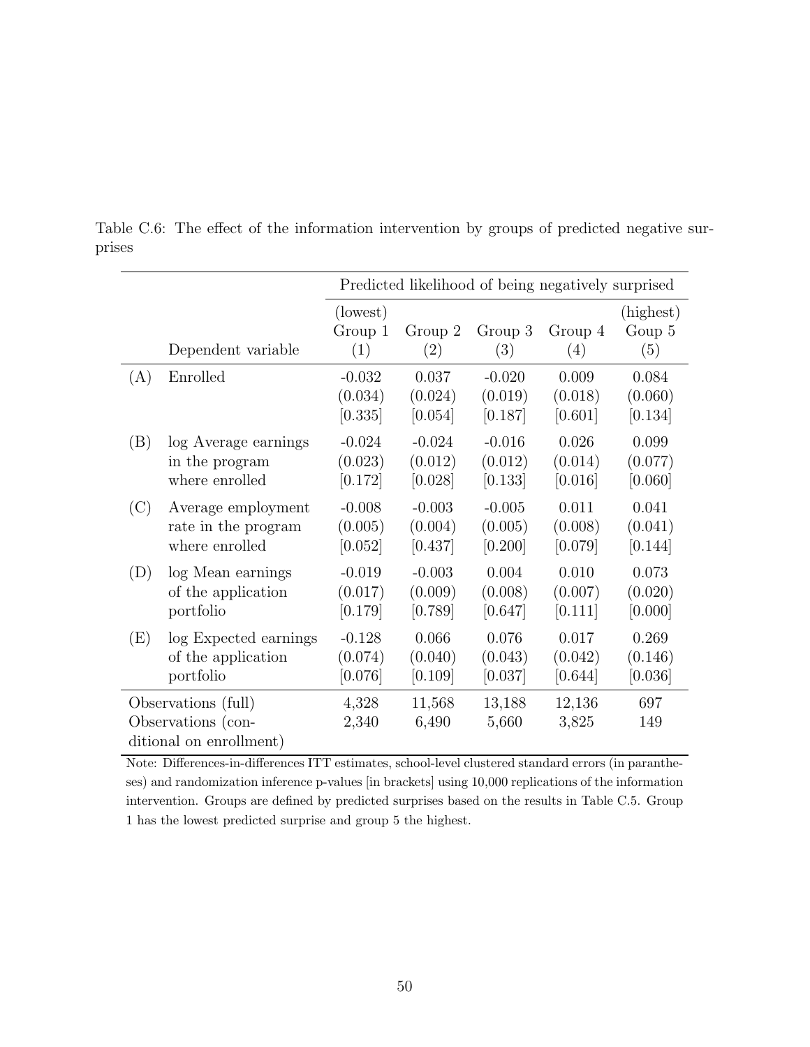Table C.6: The effect of the information intervention by groups of predicted negative surprises

| | | Predicted likelihood of being negatively surprised | | | | |
|---|---|---|---|---|---|---|
| | | (lowest) Group 1 | Group 2 | Group 3 | Group 4 | (highest) Goup 5 |
| | Dependent variable | (1) | (2) | (3) | (4) | (5) |
| (A) | Enrolled | -0.032 | 0.037 | -0.020 | 0.009 | 0.084 |
| | | (0.034) | (0.024) | (0.019) | (0.018) | (0.060) |
| | | [0.335] | [0.054] | [0.187] | [0.601] | [0.134] |
| (B) | log Average earnings in the program where enrolled | -0.024 | -0.024 | -0.016 | 0.026 | 0.099 |
| | | (0.023) | (0.012) | (0.012) | (0.014) | (0.077) |
| | | [0.172] | [0.028] | [0.133] | [0.016] | [0.060] |
| (C) | Average employment rate in the program where enrolled | -0.008 | -0.003 | -0.005 | 0.011 | 0.041 |
| | | (0.005) | (0.004) | (0.005) | (0.008) | (0.041) |
| | | [0.052] | [0.437] | [0.200] | [0.079] | [0.144] |
| (D) | log Mean earnings of the application portfolio | -0.019 | -0.003 | 0.004 | 0.010 | 0.073 |
| | | (0.017) | (0.009) | (0.008) | (0.007) | (0.020) |
| | | [0.179] | [0.789] | [0.647] | [0.111] | [0.000] |
| (E) | log Expected earnings of the application portfolio | -0.128 | 0.066 | 0.076 | 0.017 | 0.269 |
| | | (0.074) | (0.040) | (0.043) | (0.042) | (0.146) |
| | | [0.076] | [0.109] | [0.037] | [0.644] | [0.036] |
| Observations (full) | | 4,328 | 11,568 | 13,188 | 12,136 | 697 |
| Observations (conditional on enrollment) | | 2,340 | 6,490 | 5,660 | 3,825 | 149 |

Note: Differences-in-differences ITT estimates, school-level clustered standard errors (in parantheses) and randomization inference p-values [in brackets] using 10,000 replications of the information intervention. Groups are defined by predicted surprises based on the results in Table C.5. Group 1 has the lowest predicted surprise and group 5 the highest.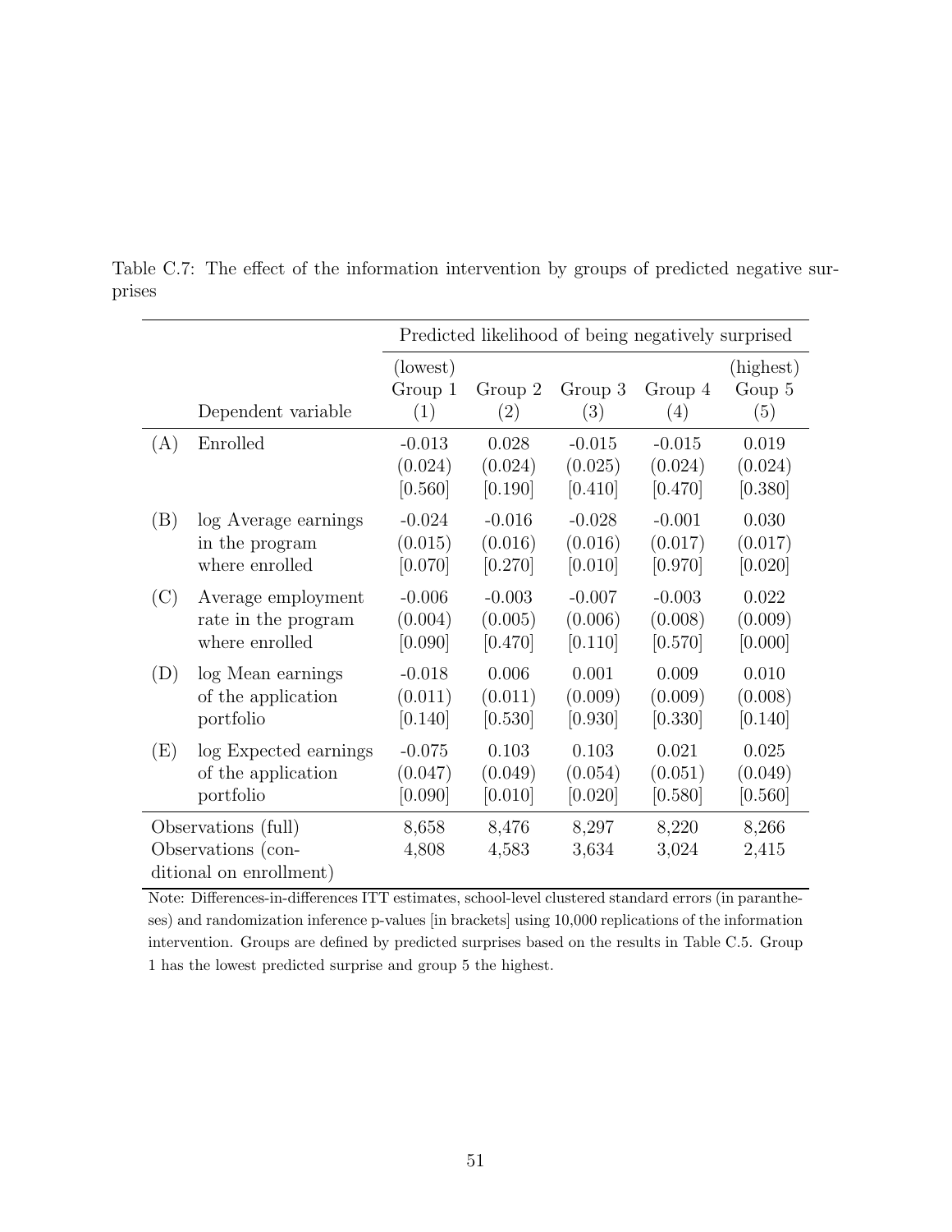Table C.7: The effect of the information intervention by groups of predicted negative surprises

| | | Predicted likelihood of being negatively surprised | | | | |
|---|---|---|---|---|---|---|
| | | (lowest) Group 1 | Group 2 | Group 3 | Group 4 | (highest) Goup 5 |
| | Dependent variable | (1) | (2) | (3) | (4) | (5) |
| (A) | Enrolled | -0.013 | 0.028 | -0.015 | -0.015 | 0.019 |
| | | (0.024) | (0.024) | (0.025) | (0.024) | (0.024) |
| | | [0.560] | [0.190] | [0.410] | [0.470] | [0.380] |
| (B) | log Average earnings in the program where enrolled | -0.024 | -0.016 | -0.028 | -0.001 | 0.030 |
| | | (0.015) | (0.016) | (0.016) | (0.017) | (0.017) |
| | | [0.070] | [0.270] | [0.010] | [0.970] | [0.020] |
| (C) | Average employment rate in the program where enrolled | -0.006 | -0.003 | -0.007 | -0.003 | 0.022 |
| | | (0.004) | (0.005) | (0.006) | (0.008) | (0.009) |
| | | [0.090] | [0.470] | [0.110] | [0.570] | [0.000] |
| (D) | log Mean earnings of the application portfolio | -0.018 | 0.006 | 0.001 | 0.009 | 0.010 |
| | | (0.011) | (0.011) | (0.009) | (0.009) | (0.008) |
| | | [0.140] | [0.530] | [0.930] | [0.330] | [0.140] |
| (E) | log Expected earnings of the application portfolio | -0.075 | 0.103 | 0.103 | 0.021 | 0.025 |
| | | (0.047) | (0.049) | (0.054) | (0.051) | (0.049) |
| | | [0.090] | [0.010] | [0.020] | [0.580] | [0.560] |
| Observations (full) | | 8,658 | 8,476 | 8,297 | 8,220 | 8,266 |
| Observations (conditional on enrollment) | | 4,808 | 4,583 | 3,634 | 3,024 | 2,415 |

Note: Differences-in-differences ITT estimates, school-level clustered standard errors (in parantheses) and randomization inference p-values [in brackets] using 10,000 replications of the information intervention. Groups are defined by predicted surprises based on the results in Table C.5. Group 1 has the lowest predicted surprise and group 5 the highest.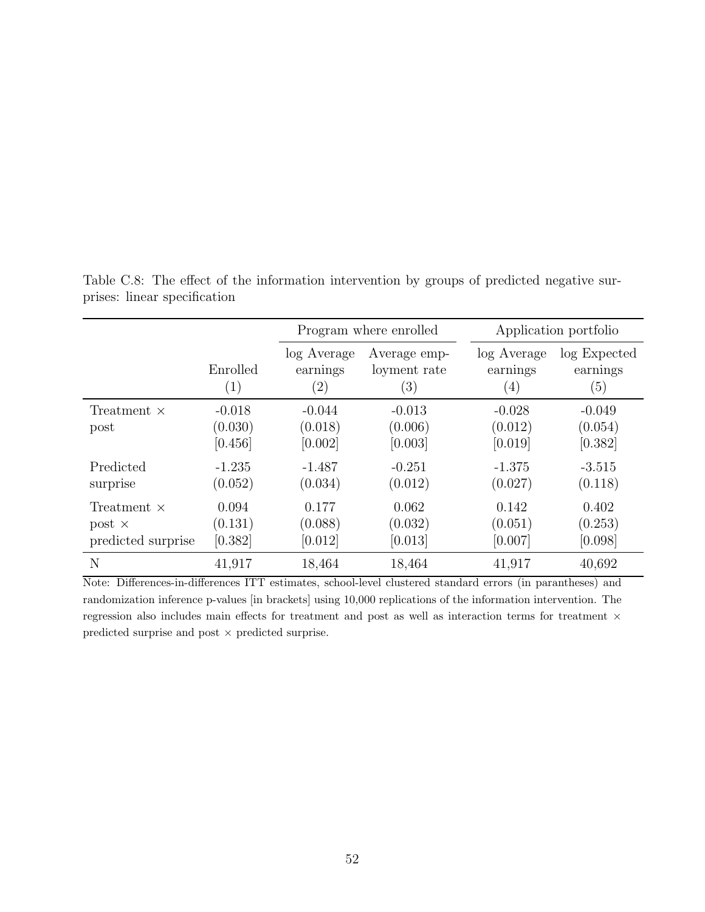Table C.8: The effect of the information intervention by groups of predicted negative surprises: linear specification

| | | Program where enrolled | | Application portfolio | |
|---|---|---|---|---|---|
| | Enrolled<br>(1) | log Average earnings<br>(2) | Average employment rate<br>(3) | log Average earnings<br>(4) | log Expected earnings<br>(5) |
| Treatment × post | -0.018<br>(0.030)<br>[0.456] | -0.044<br>(0.018)<br>[0.002] | -0.013<br>(0.006)<br>[0.003] | -0.028<br>(0.012)<br>[0.019] | -0.049<br>(0.054)<br>[0.382] |
| Predicted surprise | -1.235<br>(0.052) | -1.487<br>(0.034) | -0.251<br>(0.012) | -1.375<br>(0.027) | -3.515<br>(0.118) |
| Treatment × post × predicted surprise | 0.094<br>(0.131)<br>[0.382] | 0.177<br>(0.088)<br>[0.012] | 0.062<br>(0.032)<br>[0.013] | 0.142<br>(0.051)<br>[0.007] | 0.402<br>(0.253)<br>[0.098] |
| N | 41,917 | 18,464 | 18,464 | 41,917 | 40,692 |

Note: Differences-in-differences ITT estimates, school-level clustered standard errors (in parantheses) and randomization inference p-values [in brackets] using 10,000 replications of the information intervention. The regression also includes main effects for treatment and post as well as interaction terms for treatment × predicted surprise and post × predicted surprise.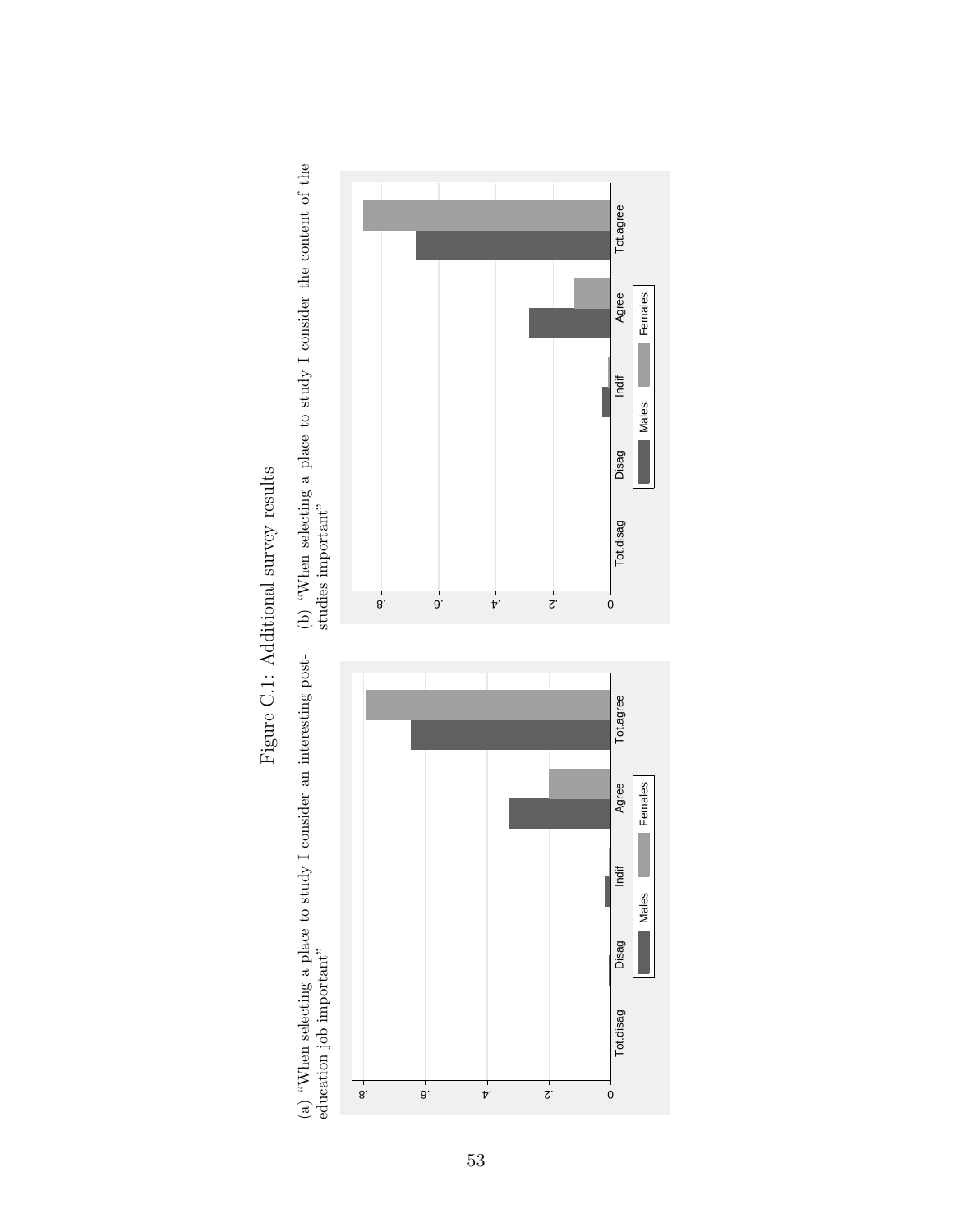Figure C.1: Additional survey results

(a) "When selecting a place to study I consider an interesting post-education job important"

.8
.6
.4
.2
0

Tot.disag
Disag
Indif
Agree
Tot.agree

Males
Females

(b) "When selecting a place to study I consider the content of the studies important"

.8
.6
.4
.2
0

Tot.disag
Disag
Indif
Agree
Tot.agree

Males
Females